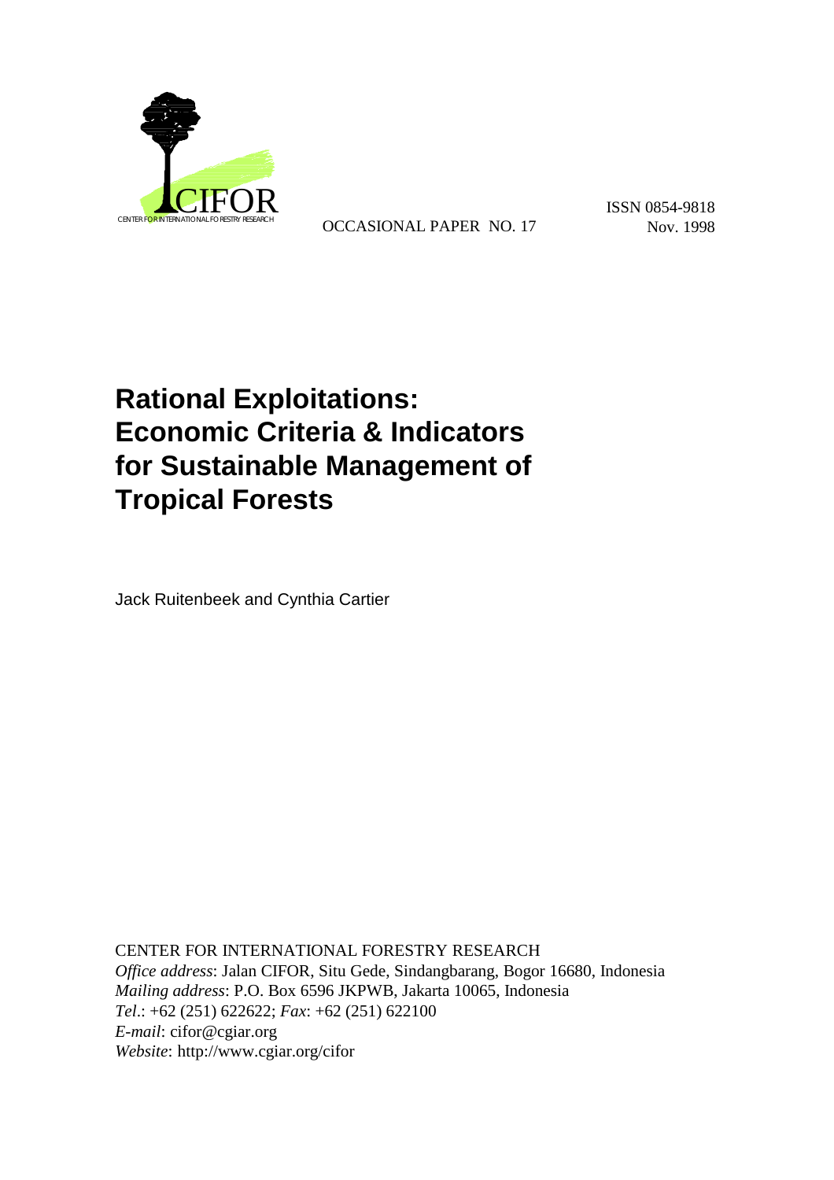CIFOR
CENTER FOR INTERNATIONAL FORESTRY RESEARCH

OCCASIONAL PAPER NO. 17

ISSN 0854-9818
Nov. 1998

# Rational Exploitations: Economic Criteria & Indicators for Sustainable Management of Tropical Forests

Jack Ruitenbeek and Cynthia Cartier

CENTER FOR INTERNATIONAL FORESTRY RESEARCH
*Office address*: Jalan CIFOR, Situ Gede, Sindangbarang, Bogor 16680, Indonesia
*Mailing address*: P.O. Box 6596 JKPWB, Jakarta 10065, Indonesia
*Tel*.: +62 (251) 622622; *Fax*: +62 (251) 622100
*E-mail*: cifor@cgiar.org
*Website*: http://www.cgiar.org/cifor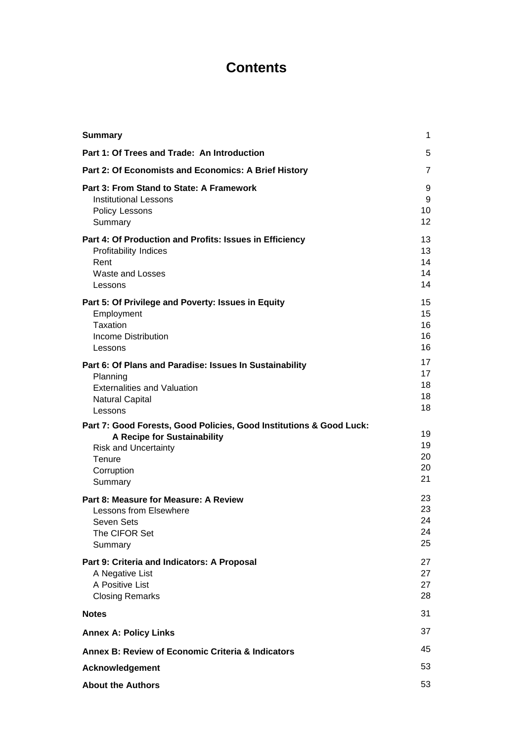# Contents

| | |
|---|---|
| **Summary** | 1 |
| **Part 1: Of Trees and Trade: An Introduction** | 5 |
| **Part 2: Of Economists and Economics: A Brief History** | 7 |
| **Part 3: From Stand to State: A Framework** | 9 |
| Institutional Lessons | 9 |
| Policy Lessons | 10 |
| Summary | 12 |
| **Part 4: Of Production and Profits: Issues in Efficiency** | 13 |
| Profitability Indices | 13 |
| Rent | 14 |
| Waste and Losses | 14 |
| Lessons | 14 |
| **Part 5: Of Privilege and Poverty: Issues in Equity** | 15 |
| Employment | 15 |
| Taxation | 16 |
| Income Distribution | 16 |
| Lessons | 16 |
| **Part 6: Of Plans and Paradise: Issues In Sustainability** | 17 |
| Planning | 17 |
| Externalities and Valuation | 18 |
| Natural Capital | 18 |
| Lessons | 18 |
| **Part 7: Good Forests, Good Policies, Good Institutions & Good Luck: A Recipe for Sustainability** | 19 |
| Risk and Uncertainty | 19 |
| Tenure | 20 |
| Corruption | 20 |
| Summary | 21 |
| **Part 8: Measure for Measure: A Review** | 23 |
| Lessons from Elsewhere | 23 |
| Seven Sets | 24 |
| The CIFOR Set | 24 |
| Summary | 25 |
| **Part 9: Criteria and Indicators: A Proposal** | 27 |
| A Negative List | 27 |
| A Positive List | 27 |
| Closing Remarks | 28 |
| **Notes** | 31 |
| **Annex A: Policy Links** | 37 |
| **Annex B: Review of Economic Criteria & Indicators** | 45 |
| **Acknowledgement** | 53 |
| **About the Authors** | 53 |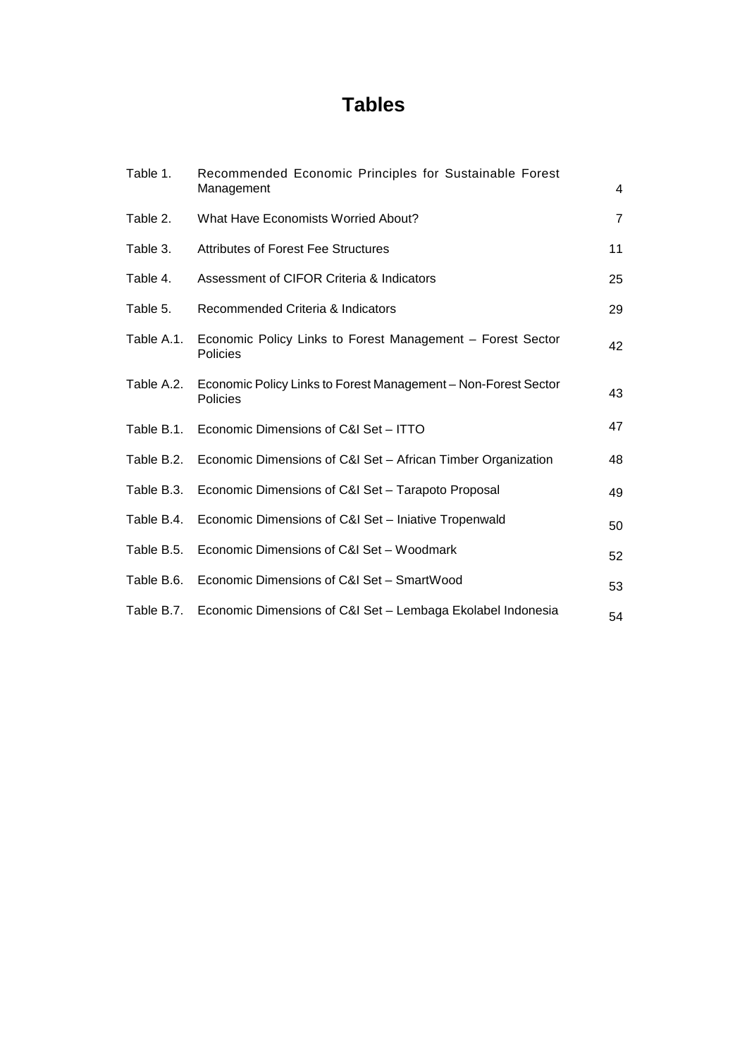# Tables

| | | |
|---|---|---|
| Table 1. | Recommended Economic Principles for Sustainable Forest Management | 4 |
| Table 2. | What Have Economists Worried About? | 7 |
| Table 3. | Attributes of Forest Fee Structures | 11 |
| Table 4. | Assessment of CIFOR Criteria & Indicators | 25 |
| Table 5. | Recommended Criteria & Indicators | 29 |
| Table A.1. | Economic Policy Links to Forest Management – Forest Sector Policies | 42 |
| Table A.2. | Economic Policy Links to Forest Management – Non-Forest Sector Policies | 43 |
| Table B.1. | Economic Dimensions of C&I Set – ITTO | 47 |
| Table B.2. | Economic Dimensions of C&I Set – African Timber Organization | 48 |
| Table B.3. | Economic Dimensions of C&I Set – Tarapoto Proposal | 49 |
| Table B.4. | Economic Dimensions of C&I Set – Iniative Tropenwald | 50 |
| Table B.5. | Economic Dimensions of C&I Set – Woodmark | 52 |
| Table B.6. | Economic Dimensions of C&I Set – SmartWood | 53 |
| Table B.7. | Economic Dimensions of C&I Set – Lembaga Ekolabel Indonesia | 54 |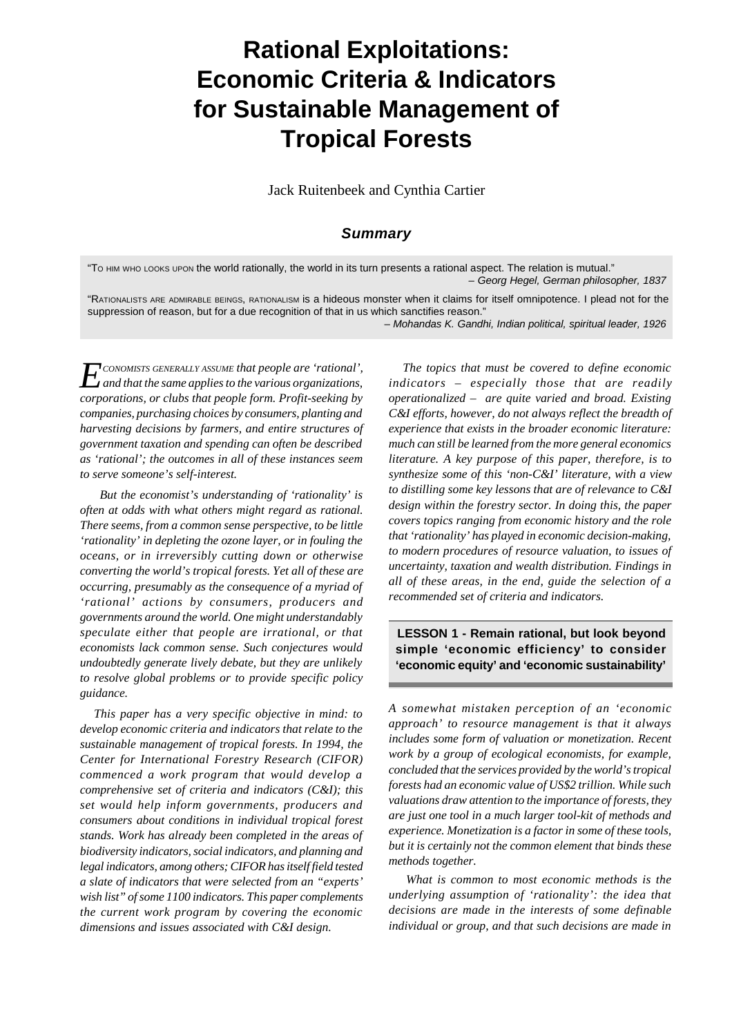# Rational Exploitations: Economic Criteria & Indicators for Sustainable Management of Tropical Forests

Jack Ruitenbeek and Cynthia Cartier

## *Summary*

"To him who looks upon the world rationally, the world in its turn presents a rational aspect. The relation is mutual."

*– Georg Hegel, German philosopher, 1837*

"Rationalists are admirable beings, rationalism is a hideous monster when it claims for itself omnipotence. I plead not for the suppression of reason, but for a due recognition of that in us which sanctifies reason."

*– Mohandas K. Gandhi, Indian political, spiritual leader, 1926*

*Economists generally assume that people are 'rational', and that the same applies to the various organizations, corporations, or clubs that people form. Profit-seeking by companies, purchasing choices by consumers, planting and harvesting decisions by farmers, and entire structures of government taxation and spending can often be described as 'rational'; the outcomes in all of these instances seem to serve someone's self-interest.*

*But the economist's understanding of 'rationality' is often at odds with what others might regard as rational. There seems, from a common sense perspective, to be little 'rationality' in depleting the ozone layer, or in fouling the oceans, or in irreversibly cutting down or otherwise converting the world's tropical forests. Yet all of these are occurring, presumably as the consequence of a myriad of 'rational' actions by consumers, producers and governments around the world. One might understandably speculate either that people are irrational, or that economists lack common sense. Such conjectures would undoubtedly generate lively debate, but they are unlikely to resolve global problems or to provide specific policy guidance.*

*This paper has a very specific objective in mind: to develop economic criteria and indicators that relate to the sustainable management of tropical forests. In 1994, the Center for International Forestry Research (CIFOR) commenced a work program that would develop a comprehensive set of criteria and indicators (C&I); this set would help inform governments, producers and consumers about conditions in individual tropical forest stands. Work has already been completed in the areas of biodiversity indicators, social indicators, and planning and legal indicators, among others; CIFOR has itself field tested a slate of indicators that were selected from an "experts' wish list" of some 1100 indicators. This paper complements the current work program by covering the economic dimensions and issues associated with C&I design.*

*The topics that must be covered to define economic indicators – especially those that are readily operationalized – are quite varied and broad. Existing C&I efforts, however, do not always reflect the breadth of experience that exists in the broader economic literature: much can still be learned from the more general economics literature. A key purpose of this paper, therefore, is to synthesize some of this 'non-C&I' literature, with a view to distilling some key lessons that are of relevance to C&I design within the forestry sector. In doing this, the paper covers topics ranging from economic history and the role that 'rationality' has played in economic decision-making, to modern procedures of resource valuation, to issues of uncertainty, taxation and wealth distribution. Findings in all of these areas, in the end, guide the selection of a recommended set of criteria and indicators.*

**LESSON 1 - Remain rational, but look beyond simple 'economic efficiency' to consider 'economic equity' and 'economic sustainability'**

*A somewhat mistaken perception of an 'economic approach' to resource management is that it always includes some form of valuation or monetization. Recent work by a group of ecological economists, for example, concluded that the services provided by the world's tropical forests had an economic value of US$2 trillion. While such valuations draw attention to the importance of forests, they are just one tool in a much larger tool-kit of methods and experience. Monetization is a factor in some of these tools, but it is certainly not the common element that binds these methods together.*

*What is common to most economic methods is the underlying assumption of 'rationality': the idea that decisions are made in the interests of some definable individual or group, and that such decisions are made in*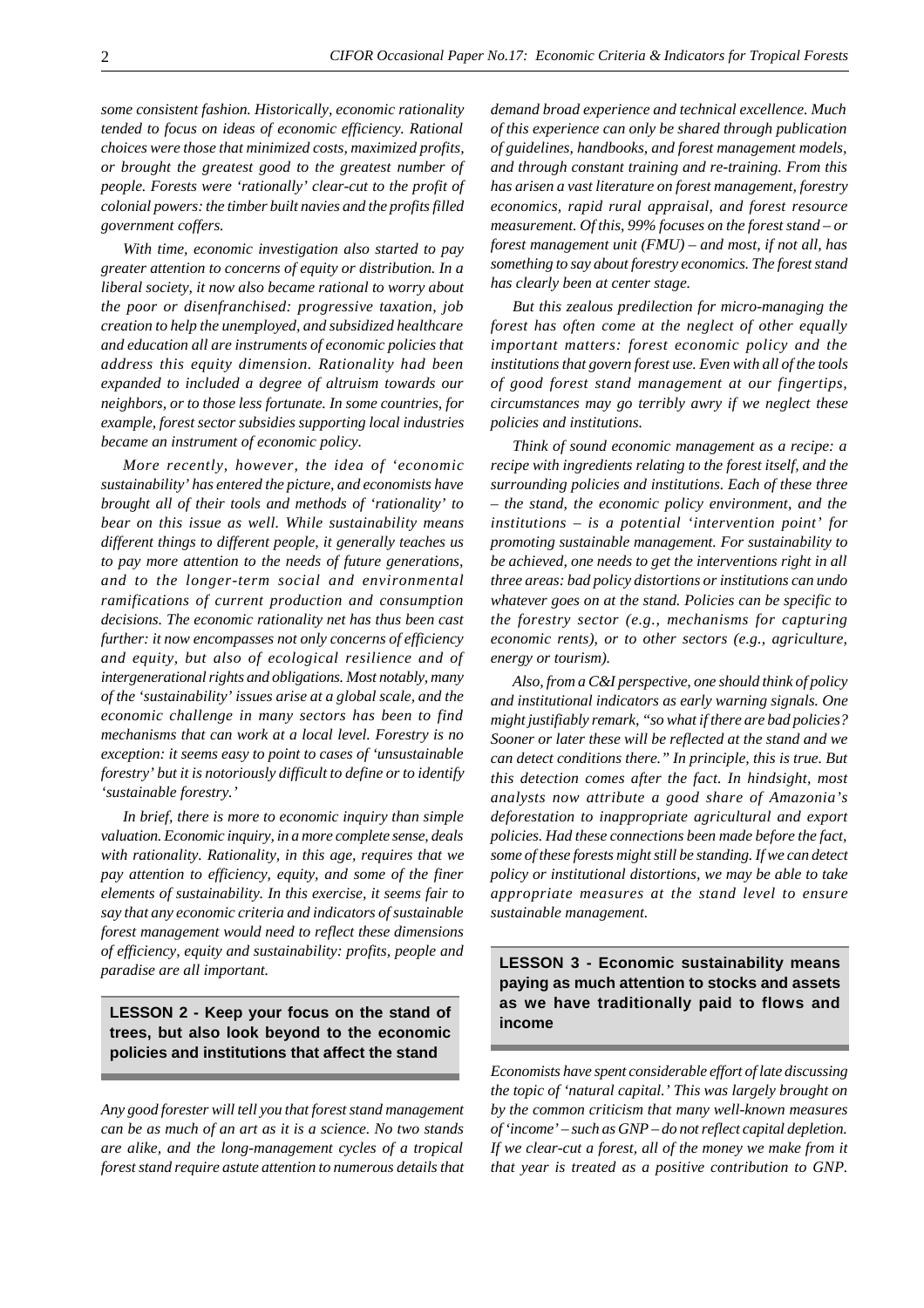*some consistent fashion. Historically, economic rationality tended to focus on ideas of economic efficiency. Rational choices were those that minimized costs, maximized profits, or brought the greatest good to the greatest number of people. Forests were 'rationally' clear-cut to the profit of colonial powers: the timber built navies and the profits filled government coffers.*

*With time, economic investigation also started to pay greater attention to concerns of equity or distribution. In a liberal society, it now also became rational to worry about the poor or disenfranchised: progressive taxation, job creation to help the unemployed, and subsidized healthcare and education all are instruments of economic policies that address this equity dimension. Rationality had been expanded to included a degree of altruism towards our neighbors, or to those less fortunate. In some countries, for example, forest sector subsidies supporting local industries became an instrument of economic policy.*

*More recently, however, the idea of 'economic sustainability' has entered the picture, and economists have brought all of their tools and methods of 'rationality' to bear on this issue as well. While sustainability means different things to different people, it generally teaches us to pay more attention to the needs of future generations, and to the longer-term social and environmental ramifications of current production and consumption decisions. The economic rationality net has thus been cast further: it now encompasses not only concerns of efficiency and equity, but also of ecological resilience and of intergenerational rights and obligations. Most notably, many of the 'sustainability' issues arise at a global scale, and the economic challenge in many sectors has been to find mechanisms that can work at a local level. Forestry is no exception: it seems easy to point to cases of 'unsustainable forestry' but it is notoriously difficult to define or to identify 'sustainable forestry.'*

*In brief, there is more to economic inquiry than simple valuation. Economic inquiry, in a more complete sense, deals with rationality. Rationality, in this age, requires that we pay attention to efficiency, equity, and some of the finer elements of sustainability. In this exercise, it seems fair to say that any economic criteria and indicators of sustainable forest management would need to reflect these dimensions of efficiency, equity and sustainability: profits, people and paradise are all important.*

## LESSON 2 - Keep your focus on the stand of trees, but also look beyond to the economic policies and institutions that affect the stand

*Any good forester will tell you that forest stand management can be as much of an art as it is a science. No two stands are alike, and the long-management cycles of a tropical forest stand require astute attention to numerous details that demand broad experience and technical excellence. Much of this experience can only be shared through publication of guidelines, handbooks, and forest management models, and through constant training and re-training. From this has arisen a vast literature on forest management, forestry economics, rapid rural appraisal, and forest resource measurement. Of this, 99% focuses on the forest stand – or forest management unit (FMU) – and most, if not all, has something to say about forestry economics. The forest stand has clearly been at center stage.*

*But this zealous predilection for micro-managing the forest has often come at the neglect of other equally important matters: forest economic policy and the institutions that govern forest use. Even with all of the tools of good forest stand management at our fingertips, circumstances may go terribly awry if we neglect these policies and institutions.*

*Think of sound economic management as a recipe: a recipe with ingredients relating to the forest itself, and the surrounding policies and institutions. Each of these three – the stand, the economic policy environment, and the institutions – is a potential 'intervention point' for promoting sustainable management. For sustainability to be achieved, one needs to get the interventions right in all three areas: bad policy distortions or institutions can undo whatever goes on at the stand. Policies can be specific to the forestry sector (e.g., mechanisms for capturing economic rents), or to other sectors (e.g., agriculture, energy or tourism).*

*Also, from a C&I perspective, one should think of policy and institutional indicators as early warning signals. One might justifiably remark, "so what if there are bad policies? Sooner or later these will be reflected at the stand and we can detect conditions there." In principle, this is true. But this detection comes after the fact. In hindsight, most analysts now attribute a good share of Amazonia's deforestation to inappropriate agricultural and export policies. Had these connections been made before the fact, some of these forests might still be standing. If we can detect policy or institutional distortions, we may be able to take appropriate measures at the stand level to ensure sustainable management.*

## LESSON 3 - Economic sustainability means paying as much attention to stocks and assets as we have traditionally paid to flows and income

*Economists have spent considerable effort of late discussing the topic of 'natural capital.' This was largely brought on by the common criticism that many well-known measures of 'income' – such as GNP – do not reflect capital depletion. If we clear-cut a forest, all of the money we make from it that year is treated as a positive contribution to GNP.*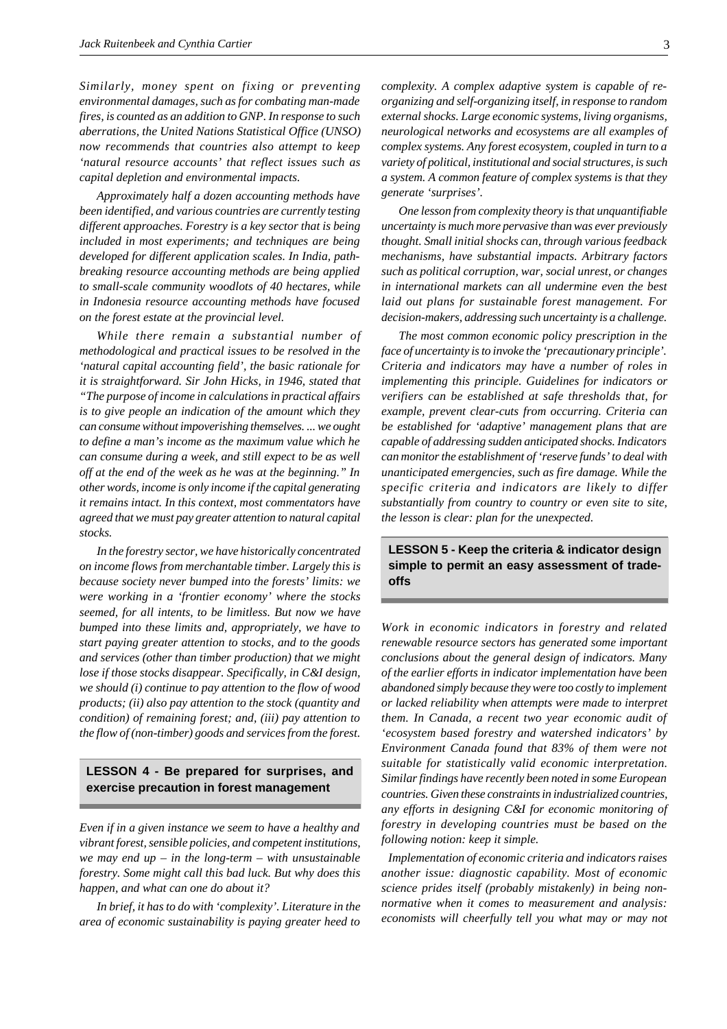*Similarly, money spent on fixing or preventing environmental damages, such as for combating man-made fires, is counted as an addition to GNP. In response to such aberrations, the United Nations Statistical Office (UNSO) now recommends that countries also attempt to keep 'natural resource accounts' that reflect issues such as capital depletion and environmental impacts.*

*Approximately half a dozen accounting methods have been identified, and various countries are currently testing different approaches. Forestry is a key sector that is being included in most experiments; and techniques are being developed for different application scales. In India, path-breaking resource accounting methods are being applied to small-scale community woodlots of 40 hectares, while in Indonesia resource accounting methods have focused on the forest estate at the provincial level.*

*While there remain a substantial number of methodological and practical issues to be resolved in the 'natural capital accounting field', the basic rationale for it is straightforward. Sir John Hicks, in 1946, stated that "The purpose of income in calculations in practical affairs is to give people an indication of the amount which they can consume without impoverishing themselves. ... we ought to define a man's income as the maximum value which he can consume during a week, and still expect to be as well off at the end of the week as he was at the beginning." In other words, income is only income if the capital generating it remains intact. In this context, most commentators have agreed that we must pay greater attention to natural capital stocks.*

*In the forestry sector, we have historically concentrated on income flows from merchantable timber. Largely this is because society never bumped into the forests' limits: we were working in a 'frontier economy' where the stocks seemed, for all intents, to be limitless. But now we have bumped into these limits and, appropriately, we have to start paying greater attention to stocks, and to the goods and services (other than timber production) that we might lose if those stocks disappear. Specifically, in C&I design, we should (i) continue to pay attention to the flow of wood products; (ii) also pay attention to the stock (quantity and condition) of remaining forest; and, (iii) pay attention to the flow of (non-timber) goods and services from the forest.*

## LESSON 4 - Be prepared for surprises, and exercise precaution in forest management

*Even if in a given instance we seem to have a healthy and vibrant forest, sensible policies, and competent institutions, we may end up – in the long-term – with unsustainable forestry. Some might call this bad luck. But why does this happen, and what can one do about it?*

*In brief, it has to do with 'complexity'. Literature in the area of economic sustainability is paying greater heed to complexity. A complex adaptive system is capable of re-organizing and self-organizing itself, in response to random external shocks. Large economic systems, living organisms, neurological networks and ecosystems are all examples of complex systems. Any forest ecosystem, coupled in turn to a variety of political, institutional and social structures, is such a system. A common feature of complex systems is that they generate 'surprises'.*

*One lesson from complexity theory is that unquantifiable uncertainty is much more pervasive than was ever previously thought. Small initial shocks can, through various feedback mechanisms, have substantial impacts. Arbitrary factors such as political corruption, war, social unrest, or changes in international markets can all undermine even the best laid out plans for sustainable forest management. For decision-makers, addressing such uncertainty is a challenge.*

*The most common economic policy prescription in the face of uncertainty is to invoke the 'precautionary principle'. Criteria and indicators may have a number of roles in implementing this principle. Guidelines for indicators or verifiers can be established at safe thresholds that, for example, prevent clear-cuts from occurring. Criteria can be established for 'adaptive' management plans that are capable of addressing sudden anticipated shocks. Indicators can monitor the establishment of 'reserve funds' to deal with unanticipated emergencies, such as fire damage. While the specific criteria and indicators are likely to differ substantially from country to country or even site to site, the lesson is clear: plan for the unexpected.*

## LESSON 5 - Keep the criteria & indicator design simple to permit an easy assessment of trade-offs

*Work in economic indicators in forestry and related renewable resource sectors has generated some important conclusions about the general design of indicators. Many of the earlier efforts in indicator implementation have been abandoned simply because they were too costly to implement or lacked reliability when attempts were made to interpret them. In Canada, a recent two year economic audit of 'ecosystem based forestry and watershed indicators' by Environment Canada found that 83% of them were not suitable for statistically valid economic interpretation. Similar findings have recently been noted in some European countries. Given these constraints in industrialized countries, any efforts in designing C&I for economic monitoring of forestry in developing countries must be based on the following notion: keep it simple.*

*Implementation of economic criteria and indicators raises another issue: diagnostic capability. Most of economic science prides itself (probably mistakenly) in being non-normative when it comes to measurement and analysis: economists will cheerfully tell you what may or may not*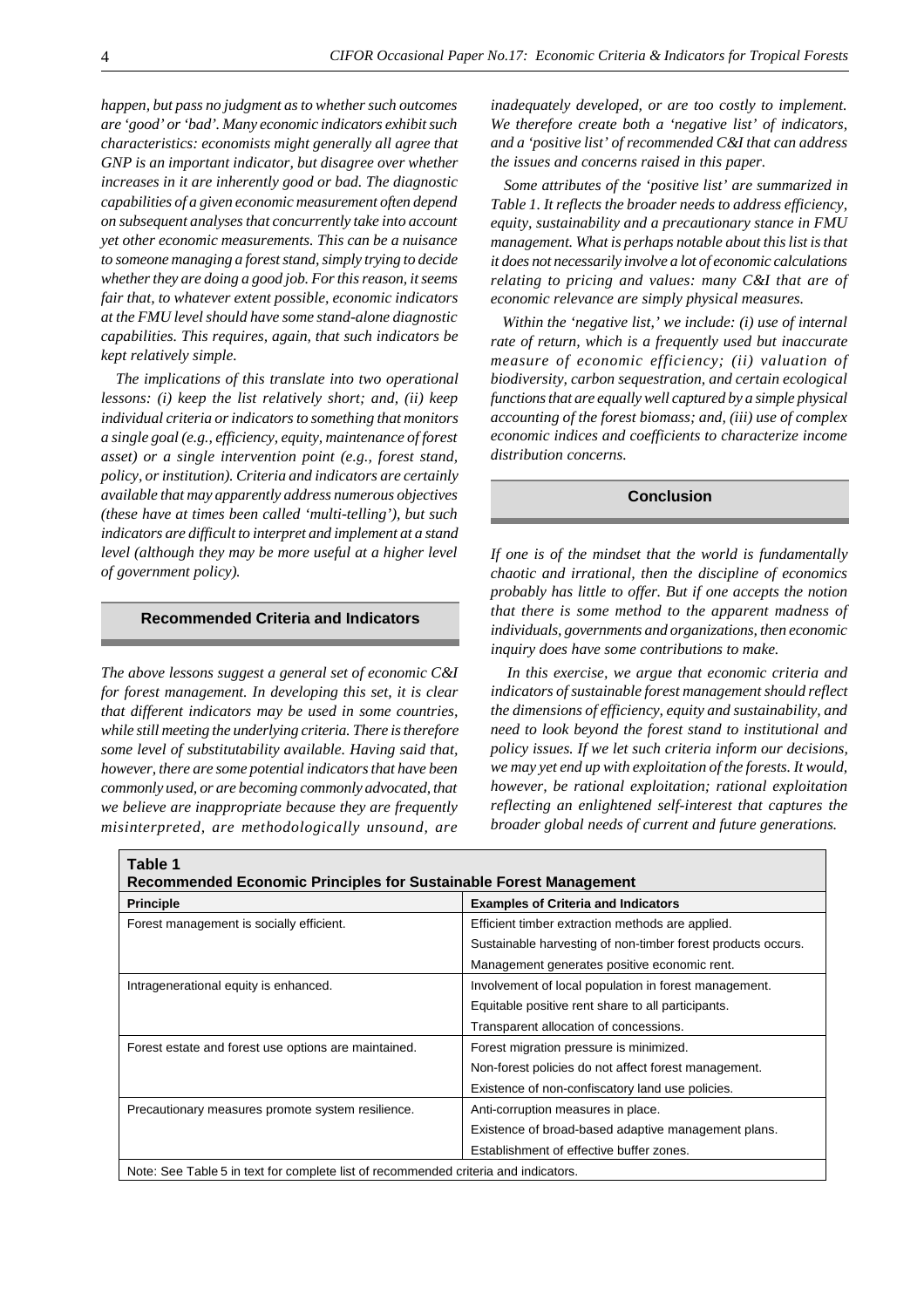*happen, but pass no judgment as to whether such outcomes are 'good' or 'bad'. Many economic indicators exhibit such characteristics: economists might generally all agree that GNP is an important indicator, but disagree over whether increases in it are inherently good or bad. The diagnostic capabilities of a given economic measurement often depend on subsequent analyses that concurrently take into account yet other economic measurements. This can be a nuisance to someone managing a forest stand, simply trying to decide whether they are doing a good job. For this reason, it seems fair that, to whatever extent possible, economic indicators at the FMU level should have some stand-alone diagnostic capabilities. This requires, again, that such indicators be kept relatively simple.*

*The implications of this translate into two operational lessons: (i) keep the list relatively short; and, (ii) keep individual criteria or indicators to something that monitors a single goal (e.g., efficiency, equity, maintenance of forest asset) or a single intervention point (e.g., forest stand, policy, or institution). Criteria and indicators are certainly available that may apparently address numerous objectives (these have at times been called 'multi-telling'), but such indicators are difficult to interpret and implement at a stand level (although they may be more useful at a higher level of government policy).*

## Recommended Criteria and Indicators

*The above lessons suggest a general set of economic C&I for forest management. In developing this set, it is clear that different indicators may be used in some countries, while still meeting the underlying criteria. There is therefore some level of substitutability available. Having said that, however, there are some potential indicators that have been commonly used, or are becoming commonly advocated, that we believe are inappropriate because they are frequently misinterpreted, are methodologically unsound, are inadequately developed, or are too costly to implement. We therefore create both a 'negative list' of indicators, and a 'positive list' of recommended C&I that can address the issues and concerns raised in this paper.*

*Some attributes of the 'positive list' are summarized in Table 1. It reflects the broader needs to address efficiency, equity, sustainability and a precautionary stance in FMU management. What is perhaps notable about this list is that it does not necessarily involve a lot of economic calculations relating to pricing and values: many C&I that are of economic relevance are simply physical measures.*

*Within the 'negative list,' we include: (i) use of internal rate of return, which is a frequently used but inaccurate measure of economic efficiency; (ii) valuation of biodiversity, carbon sequestration, and certain ecological functions that are equally well captured by a simple physical accounting of the forest biomass; and, (iii) use of complex economic indices and coefficients to characterize income distribution concerns.*

## Conclusion

*If one is of the mindset that the world is fundamentally chaotic and irrational, then the discipline of economics probably has little to offer. But if one accepts the notion that there is some method to the apparent madness of individuals, governments and organizations, then economic inquiry does have some contributions to make.*

*In this exercise, we argue that economic criteria and indicators of sustainable forest management should reflect the dimensions of efficiency, equity and sustainability, and need to look beyond the forest stand to institutional and policy issues. If we let such criteria inform our decisions, we may yet end up with exploitation of the forests. It would, however, be rational exploitation; rational exploitation reflecting an enlightened self-interest that captures the broader global needs of current and future generations.*

**Table 1**
**Recommended Economic Principles for Sustainable Forest Management**

| Principle | Examples of Criteria and Indicators |
|---|---|
| Forest management is socially efficient. | Efficient timber extraction methods are applied. |
| | Sustainable harvesting of non-timber forest products occurs. |
| | Management generates positive economic rent. |
| Intragenerational equity is enhanced. | Involvement of local population in forest management. |
| | Equitable positive rent share to all participants. |
| | Transparent allocation of concessions. |
| Forest estate and forest use options are maintained. | Forest migration pressure is minimized. |
| | Non-forest policies do not affect forest management. |
| | Existence of non-confiscatory land use policies. |
| Precautionary measures promote system resilience. | Anti-corruption measures in place. |
| | Existence of broad-based adaptive management plans. |
| | Establishment of effective buffer zones. |

Note: See Table 5 in text for complete list of recommended criteria and indicators.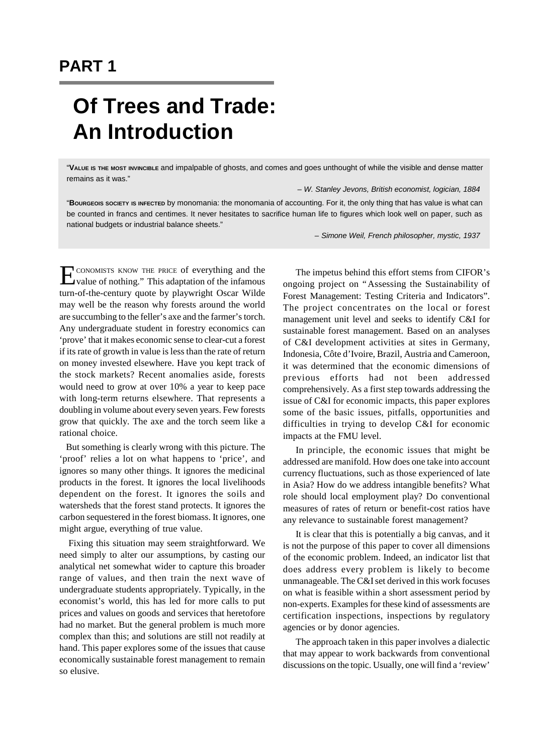# PART 1

# Of Trees and Trade: An Introduction

"VALUE IS THE MOST INVINCIBLE and impalpable of ghosts, and comes and goes unthought of while the visible and dense matter remains as it was."

*– W. Stanley Jevons, British economist, logician, 1884*

"BOURGEOIS SOCIETY IS INFECTED by monomania: the monomania of accounting. For it, the only thing that has value is what can be counted in francs and centimes. It never hesitates to sacrifice human life to figures which look well on paper, such as national budgets or industrial balance sheets."

*– Simone Weil, French philosopher, mystic, 1937*

"ECONOMISTS KNOW THE PRICE of everything and the value of nothing." This adaptation of the infamous turn-of-the-century quote by playwright Oscar Wilde may well be the reason why forests around the world are succumbing to the feller's axe and the farmer's torch. Any undergraduate student in forestry economics can 'prove' that it makes economic sense to clear-cut a forest if its rate of growth in value is less than the rate of return on money invested elsewhere. Have you kept track of the stock markets? Recent anomalies aside, forests would need to grow at over 10% a year to keep pace with long-term returns elsewhere. That represents a doubling in volume about every seven years. Few forests grow that quickly. The axe and the torch seem like a rational choice.

But something is clearly wrong with this picture. The 'proof' relies a lot on what happens to 'price', and ignores so many other things. It ignores the medicinal products in the forest. It ignores the local livelihoods dependent on the forest. It ignores the soils and watersheds that the forest stand protects. It ignores the carbon sequestered in the forest biomass. It ignores, one might argue, everything of true value.

Fixing this situation may seem straightforward. We need simply to alter our assumptions, by casting our analytical net somewhat wider to capture this broader range of values, and then train the next wave of undergraduate students appropriately. Typically, in the economist's world, this has led for more calls to put prices and values on goods and services that heretofore had no market. But the general problem is much more complex than this; and solutions are still not readily at hand. This paper explores some of the issues that cause economically sustainable forest management to remain so elusive.

The impetus behind this effort stems from CIFOR's ongoing project on "Assessing the Sustainability of Forest Management: Testing Criteria and Indicators". The project concentrates on the local or forest management unit level and seeks to identify C&I for sustainable forest management. Based on an analyses of C&I development activities at sites in Germany, Indonesia, Côte d'Ivoire, Brazil, Austria and Cameroon, it was determined that the economic dimensions of previous efforts had not been addressed comprehensively. As a first step towards addressing the issue of C&I for economic impacts, this paper explores some of the basic issues, pitfalls, opportunities and difficulties in trying to develop C&I for economic impacts at the FMU level.

In principle, the economic issues that might be addressed are manifold. How does one take into account currency fluctuations, such as those experienced of late in Asia? How do we address intangible benefits? What role should local employment play? Do conventional measures of rates of return or benefit-cost ratios have any relevance to sustainable forest management?

It is clear that this is potentially a big canvas, and it is not the purpose of this paper to cover all dimensions of the economic problem. Indeed, an indicator list that does address every problem is likely to become unmanageable. The C&I set derived in this work focuses on what is feasible within a short assessment period by non-experts. Examples for these kind of assessments are certification inspections, inspections by regulatory agencies or by donor agencies.

The approach taken in this paper involves a dialectic that may appear to work backwards from conventional discussions on the topic. Usually, one will find a 'review'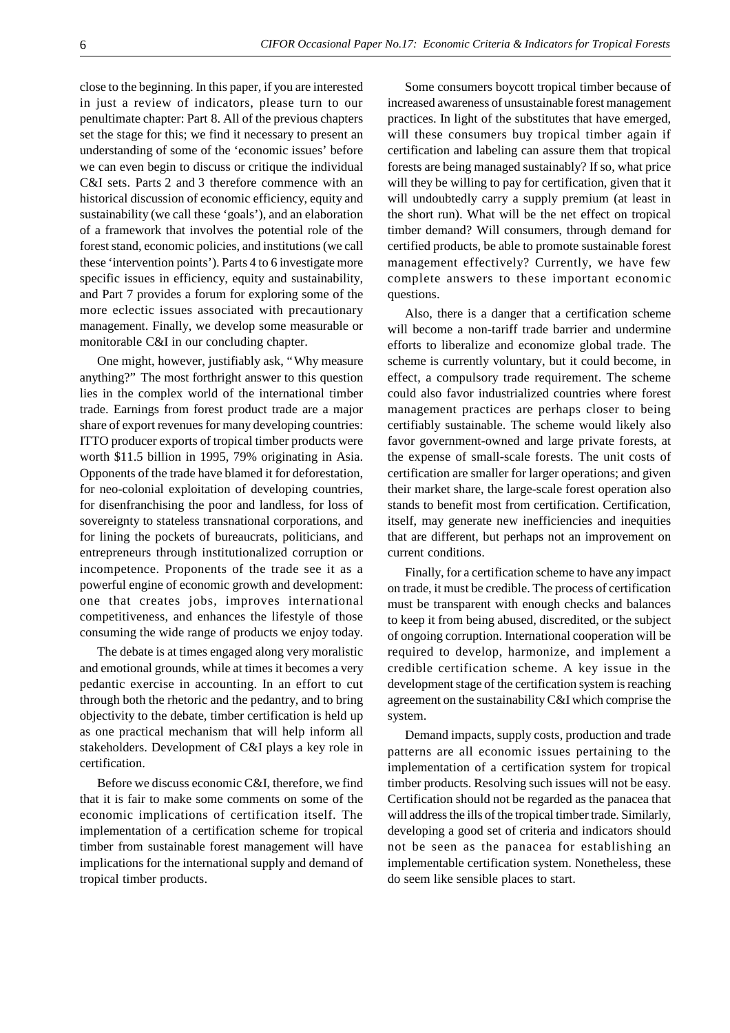close to the beginning. In this paper, if you are interested in just a review of indicators, please turn to our penultimate chapter: Part 8. All of the previous chapters set the stage for this; we find it necessary to present an understanding of some of the 'economic issues' before we can even begin to discuss or critique the individual C&I sets. Parts 2 and 3 therefore commence with an historical discussion of economic efficiency, equity and sustainability (we call these 'goals'), and an elaboration of a framework that involves the potential role of the forest stand, economic policies, and institutions (we call these 'intervention points'). Parts 4 to 6 investigate more specific issues in efficiency, equity and sustainability, and Part 7 provides a forum for exploring some of the more eclectic issues associated with precautionary management. Finally, we develop some measurable or monitorable C&I in our concluding chapter.

One might, however, justifiably ask, "Why measure anything?" The most forthright answer to this question lies in the complex world of the international timber trade. Earnings from forest product trade are a major share of export revenues for many developing countries: ITTO producer exports of tropical timber products were worth $11.5 billion in 1995, 79% originating in Asia. Opponents of the trade have blamed it for deforestation, for neo-colonial exploitation of developing countries, for disenfranchising the poor and landless, for loss of sovereignty to stateless transnational corporations, and for lining the pockets of bureaucrats, politicians, and entrepreneurs through institutionalized corruption or incompetence. Proponents of the trade see it as a powerful engine of economic growth and development: one that creates jobs, improves international competitiveness, and enhances the lifestyle of those consuming the wide range of products we enjoy today.

The debate is at times engaged along very moralistic and emotional grounds, while at times it becomes a very pedantic exercise in accounting. In an effort to cut through both the rhetoric and the pedantry, and to bring objectivity to the debate, timber certification is held up as one practical mechanism that will help inform all stakeholders. Development of C&I plays a key role in certification.

Before we discuss economic C&I, therefore, we find that it is fair to make some comments on some of the economic implications of certification itself. The implementation of a certification scheme for tropical timber from sustainable forest management will have implications for the international supply and demand of tropical timber products.

Some consumers boycott tropical timber because of increased awareness of unsustainable forest management practices. In light of the substitutes that have emerged, will these consumers buy tropical timber again if certification and labeling can assure them that tropical forests are being managed sustainably? If so, what price will they be willing to pay for certification, given that it will undoubtedly carry a supply premium (at least in the short run). What will be the net effect on tropical timber demand? Will consumers, through demand for certified products, be able to promote sustainable forest management effectively? Currently, we have few complete answers to these important economic questions.

Also, there is a danger that a certification scheme will become a non-tariff trade barrier and undermine efforts to liberalize and economize global trade. The scheme is currently voluntary, but it could become, in effect, a compulsory trade requirement. The scheme could also favor industrialized countries where forest management practices are perhaps closer to being certifiably sustainable. The scheme would likely also favor government-owned and large private forests, at the expense of small-scale forests. The unit costs of certification are smaller for larger operations; and given their market share, the large-scale forest operation also stands to benefit most from certification. Certification, itself, may generate new inefficiencies and inequities that are different, but perhaps not an improvement on current conditions.

Finally, for a certification scheme to have any impact on trade, it must be credible. The process of certification must be transparent with enough checks and balances to keep it from being abused, discredited, or the subject of ongoing corruption. International cooperation will be required to develop, harmonize, and implement a credible certification scheme. A key issue in the development stage of the certification system is reaching agreement on the sustainability C&I which comprise the system.

Demand impacts, supply costs, production and trade patterns are all economic issues pertaining to the implementation of a certification system for tropical timber products. Resolving such issues will not be easy. Certification should not be regarded as the panacea that will address the ills of the tropical timber trade. Similarly, developing a good set of criteria and indicators should not be seen as the panacea for establishing an implementable certification system. Nonetheless, these do seem like sensible places to start.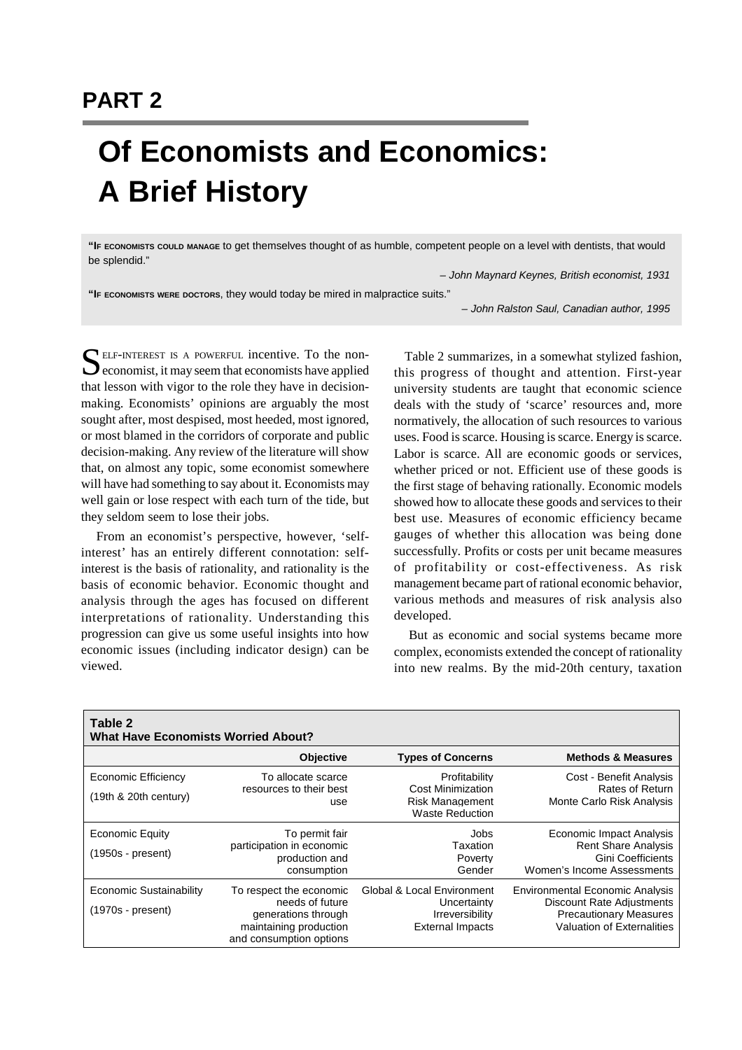**PART 2**

# Of Economists and Economics: A Brief History

"**If economists could manage** to get themselves thought of as humble, competent people on a level with dentists, that would be splendid."

*– John Maynard Keynes, British economist, 1931*

"**If economists were doctors**, they would today be mired in malpractice suits."

*– John Ralston Saul, Canadian author, 1995*

Self-interest is a powerful incentive. To the non-economist, it may seem that economists have applied that lesson with vigor to the role they have in decision-making. Economists' opinions are arguably the most sought after, most despised, most heeded, most ignored, or most blamed in the corridors of corporate and public decision-making. Any review of the literature will show that, on almost any topic, some economist somewhere will have had something to say about it. Economists may well gain or lose respect with each turn of the tide, but they seldom seem to lose their jobs.

From an economist's perspective, however, 'self-interest' has an entirely different connotation: self-interest is the basis of rationality, and rationality is the basis of economic behavior. Economic thought and analysis through the ages has focused on different interpretations of rationality. Understanding this progression can give us some useful insights into how economic issues (including indicator design) can be viewed.

Table 2 summarizes, in a somewhat stylized fashion, this progress of thought and attention. First-year university students are taught that economic science deals with the study of 'scarce' resources and, more normatively, the allocation of such resources to various uses. Food is scarce. Housing is scarce. Energy is scarce. Labor is scarce. All are economic goods or services, whether priced or not. Efficient use of these goods is the first stage of behaving rationally. Economic models showed how to allocate these goods and services to their best use. Measures of economic efficiency became gauges of whether this allocation was being done successfully. Profits or costs per unit became measures of profitability or cost-effectiveness. As risk management became part of rational economic behavior, various methods and measures of risk analysis also developed.

But as economic and social systems became more complex, economists extended the concept of rationality into new realms. By the mid-20th century, taxation

**Table 2**
**What Have Economists Worried About?**

| | Objective | Types of Concerns | Methods & Measures |
|---|---|---|---|
| Economic Efficiency (19th & 20th century) | To allocate scarce resources to their best use | Profitability<br>Cost Minimization<br>Risk Management<br>Waste Reduction | Cost - Benefit Analysis<br>Rates of Return<br>Monte Carlo Risk Analysis |
| Economic Equity (1950s - present) | To permit fair participation in economic production and consumption | Jobs<br>Taxation<br>Poverty<br>Gender | Economic Impact Analysis<br>Rent Share Analysis<br>Gini Coefficients<br>Women's Income Assessments |
| Economic Sustainability (1970s - present) | To respect the economic needs of future generations through maintaining production and consumption options | Global & Local Environment<br>Uncertainty<br>Irreversibility<br>External Impacts | Environmental Economic Analysis<br>Discount Rate Adjustments<br>Precautionary Measures<br>Valuation of Externalities |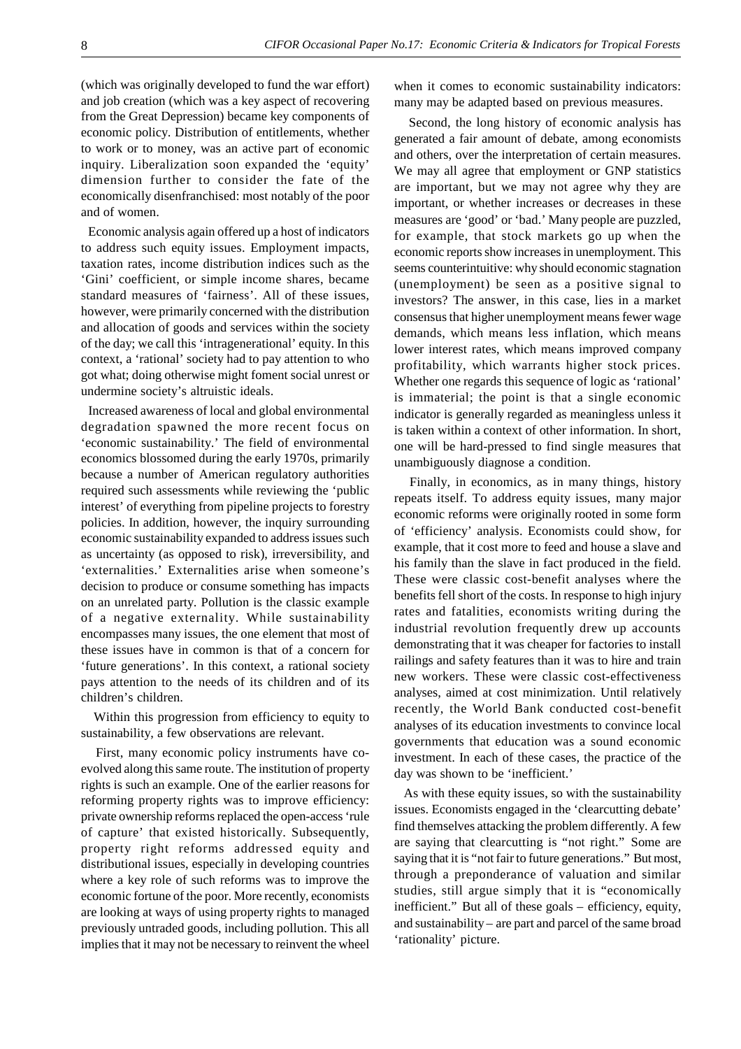(which was originally developed to fund the war effort) and job creation (which was a key aspect of recovering from the Great Depression) became key components of economic policy. Distribution of entitlements, whether to work or to money, was an active part of economic inquiry. Liberalization soon expanded the 'equity' dimension further to consider the fate of the economically disenfranchised: most notably of the poor and of women.

Economic analysis again offered up a host of indicators to address such equity issues. Employment impacts, taxation rates, income distribution indices such as the 'Gini' coefficient, or simple income shares, became standard measures of 'fairness'. All of these issues, however, were primarily concerned with the distribution and allocation of goods and services within the society of the day; we call this 'intragenerational' equity. In this context, a 'rational' society had to pay attention to who got what; doing otherwise might foment social unrest or undermine society's altruistic ideals.

Increased awareness of local and global environmental degradation spawned the more recent focus on 'economic sustainability.' The field of environmental economics blossomed during the early 1970s, primarily because a number of American regulatory authorities required such assessments while reviewing the 'public interest' of everything from pipeline projects to forestry policies. In addition, however, the inquiry surrounding economic sustainability expanded to address issues such as uncertainty (as opposed to risk), irreversibility, and 'externalities.' Externalities arise when someone's decision to produce or consume something has impacts on an unrelated party. Pollution is the classic example of a negative externality. While sustainability encompasses many issues, the one element that most of these issues have in common is that of a concern for 'future generations'. In this context, a rational society pays attention to the needs of its children and of its children's children.

Within this progression from efficiency to equity to sustainability, a few observations are relevant.

First, many economic policy instruments have co-evolved along this same route. The institution of property rights is such an example. One of the earlier reasons for reforming property rights was to improve efficiency: private ownership reforms replaced the open-access 'rule of capture' that existed historically. Subsequently, property right reforms addressed equity and distributional issues, especially in developing countries where a key role of such reforms was to improve the economic fortune of the poor. More recently, economists are looking at ways of using property rights to managed previously untraded goods, including pollution. This all implies that it may not be necessary to reinvent the wheel when it comes to economic sustainability indicators: many may be adapted based on previous measures.

Second, the long history of economic analysis has generated a fair amount of debate, among economists and others, over the interpretation of certain measures. We may all agree that employment or GNP statistics are important, but we may not agree why they are important, or whether increases or decreases in these measures are 'good' or 'bad.' Many people are puzzled, for example, that stock markets go up when the economic reports show increases in unemployment. This seems counterintuitive: why should economic stagnation (unemployment) be seen as a positive signal to investors? The answer, in this case, lies in a market consensus that higher unemployment means fewer wage demands, which means less inflation, which means lower interest rates, which means improved company profitability, which warrants higher stock prices. Whether one regards this sequence of logic as 'rational' is immaterial; the point is that a single economic indicator is generally regarded as meaningless unless it is taken within a context of other information. In short, one will be hard-pressed to find single measures that unambiguously diagnose a condition.

Finally, in economics, as in many things, history repeats itself. To address equity issues, many major economic reforms were originally rooted in some form of 'efficiency' analysis. Economists could show, for example, that it cost more to feed and house a slave and his family than the slave in fact produced in the field. These were classic cost-benefit analyses where the benefits fell short of the costs. In response to high injury rates and fatalities, economists writing during the industrial revolution frequently drew up accounts demonstrating that it was cheaper for factories to install railings and safety features than it was to hire and train new workers. These were classic cost-effectiveness analyses, aimed at cost minimization. Until relatively recently, the World Bank conducted cost-benefit analyses of its education investments to convince local governments that education was a sound economic investment. In each of these cases, the practice of the day was shown to be 'inefficient.'

As with these equity issues, so with the sustainability issues. Economists engaged in the 'clearcutting debate' find themselves attacking the problem differently. A few are saying that clearcutting is "not right." Some are saying that it is "not fair to future generations." But most, through a preponderance of valuation and similar studies, still argue simply that it is "economically inefficient." But all of these goals – efficiency, equity, and sustainability – are part and parcel of the same broad 'rationality' picture.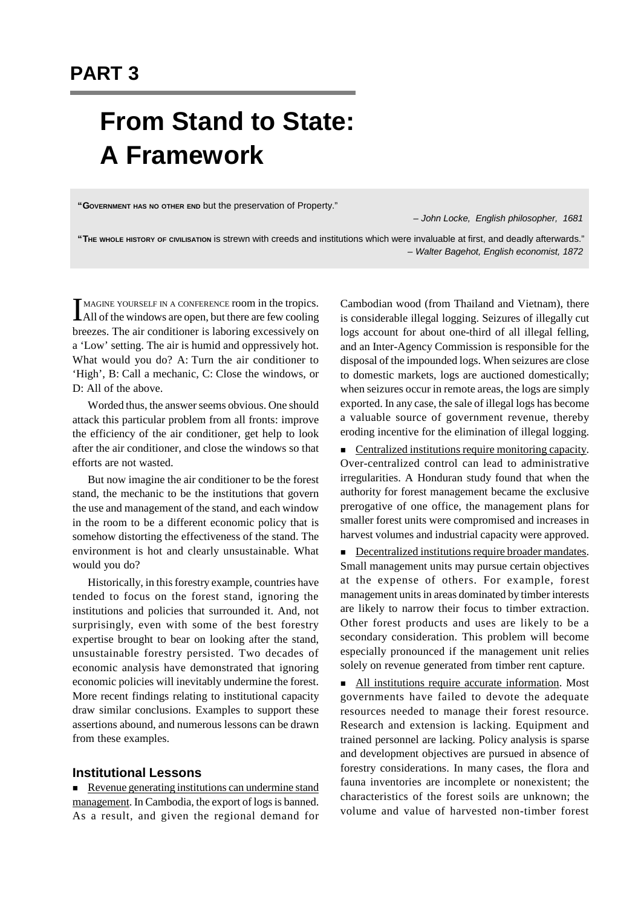# PART 3

# From Stand to State: A Framework

"**GOVERNMENT HAS NO OTHER END** but the preservation of Property."

*– John Locke, English philosopher, 1681*

"**THE WHOLE HISTORY OF CIVILISATION** is strewn with creeds and institutions which were invaluable at first, and deadly afterwards."

*– Walter Bagehot, English economist, 1872*

IMAGINE YOURSELF IN A CONFERENCE room in the tropics. All of the windows are open, but there are few cooling breezes. The air conditioner is laboring excessively on a 'Low' setting. The air is humid and oppressively hot. What would you do? A: Turn the air conditioner to 'High', B: Call a mechanic, C: Close the windows, or D: All of the above.

Worded thus, the answer seems obvious. One should attack this particular problem from all fronts: improve the efficiency of the air conditioner, get help to look after the air conditioner, and close the windows so that efforts are not wasted.

But now imagine the air conditioner to be the forest stand, the mechanic to be the institutions that govern the use and management of the stand, and each window in the room to be a different economic policy that is somehow distorting the effectiveness of the stand. The environment is hot and clearly unsustainable. What would you do?

Historically, in this forestry example, countries have tended to focus on the forest stand, ignoring the institutions and policies that surrounded it. And, not surprisingly, even with some of the best forestry expertise brought to bear on looking after the stand, unsustainable forestry persisted. Two decades of economic analysis have demonstrated that ignoring economic policies will inevitably undermine the forest. More recent findings relating to institutional capacity draw similar conclusions. Examples to support these assertions abound, and numerous lessons can be drawn from these examples.

### Institutional Lessons

- Revenue generating institutions can undermine stand management. In Cambodia, the export of logs is banned. As a result, and given the regional demand for Cambodian wood (from Thailand and Vietnam), there is considerable illegal logging. Seizures of illegally cut logs account for about one-third of all illegal felling, and an Inter-Agency Commission is responsible for the disposal of the impounded logs. When seizures are close to domestic markets, logs are auctioned domestically; when seizures occur in remote areas, the logs are simply exported. In any case, the sale of illegal logs has become a valuable source of government revenue, thereby eroding incentive for the elimination of illegal logging.
- Centralized institutions require monitoring capacity. Over-centralized control can lead to administrative irregularities. A Honduran study found that when the authority for forest management became the exclusive prerogative of one office, the management plans for smaller forest units were compromised and increases in harvest volumes and industrial capacity were approved.
- Decentralized institutions require broader mandates. Small management units may pursue certain objectives at the expense of others. For example, forest management units in areas dominated by timber interests are likely to narrow their focus to timber extraction. Other forest products and uses are likely to be a secondary consideration. This problem will become especially pronounced if the management unit relies solely on revenue generated from timber rent capture.
- All institutions require accurate information. Most governments have failed to devote the adequate resources needed to manage their forest resource. Research and extension is lacking. Equipment and trained personnel are lacking. Policy analysis is sparse and development objectives are pursued in absence of forestry considerations. In many cases, the flora and fauna inventories are incomplete or nonexistent; the characteristics of the forest soils are unknown; the volume and value of harvested non-timber forest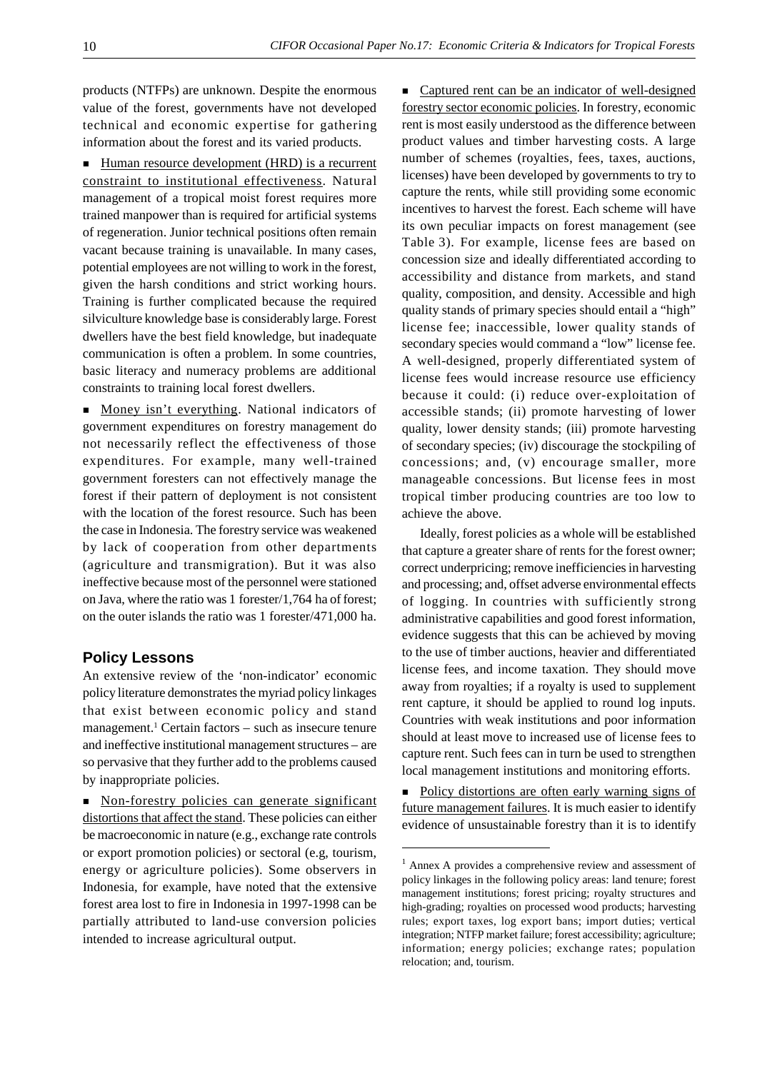products (NTFPs) are unknown. Despite the enormous value of the forest, governments have not developed technical and economic expertise for gathering information about the forest and its varied products.

- Human resource development (HRD) is a recurrent constraint to institutional effectiveness. Natural management of a tropical moist forest requires more trained manpower than is required for artificial systems of regeneration. Junior technical positions often remain vacant because training is unavailable. In many cases, potential employees are not willing to work in the forest, given the harsh conditions and strict working hours. Training is further complicated because the required silviculture knowledge base is considerably large. Forest dwellers have the best field knowledge, but inadequate communication is often a problem. In some countries, basic literacy and numeracy problems are additional constraints to training local forest dwellers.

- Money isn't everything. National indicators of government expenditures on forestry management do not necessarily reflect the effectiveness of those expenditures. For example, many well-trained government foresters can not effectively manage the forest if their pattern of deployment is not consistent with the location of the forest resource. Such has been the case in Indonesia. The forestry service was weakened by lack of cooperation from other departments (agriculture and transmigration). But it was also ineffective because most of the personnel were stationed on Java, where the ratio was 1 forester/1,764 ha of forest; on the outer islands the ratio was 1 forester/471,000 ha.

## Policy Lessons

An extensive review of the 'non-indicator' economic policy literature demonstrates the myriad policy linkages that exist between economic policy and stand management.[1] Certain factors – such as insecure tenure and ineffective institutional management structures – are so pervasive that they further add to the problems caused by inappropriate policies.

- Non-forestry policies can generate significant distortions that affect the stand. These policies can either be macroeconomic in nature (e.g., exchange rate controls or export promotion policies) or sectoral (e.g, tourism, energy or agriculture policies). Some observers in Indonesia, for example, have noted that the extensive forest area lost to fire in Indonesia in 1997-1998 can be partially attributed to land-use conversion policies intended to increase agricultural output.

- Captured rent can be an indicator of well-designed forestry sector economic policies. In forestry, economic rent is most easily understood as the difference between product values and timber harvesting costs. A large number of schemes (royalties, fees, taxes, auctions, licenses) have been developed by governments to try to capture the rents, while still providing some economic incentives to harvest the forest. Each scheme will have its own peculiar impacts on forest management (see Table 3). For example, license fees are based on concession size and ideally differentiated according to accessibility and distance from markets, and stand quality, composition, and density. Accessible and high quality stands of primary species should entail a "high" license fee; inaccessible, lower quality stands of secondary species would command a "low" license fee. A well-designed, properly differentiated system of license fees would increase resource use efficiency because it could: (i) reduce over-exploitation of accessible stands; (ii) promote harvesting of lower quality, lower density stands; (iii) promote harvesting of secondary species; (iv) discourage the stockpiling of concessions; and, (v) encourage smaller, more manageable concessions. But license fees in most tropical timber producing countries are too low to achieve the above.

Ideally, forest policies as a whole will be established that capture a greater share of rents for the forest owner; correct underpricing; remove inefficiencies in harvesting and processing; and, offset adverse environmental effects of logging. In countries with sufficiently strong administrative capabilities and good forest information, evidence suggests that this can be achieved by moving to the use of timber auctions, heavier and differentiated license fees, and income taxation. They should move away from royalties; if a royalty is used to supplement rent capture, it should be applied to round log inputs. Countries with weak institutions and poor information should at least move to increased use of license fees to capture rent. Such fees can in turn be used to strengthen local management institutions and monitoring efforts.

- Policy distortions are often early warning signs of future management failures. It is much easier to identify evidence of unsustainable forestry than it is to identify

---

[1] Annex A provides a comprehensive review and assessment of policy linkages in the following policy areas: land tenure; forest management institutions; forest pricing; royalty structures and high-grading; royalties on processed wood products; harvesting rules; export taxes, log export bans; import duties; vertical integration; NTFP market failure; forest accessibility; agriculture; information; energy policies; exchange rates; population relocation; and, tourism.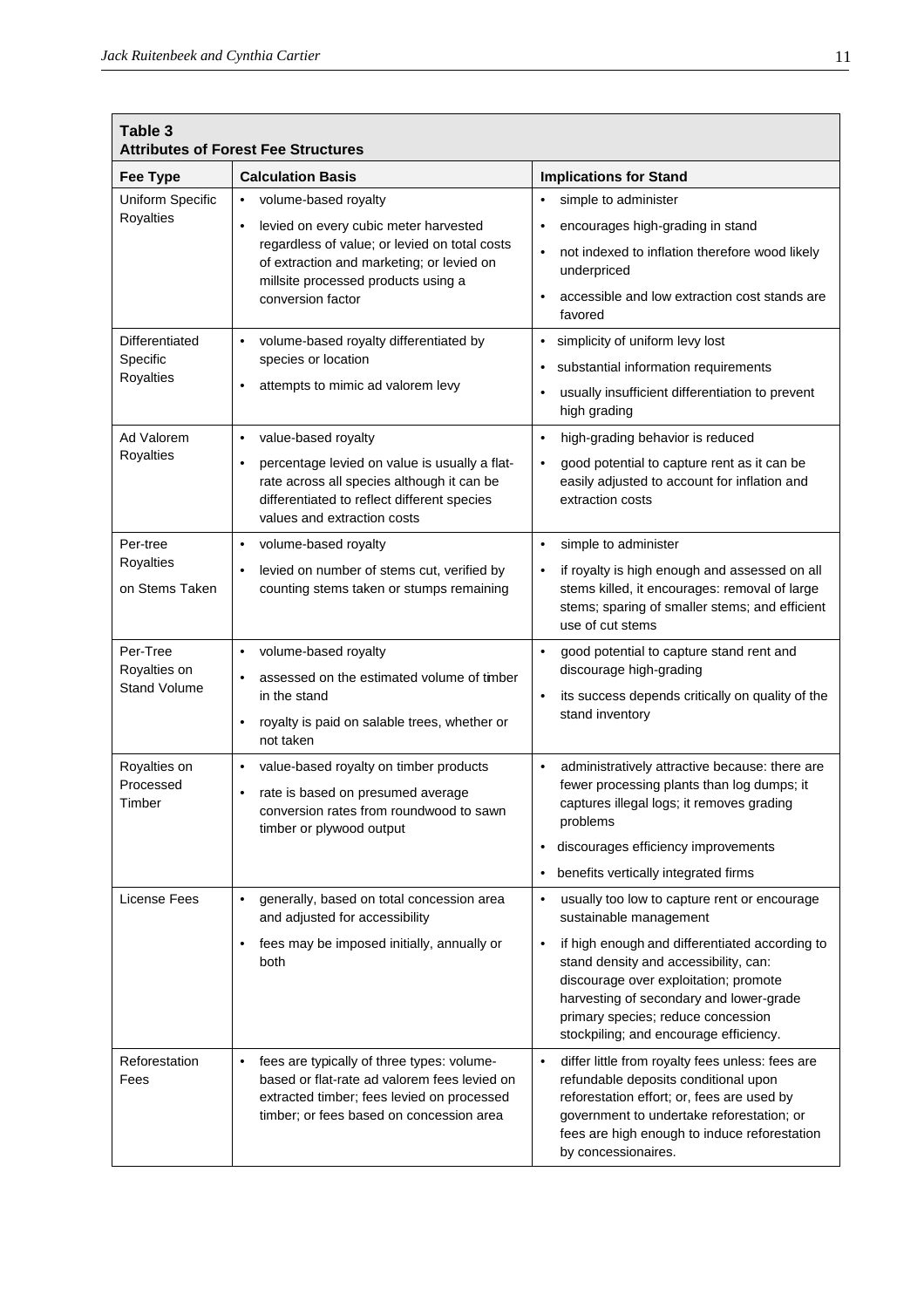**Table 3**
**Attributes of Forest Fee Structures**

| Fee Type | Calculation Basis | Implications for Stand |
|---|---|---|
| Uniform Specific Royalties | • volume-based royalty<br>• levied on every cubic meter harvested regardless of value; or levied on total costs of extraction and marketing; or levied on millsite processed products using a conversion factor | • simple to administer<br>• encourages high-grading in stand<br>• not indexed to inflation therefore wood likely underpriced<br>• accessible and low extraction cost stands are favored |
| Differentiated Specific Royalties | • volume-based royalty differentiated by species or location<br>• attempts to mimic ad valorem levy | • simplicity of uniform levy lost<br>• substantial information requirements<br>• usually insufficient differentiation to prevent high grading |
| Ad Valorem Royalties | • value-based royalty<br>• percentage levied on value is usually a flat-rate across all species although it can be differentiated to reflect different species values and extraction costs | • high-grading behavior is reduced<br>• good potential to capture rent as it can be easily adjusted to account for inflation and extraction costs |
| Per-tree Royalties on Stems Taken | • volume-based royalty<br>• levied on number of stems cut, verified by counting stems taken or stumps remaining | • simple to administer<br>• if royalty is high enough and assessed on all stems killed, it encourages: removal of large stems; sparing of smaller stems; and efficient use of cut stems |
| Per-Tree Royalties on Stand Volume | • volume-based royalty<br>• assessed on the estimated volume of timber in the stand<br>• royalty is paid on salable trees, whether or not taken | • good potential to capture stand rent and discourage high-grading<br>• its success depends critically on quality of the stand inventory |
| Royalties on Processed Timber | • value-based royalty on timber products<br>• rate is based on presumed average conversion rates from roundwood to sawn timber or plywood output | • administratively attractive because: there are fewer processing plants than log dumps; it captures illegal logs; it removes grading problems<br>• discourages efficiency improvements<br>• benefits vertically integrated firms |
| License Fees | • generally, based on total concession area and adjusted for accessibility<br>• fees may be imposed initially, annually or both | • usually too low to capture rent or encourage sustainable management<br>• if high enough and differentiated according to stand density and accessibility, can: discourage over exploitation; promote harvesting of secondary and lower-grade primary species; reduce concession stockpiling; and encourage efficiency. |
| Reforestation Fees | • fees are typically of three types: volume-based or flat-rate ad valorem fees levied on extracted timber; fees levied on processed timber; or fees based on concession area | • differ little from royalty fees unless: fees are refundable deposits conditional upon reforestation effort; or, fees are used by government to undertake reforestation; or fees are high enough to induce reforestation by concessionaires. |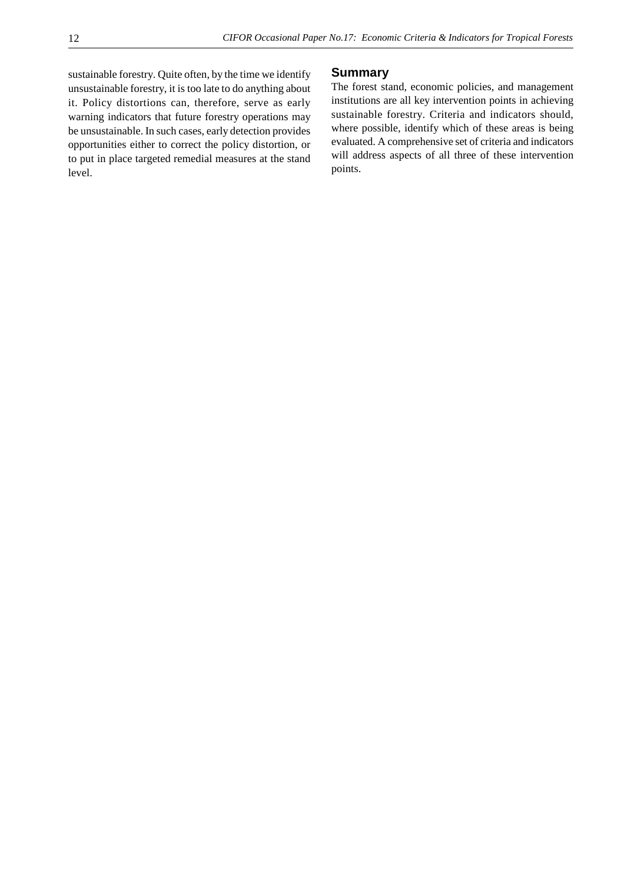sustainable forestry. Quite often, by the time we identify unsustainable forestry, it is too late to do anything about it. Policy distortions can, therefore, serve as early warning indicators that future forestry operations may be unsustainable. In such cases, early detection provides opportunities either to correct the policy distortion, or to put in place targeted remedial measures at the stand level.

## Summary

The forest stand, economic policies, and management institutions are all key intervention points in achieving sustainable forestry. Criteria and indicators should, where possible, identify which of these areas is being evaluated. A comprehensive set of criteria and indicators will address aspects of all three of these intervention points.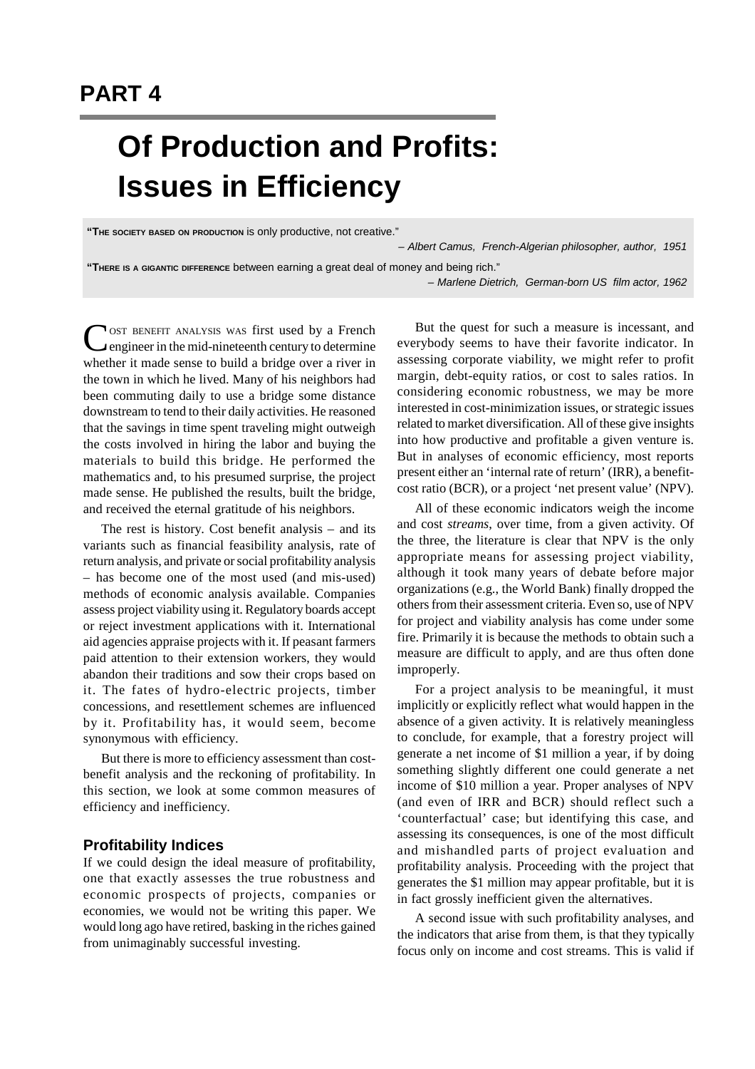# PART 4

## Of Production and Profits: Issues in Efficiency

"**The society based on production** is only productive, not creative."

– *Albert Camus, French-Algerian philosopher, author, 1951*

"**There is a gigantic difference** between earning a great deal of money and being rich."

– *Marlene Dietrich, German-born US film actor, 1962*

Cost benefit analysis was first used by a French engineer in the mid-nineteenth century to determine whether it made sense to build a bridge over a river in the town in which he lived. Many of his neighbors had been commuting daily to use a bridge some distance downstream to tend to their daily activities. He reasoned that the savings in time spent traveling might outweigh the costs involved in hiring the labor and buying the materials to build this bridge. He performed the mathematics and, to his presumed surprise, the project made sense. He published the results, built the bridge, and received the eternal gratitude of his neighbors.

The rest is history. Cost benefit analysis – and its variants such as financial feasibility analysis, rate of return analysis, and private or social profitability analysis – has become one of the most used (and mis-used) methods of economic analysis available. Companies assess project viability using it. Regulatory boards accept or reject investment applications with it. International aid agencies appraise projects with it. If peasant farmers paid attention to their extension workers, they would abandon their traditions and sow their crops based on it. The fates of hydro-electric projects, timber concessions, and resettlement schemes are influenced by it. Profitability has, it would seem, become synonymous with efficiency.

But there is more to efficiency assessment than cost-benefit analysis and the reckoning of profitability. In this section, we look at some common measures of efficiency and inefficiency.

### Profitability Indices

If we could design the ideal measure of profitability, one that exactly assesses the true robustness and economic prospects of projects, companies or economies, we would not be writing this paper. We would long ago have retired, basking in the riches gained from unimaginably successful investing.

But the quest for such a measure is incessant, and everybody seems to have their favorite indicator. In assessing corporate viability, we might refer to profit margin, debt-equity ratios, or cost to sales ratios. In considering economic robustness, we may be more interested in cost-minimization issues, or strategic issues related to market diversification. All of these give insights into how productive and profitable a given venture is. But in analyses of economic efficiency, most reports present either an 'internal rate of return' (IRR), a benefit-cost ratio (BCR), or a project 'net present value' (NPV).

All of these economic indicators weigh the income and cost *streams*, over time, from a given activity. Of the three, the literature is clear that NPV is the only appropriate means for assessing project viability, although it took many years of debate before major organizations (e.g., the World Bank) finally dropped the others from their assessment criteria. Even so, use of NPV for project and viability analysis has come under some fire. Primarily it is because the methods to obtain such a measure are difficult to apply, and are thus often done improperly.

For a project analysis to be meaningful, it must implicitly or explicitly reflect what would happen in the absence of a given activity. It is relatively meaningless to conclude, for example, that a forestry project will generate a net income of $1 million a year, if by doing something slightly different one could generate a net income of $10 million a year. Proper analyses of NPV (and even of IRR and BCR) should reflect such a 'counterfactual' case; but identifying this case, and assessing its consequences, is one of the most difficult and mishandled parts of project evaluation and profitability analysis. Proceeding with the project that generates the $1 million may appear profitable, but it is in fact grossly inefficient given the alternatives.

A second issue with such profitability analyses, and the indicators that arise from them, is that they typically focus only on income and cost streams. This is valid if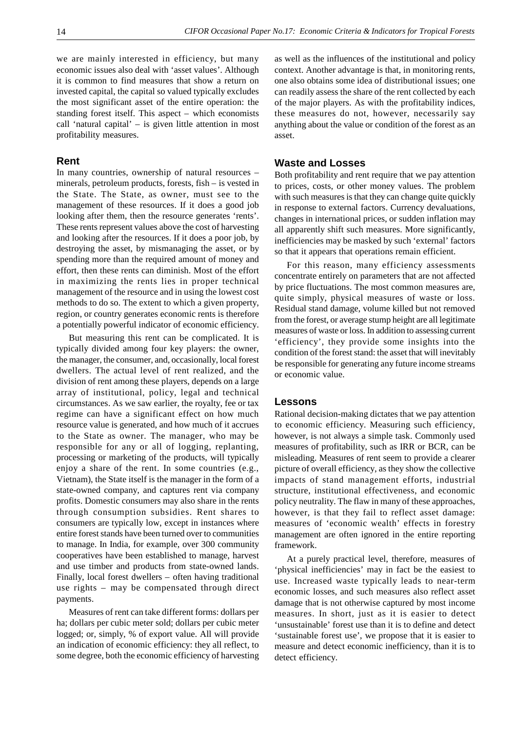we are mainly interested in efficiency, but many economic issues also deal with 'asset values'. Although it is common to find measures that show a return on invested capital, the capital so valued typically excludes the most significant asset of the entire operation: the standing forest itself. This aspect – which economists call 'natural capital' – is given little attention in most profitability measures.

## Rent

In many countries, ownership of natural resources – minerals, petroleum products, forests, fish – is vested in the State. The State, as owner, must see to the management of these resources. If it does a good job looking after them, then the resource generates 'rents'. These rents represent values above the cost of harvesting and looking after the resources. If it does a poor job, by destroying the asset, by mismanaging the asset, or by spending more than the required amount of money and effort, then these rents can diminish. Most of the effort in maximizing the rents lies in proper technical management of the resource and in using the lowest cost methods to do so. The extent to which a given property, region, or country generates economic rents is therefore a potentially powerful indicator of economic efficiency.

But measuring this rent can be complicated. It is typically divided among four key players: the owner, the manager, the consumer, and, occasionally, local forest dwellers. The actual level of rent realized, and the division of rent among these players, depends on a large array of institutional, policy, legal and technical circumstances. As we saw earlier, the royalty, fee or tax regime can have a significant effect on how much resource value is generated, and how much of it accrues to the State as owner. The manager, who may be responsible for any or all of logging, replanting, processing or marketing of the products, will typically enjoy a share of the rent. In some countries (e.g., Vietnam), the State itself is the manager in the form of a state-owned company, and captures rent via company profits. Domestic consumers may also share in the rents through consumption subsidies. Rent shares to consumers are typically low, except in instances where entire forest stands have been turned over to communities to manage. In India, for example, over 300 community cooperatives have been established to manage, harvest and use timber and products from state-owned lands. Finally, local forest dwellers – often having traditional use rights – may be compensated through direct payments.

Measures of rent can take different forms: dollars per ha; dollars per cubic meter sold; dollars per cubic meter logged; or, simply, % of export value. All will provide an indication of economic efficiency: they all reflect, to some degree, both the economic efficiency of harvesting as well as the influences of the institutional and policy context. Another advantage is that, in monitoring rents, one also obtains some idea of distributional issues; one can readily assess the share of the rent collected by each of the major players. As with the profitability indices, these measures do not, however, necessarily say anything about the value or condition of the forest as an asset.

## Waste and Losses

Both profitability and rent require that we pay attention to prices, costs, or other money values. The problem with such measures is that they can change quite quickly in response to external factors. Currency devaluations, changes in international prices, or sudden inflation may all apparently shift such measures. More significantly, inefficiencies may be masked by such 'external' factors so that it appears that operations remain efficient.

For this reason, many efficiency assessments concentrate entirely on parameters that are not affected by price fluctuations. The most common measures are, quite simply, physical measures of waste or loss. Residual stand damage, volume killed but not removed from the forest, or average stump height are all legitimate measures of waste or loss. In addition to assessing current 'efficiency', they provide some insights into the condition of the forest stand: the asset that will inevitably be responsible for generating any future income streams or economic value.

## Lessons

Rational decision-making dictates that we pay attention to economic efficiency. Measuring such efficiency, however, is not always a simple task. Commonly used measures of profitability, such as IRR or BCR, can be misleading. Measures of rent seem to provide a clearer picture of overall efficiency, as they show the collective impacts of stand management efforts, industrial structure, institutional effectiveness, and economic policy neutrality. The flaw in many of these approaches, however, is that they fail to reflect asset damage: measures of 'economic wealth' effects in forestry management are often ignored in the entire reporting framework.

At a purely practical level, therefore, measures of 'physical inefficiencies' may in fact be the easiest to use. Increased waste typically leads to near-term economic losses, and such measures also reflect asset damage that is not otherwise captured by most income measures. In short, just as it is easier to detect 'unsustainable' forest use than it is to define and detect 'sustainable forest use', we propose that it is easier to measure and detect economic inefficiency, than it is to detect efficiency.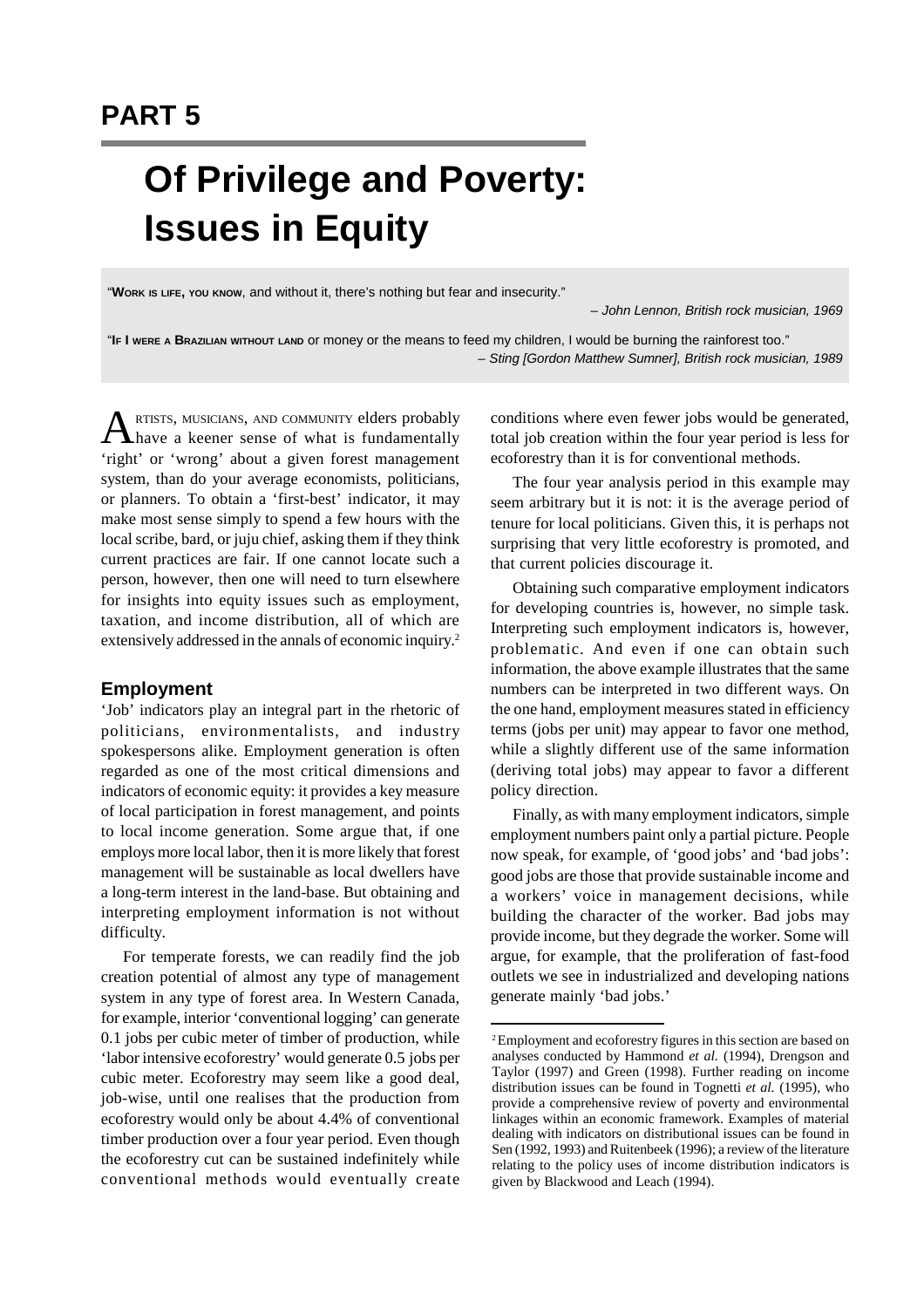# PART 5

# Of Privilege and Poverty: Issues in Equity

"**Work is life, you know**, and without it, there's nothing but fear and insecurity."

*– John Lennon, British rock musician, 1969*

"**If I were a Brazilian without land** or money or the means to feed my children, I would be burning the rainforest too."

*– Sting [Gordon Matthew Sumner], British rock musician, 1989*

Artists, musicians, and community elders probably have a keener sense of what is fundamentally 'right' or 'wrong' about a given forest management system, than do your average economists, politicians, or planners. To obtain a 'first-best' indicator, it may make most sense simply to spend a few hours with the local scribe, bard, or juju chief, asking them if they think current practices are fair. If one cannot locate such a person, however, then one will need to turn elsewhere for insights into equity issues such as employment, taxation, and income distribution, all of which are extensively addressed in the annals of economic inquiry.[2]

## Employment

'Job' indicators play an integral part in the rhetoric of politicians, environmentalists, and industry spokespersons alike. Employment generation is often regarded as one of the most critical dimensions and indicators of economic equity: it provides a key measure of local participation in forest management, and points to local income generation. Some argue that, if one employs more local labor, then it is more likely that forest management will be sustainable as local dwellers have a long-term interest in the land-base. But obtaining and interpreting employment information is not without difficulty.

For temperate forests, we can readily find the job creation potential of almost any type of management system in any type of forest area. In Western Canada, for example, interior 'conventional logging' can generate 0.1 jobs per cubic meter of timber of production, while 'labor intensive ecoforestry' would generate 0.5 jobs per cubic meter. Ecoforestry may seem like a good deal, job-wise, until one realises that the production from ecoforestry would only be about 4.4% of conventional timber production over a four year period. Even though the ecoforestry cut can be sustained indefinitely while conventional methods would eventually create conditions where even fewer jobs would be generated, total job creation within the four year period is less for ecoforestry than it is for conventional methods.

The four year analysis period in this example may seem arbitrary but it is not: it is the average period of tenure for local politicians. Given this, it is perhaps not surprising that very little ecoforestry is promoted, and that current policies discourage it.

Obtaining such comparative employment indicators for developing countries is, however, no simple task. Interpreting such employment indicators is, however, problematic. And even if one can obtain such information, the above example illustrates that the same numbers can be interpreted in two different ways. On the one hand, employment measures stated in efficiency terms (jobs per unit) may appear to favor one method, while a slightly different use of the same information (deriving total jobs) may appear to favor a different policy direction.

Finally, as with many employment indicators, simple employment numbers paint only a partial picture. People now speak, for example, of 'good jobs' and 'bad jobs': good jobs are those that provide sustainable income and a workers' voice in management decisions, while building the character of the worker. Bad jobs may provide income, but they degrade the worker. Some will argue, for example, that the proliferation of fast-food outlets we see in industrialized and developing nations generate mainly 'bad jobs.'

---

[2] Employment and ecoforestry figures in this section are based on analyses conducted by Hammond *et al.* (1994), Drengson and Taylor (1997) and Green (1998). Further reading on income distribution issues can be found in Tognetti *et al.* (1995), who provide a comprehensive review of poverty and environmental linkages within an economic framework. Examples of material dealing with indicators on distributional issues can be found in Sen (1992, 1993) and Ruitenbeek (1996); a review of the literature relating to the policy uses of income distribution indicators is given by Blackwood and Leach (1994).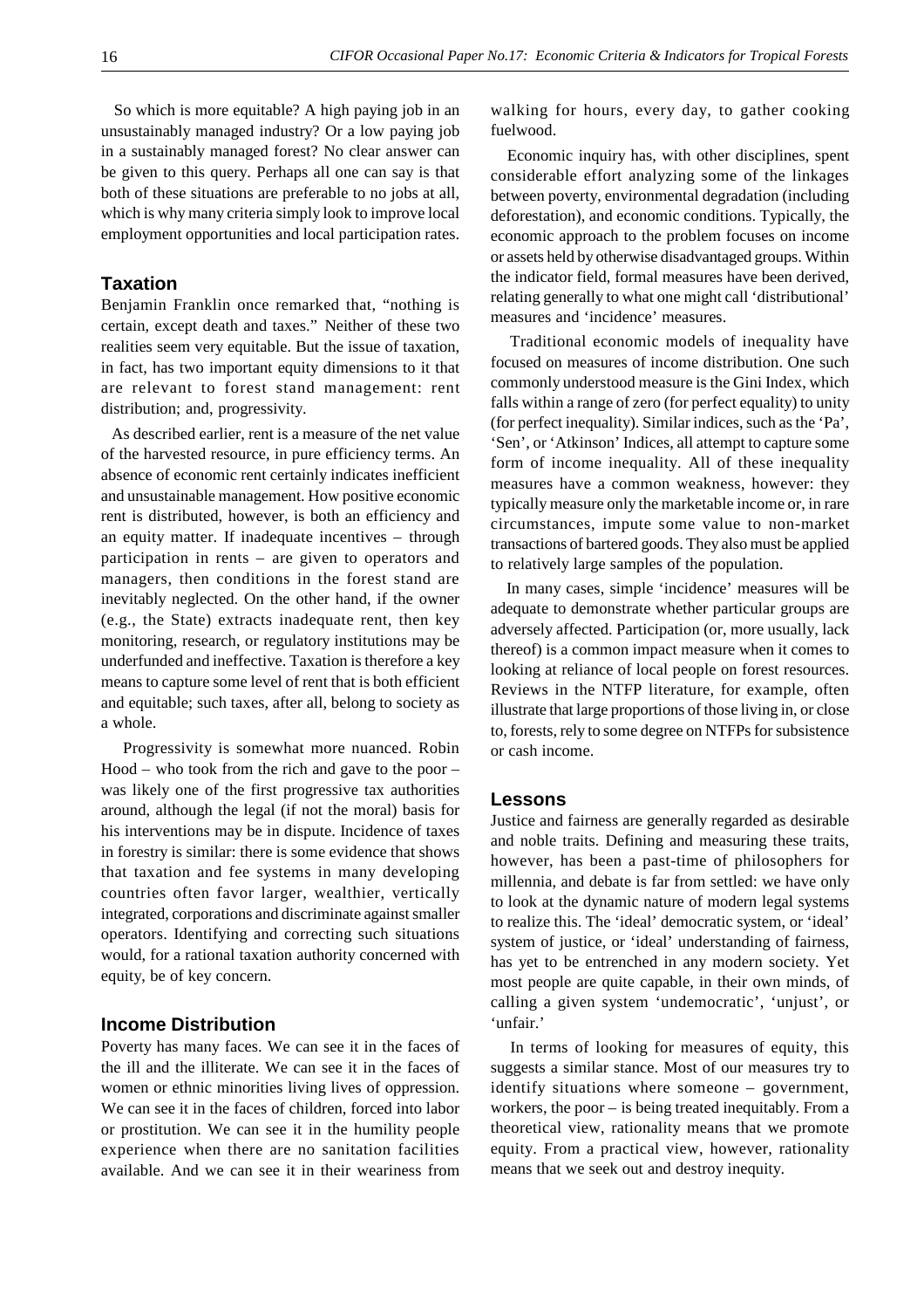So which is more equitable? A high paying job in an unsustainably managed industry? Or a low paying job in a sustainably managed forest? No clear answer can be given to this query. Perhaps all one can say is that both of these situations are preferable to no jobs at all, which is why many criteria simply look to improve local employment opportunities and local participation rates.

### Taxation

Benjamin Franklin once remarked that, "nothing is certain, except death and taxes." Neither of these two realities seem very equitable. But the issue of taxation, in fact, has two important equity dimensions to it that are relevant to forest stand management: rent distribution; and, progressivity.

As described earlier, rent is a measure of the net value of the harvested resource, in pure efficiency terms. An absence of economic rent certainly indicates inefficient and unsustainable management. How positive economic rent is distributed, however, is both an efficiency and an equity matter. If inadequate incentives – through participation in rents – are given to operators and managers, then conditions in the forest stand are inevitably neglected. On the other hand, if the owner (e.g., the State) extracts inadequate rent, then key monitoring, research, or regulatory institutions may be underfunded and ineffective. Taxation is therefore a key means to capture some level of rent that is both efficient and equitable; such taxes, after all, belong to society as a whole.

Progressivity is somewhat more nuanced. Robin Hood – who took from the rich and gave to the poor – was likely one of the first progressive tax authorities around, although the legal (if not the moral) basis for his interventions may be in dispute. Incidence of taxes in forestry is similar: there is some evidence that shows that taxation and fee systems in many developing countries often favor larger, wealthier, vertically integrated, corporations and discriminate against smaller operators. Identifying and correcting such situations would, for a rational taxation authority concerned with equity, be of key concern.

### Income Distribution

Poverty has many faces. We can see it in the faces of the ill and the illiterate. We can see it in the faces of women or ethnic minorities living lives of oppression. We can see it in the faces of children, forced into labor or prostitution. We can see it in the humility people experience when there are no sanitation facilities available. And we can see it in their weariness from walking for hours, every day, to gather cooking fuelwood.

Economic inquiry has, with other disciplines, spent considerable effort analyzing some of the linkages between poverty, environmental degradation (including deforestation), and economic conditions. Typically, the economic approach to the problem focuses on income or assets held by otherwise disadvantaged groups. Within the indicator field, formal measures have been derived, relating generally to what one might call 'distributional' measures and 'incidence' measures.

Traditional economic models of inequality have focused on measures of income distribution. One such commonly understood measure is the Gini Index, which falls within a range of zero (for perfect equality) to unity (for perfect inequality). Similar indices, such as the 'Pa', 'Sen', or 'Atkinson' Indices, all attempt to capture some form of income inequality. All of these inequality measures have a common weakness, however: they typically measure only the marketable income or, in rare circumstances, impute some value to non-market transactions of bartered goods. They also must be applied to relatively large samples of the population.

In many cases, simple 'incidence' measures will be adequate to demonstrate whether particular groups are adversely affected. Participation (or, more usually, lack thereof) is a common impact measure when it comes to looking at reliance of local people on forest resources. Reviews in the NTFP literature, for example, often illustrate that large proportions of those living in, or close to, forests, rely to some degree on NTFPs for subsistence or cash income.

### Lessons

Justice and fairness are generally regarded as desirable and noble traits. Defining and measuring these traits, however, has been a past-time of philosophers for millennia, and debate is far from settled: we have only to look at the dynamic nature of modern legal systems to realize this. The 'ideal' democratic system, or 'ideal' system of justice, or 'ideal' understanding of fairness, has yet to be entrenched in any modern society. Yet most people are quite capable, in their own minds, of calling a given system 'undemocratic', 'unjust', or 'unfair.'

In terms of looking for measures of equity, this suggests a similar stance. Most of our measures try to identify situations where someone – government, workers, the poor – is being treated inequitably. From a theoretical view, rationality means that we promote equity. From a practical view, however, rationality means that we seek out and destroy inequity.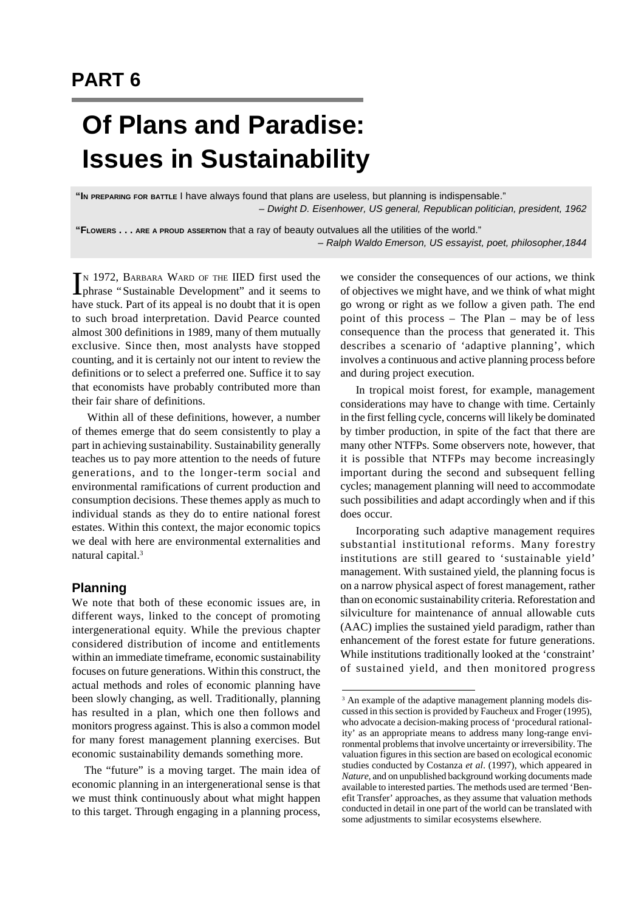# PART 6

# Of Plans and Paradise: Issues in Sustainability

"**In preparing for battle** I have always found that plans are useless, but planning is indispensable."
*– Dwight D. Eisenhower, US general, Republican politician, president, 1962*

"**Flowers . . . are a proud assertion** that a ray of beauty outvalues all the utilities of the world."
*– Ralph Waldo Emerson, US essayist, poet, philosopher,1844*

In 1972, Barbara Ward of the IIED first used the phrase "Sustainable Development" and it seems to have stuck. Part of its appeal is no doubt that it is open to such broad interpretation. David Pearce counted almost 300 definitions in 1989, many of them mutually exclusive. Since then, most analysts have stopped counting, and it is certainly not our intent to review the definitions or to select a preferred one. Suffice it to say that economists have probably contributed more than their fair share of definitions.

Within all of these definitions, however, a number of themes emerge that do seem consistently to play a part in achieving sustainability. Sustainability generally teaches us to pay more attention to the needs of future generations, and to the longer-term social and environmental ramifications of current production and consumption decisions. These themes apply as much to individual stands as they do to entire national forest estates. Within this context, the major economic topics we deal with here are environmental externalities and natural capital.[3]

## Planning

We note that both of these economic issues are, in different ways, linked to the concept of promoting intergenerational equity. While the previous chapter considered distribution of income and entitlements within an immediate timeframe, economic sustainability focuses on future generations. Within this construct, the actual methods and roles of economic planning have been slowly changing, as well. Traditionally, planning has resulted in a plan, which one then follows and monitors progress against. This is also a common model for many forest management planning exercises. But economic sustainability demands something more.

The "future" is a moving target. The main idea of economic planning in an intergenerational sense is that we must think continuously about what might happen to this target. Through engaging in a planning process, we consider the consequences of our actions, we think of objectives we might have, and we think of what might go wrong or right as we follow a given path. The end point of this process – The Plan – may be of less consequence than the process that generated it. This describes a scenario of 'adaptive planning', which involves a continuous and active planning process before and during project execution.

In tropical moist forest, for example, management considerations may have to change with time. Certainly in the first felling cycle, concerns will likely be dominated by timber production, in spite of the fact that there are many other NTFPs. Some observers note, however, that it is possible that NTFPs may become increasingly important during the second and subsequent felling cycles; management planning will need to accommodate such possibilities and adapt accordingly when and if this does occur.

Incorporating such adaptive management requires substantial institutional reforms. Many forestry institutions are still geared to 'sustainable yield' management. With sustained yield, the planning focus is on a narrow physical aspect of forest management, rather than on economic sustainability criteria. Reforestation and silviculture for maintenance of annual allowable cuts (AAC) implies the sustained yield paradigm, rather than enhancement of the forest estate for future generations. While institutions traditionally looked at the 'constraint' of sustained yield, and then monitored progress

---

[3] An example of the adaptive management planning models discussed in this section is provided by Faucheux and Froger (1995), who advocate a decision-making process of 'procedural rationality' as an appropriate means to address many long-range environmental problems that involve uncertainty or irreversibility. The valuation figures in this section are based on ecological economic studies conducted by Costanza *et al*. (1997), which appeared in *Nature*, and on unpublished background working documents made available to interested parties. The methods used are termed 'Benefit Transfer' approaches, as they assume that valuation methods conducted in detail in one part of the world can be translated with some adjustments to similar ecosystems elsewhere.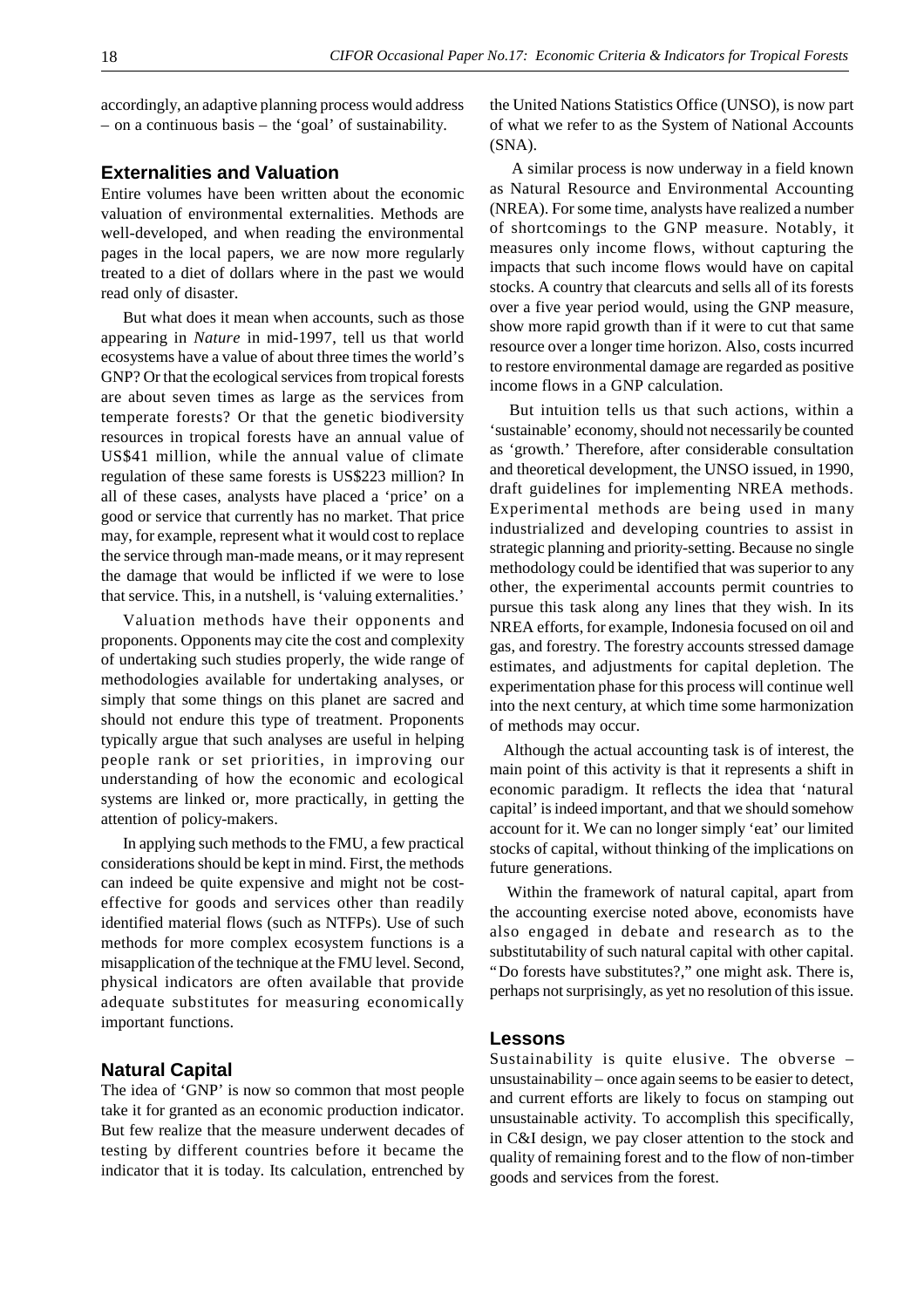accordingly, an adaptive planning process would address – on a continuous basis – the 'goal' of sustainability.

## Externalities and Valuation

Entire volumes have been written about the economic valuation of environmental externalities. Methods are well-developed, and when reading the environmental pages in the local papers, we are now more regularly treated to a diet of dollars where in the past we would read only of disaster.

But what does it mean when accounts, such as those appearing in *Nature* in mid-1997, tell us that world ecosystems have a value of about three times the world's GNP? Or that the ecological services from tropical forests are about seven times as large as the services from temperate forests? Or that the genetic biodiversity resources in tropical forests have an annual value of US$41 million, while the annual value of climate regulation of these same forests is US$223 million? In all of these cases, analysts have placed a 'price' on a good or service that currently has no market. That price may, for example, represent what it would cost to replace the service through man-made means, or it may represent the damage that would be inflicted if we were to lose that service. This, in a nutshell, is 'valuing externalities.'

Valuation methods have their opponents and proponents. Opponents may cite the cost and complexity of undertaking such studies properly, the wide range of methodologies available for undertaking analyses, or simply that some things on this planet are sacred and should not endure this type of treatment. Proponents typically argue that such analyses are useful in helping people rank or set priorities, in improving our understanding of how the economic and ecological systems are linked or, more practically, in getting the attention of policy-makers.

In applying such methods to the FMU, a few practical considerations should be kept in mind. First, the methods can indeed be quite expensive and might not be cost-effective for goods and services other than readily identified material flows (such as NTFPs). Use of such methods for more complex ecosystem functions is a misapplication of the technique at the FMU level. Second, physical indicators are often available that provide adequate substitutes for measuring economically important functions.

## Natural Capital

The idea of 'GNP' is now so common that most people take it for granted as an economic production indicator. But few realize that the measure underwent decades of testing by different countries before it became the indicator that it is today. Its calculation, entrenched by the United Nations Statistics Office (UNSO), is now part of what we refer to as the System of National Accounts (SNA).

A similar process is now underway in a field known as Natural Resource and Environmental Accounting (NREA). For some time, analysts have realized a number of shortcomings to the GNP measure. Notably, it measures only income flows, without capturing the impacts that such income flows would have on capital stocks. A country that clearcuts and sells all of its forests over a five year period would, using the GNP measure, show more rapid growth than if it were to cut that same resource over a longer time horizon. Also, costs incurred to restore environmental damage are regarded as positive income flows in a GNP calculation.

But intuition tells us that such actions, within a 'sustainable' economy, should not necessarily be counted as 'growth.' Therefore, after considerable consultation and theoretical development, the UNSO issued, in 1990, draft guidelines for implementing NREA methods. Experimental methods are being used in many industrialized and developing countries to assist in strategic planning and priority-setting. Because no single methodology could be identified that was superior to any other, the experimental accounts permit countries to pursue this task along any lines that they wish. In its NREA efforts, for example, Indonesia focused on oil and gas, and forestry. The forestry accounts stressed damage estimates, and adjustments for capital depletion. The experimentation phase for this process will continue well into the next century, at which time some harmonization of methods may occur.

Although the actual accounting task is of interest, the main point of this activity is that it represents a shift in economic paradigm. It reflects the idea that 'natural capital' is indeed important, and that we should somehow account for it. We can no longer simply 'eat' our limited stocks of capital, without thinking of the implications on future generations.

Within the framework of natural capital, apart from the accounting exercise noted above, economists have also engaged in debate and research as to the substitutability of such natural capital with other capital. "Do forests have substitutes?," one might ask. There is, perhaps not surprisingly, as yet no resolution of this issue.

## Lessons

Sustainability is quite elusive. The obverse – unsustainability – once again seems to be easier to detect, and current efforts are likely to focus on stamping out unsustainable activity. To accomplish this specifically, in C&I design, we pay closer attention to the stock and quality of remaining forest and to the flow of non-timber goods and services from the forest.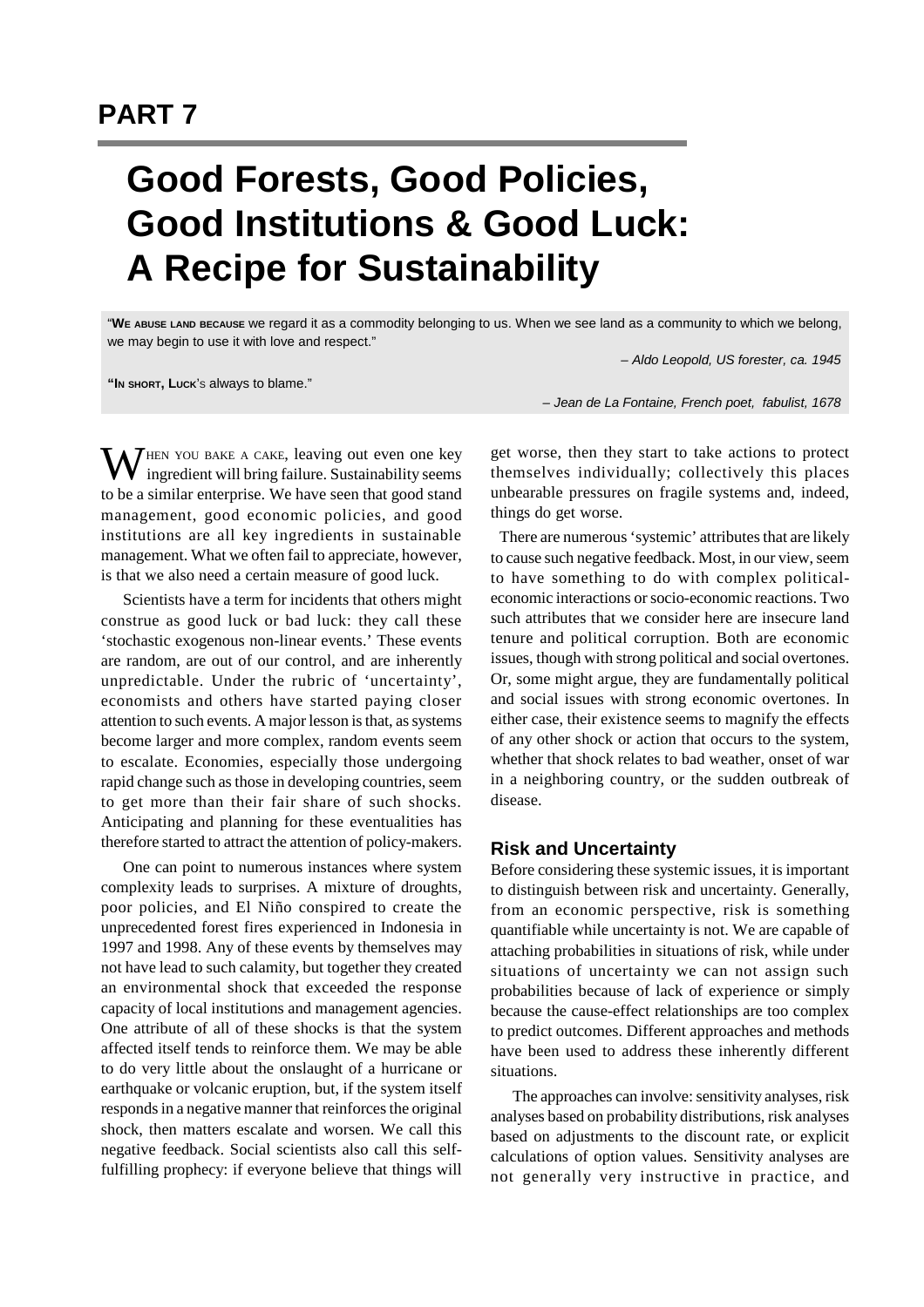# PART 7

# Good Forests, Good Policies, Good Institutions & Good Luck: A Recipe for Sustainability

"**We abuse land because** we regard it as a commodity belonging to us. When we see land as a community to which we belong, we may begin to use it with love and respect."

*– Aldo Leopold, US forester, ca. 1945*

"**In short, Luck**'s always to blame."

*– Jean de La Fontaine, French poet, fabulist, 1678*

When you bake a cake, leaving out even one key ingredient will bring failure. Sustainability seems to be a similar enterprise. We have seen that good stand management, good economic policies, and good institutions are all key ingredients in sustainable management. What we often fail to appreciate, however, is that we also need a certain measure of good luck.

Scientists have a term for incidents that others might construe as good luck or bad luck: they call these 'stochastic exogenous non-linear events.' These events are random, are out of our control, and are inherently unpredictable. Under the rubric of 'uncertainty', economists and others have started paying closer attention to such events. A major lesson is that, as systems become larger and more complex, random events seem to escalate. Economies, especially those undergoing rapid change such as those in developing countries, seem to get more than their fair share of such shocks. Anticipating and planning for these eventualities has therefore started to attract the attention of policy-makers.

One can point to numerous instances where system complexity leads to surprises. A mixture of droughts, poor policies, and El Niño conspired to create the unprecedented forest fires experienced in Indonesia in 1997 and 1998. Any of these events by themselves may not have lead to such calamity, but together they created an environmental shock that exceeded the response capacity of local institutions and management agencies. One attribute of all of these shocks is that the system affected itself tends to reinforce them. We may be able to do very little about the onslaught of a hurricane or earthquake or volcanic eruption, but, if the system itself responds in a negative manner that reinforces the original shock, then matters escalate and worsen. We call this negative feedback. Social scientists also call this self-fulfilling prophecy: if everyone believe that things will get worse, then they start to take actions to protect themselves individually; collectively this places unbearable pressures on fragile systems and, indeed, things do get worse.

There are numerous 'systemic' attributes that are likely to cause such negative feedback. Most, in our view, seem to have something to do with complex political-economic interactions or socio-economic reactions. Two such attributes that we consider here are insecure land tenure and political corruption. Both are economic issues, though with strong political and social overtones. Or, some might argue, they are fundamentally political and social issues with strong economic overtones. In either case, their existence seems to magnify the effects of any other shock or action that occurs to the system, whether that shock relates to bad weather, onset of war in a neighboring country, or the sudden outbreak of disease.

## Risk and Uncertainty

Before considering these systemic issues, it is important to distinguish between risk and uncertainty. Generally, from an economic perspective, risk is something quantifiable while uncertainty is not. We are capable of attaching probabilities in situations of risk, while under situations of uncertainty we can not assign such probabilities because of lack of experience or simply because the cause-effect relationships are too complex to predict outcomes. Different approaches and methods have been used to address these inherently different situations.

The approaches can involve: sensitivity analyses, risk analyses based on probability distributions, risk analyses based on adjustments to the discount rate, or explicit calculations of option values. Sensitivity analyses are not generally very instructive in practice, and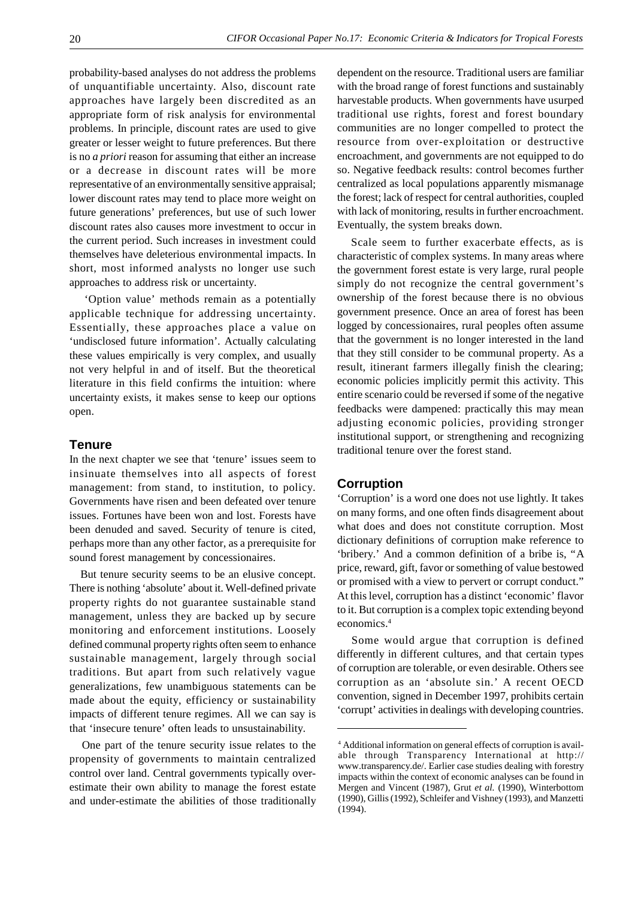probability-based analyses do not address the problems of unquantifiable uncertainty. Also, discount rate approaches have largely been discredited as an appropriate form of risk analysis for environmental problems. In principle, discount rates are used to give greater or lesser weight to future preferences. But there is no *a priori* reason for assuming that either an increase or a decrease in discount rates will be more representative of an environmentally sensitive appraisal; lower discount rates may tend to place more weight on future generations' preferences, but use of such lower discount rates also causes more investment to occur in the current period. Such increases in investment could themselves have deleterious environmental impacts. In short, most informed analysts no longer use such approaches to address risk or uncertainty.

'Option value' methods remain as a potentially applicable technique for addressing uncertainty. Essentially, these approaches place a value on 'undisclosed future information'. Actually calculating these values empirically is very complex, and usually not very helpful in and of itself. But the theoretical literature in this field confirms the intuition: where uncertainty exists, it makes sense to keep our options open.

## Tenure

In the next chapter we see that 'tenure' issues seem to insinuate themselves into all aspects of forest management: from stand, to institution, to policy. Governments have risen and been defeated over tenure issues. Fortunes have been won and lost. Forests have been denuded and saved. Security of tenure is cited, perhaps more than any other factor, as a prerequisite for sound forest management by concessionaires.

But tenure security seems to be an elusive concept. There is nothing 'absolute' about it. Well-defined private property rights do not guarantee sustainable stand management, unless they are backed up by secure monitoring and enforcement institutions. Loosely defined communal property rights often seem to enhance sustainable management, largely through social traditions. But apart from such relatively vague generalizations, few unambiguous statements can be made about the equity, efficiency or sustainability impacts of different tenure regimes. All we can say is that 'insecure tenure' often leads to unsustainability.

One part of the tenure security issue relates to the propensity of governments to maintain centralized control over land. Central governments typically over-estimate their own ability to manage the forest estate and under-estimate the abilities of those traditionally dependent on the resource. Traditional users are familiar with the broad range of forest functions and sustainably harvestable products. When governments have usurped traditional use rights, forest and forest boundary communities are no longer compelled to protect the resource from over-exploitation or destructive encroachment, and governments are not equipped to do so. Negative feedback results: control becomes further centralized as local populations apparently mismanage the forest; lack of respect for central authorities, coupled with lack of monitoring, results in further encroachment. Eventually, the system breaks down.

Scale seem to further exacerbate effects, as is characteristic of complex systems. In many areas where the government forest estate is very large, rural people simply do not recognize the central government's ownership of the forest because there is no obvious government presence. Once an area of forest has been logged by concessionaires, rural peoples often assume that the government is no longer interested in the land that they still consider to be communal property. As a result, itinerant farmers illegally finish the clearing; economic policies implicitly permit this activity. This entire scenario could be reversed if some of the negative feedbacks were dampened: practically this may mean adjusting economic policies, providing stronger institutional support, or strengthening and recognizing traditional tenure over the forest stand.

## Corruption

'Corruption' is a word one does not use lightly. It takes on many forms, and one often finds disagreement about what does and does not constitute corruption. Most dictionary definitions of corruption make reference to 'bribery.' And a common definition of a bribe is, "A price, reward, gift, favor or something of value bestowed or promised with a view to pervert or corrupt conduct." At this level, corruption has a distinct 'economic' flavor to it. But corruption is a complex topic extending beyond economics.[4]

Some would argue that corruption is defined differently in different cultures, and that certain types of corruption are tolerable, or even desirable. Others see corruption as an 'absolute sin.' A recent OECD convention, signed in December 1997, prohibits certain 'corrupt' activities in dealings with developing countries.

[4] Additional information on general effects of corruption is available through Transparency International at http://www.transparency.de/. Earlier case studies dealing with forestry impacts within the context of economic analyses can be found in Mergen and Vincent (1987), Grut *et al.* (1990), Winterbottom (1990), Gillis (1992), Schleifer and Vishney (1993), and Manzetti (1994).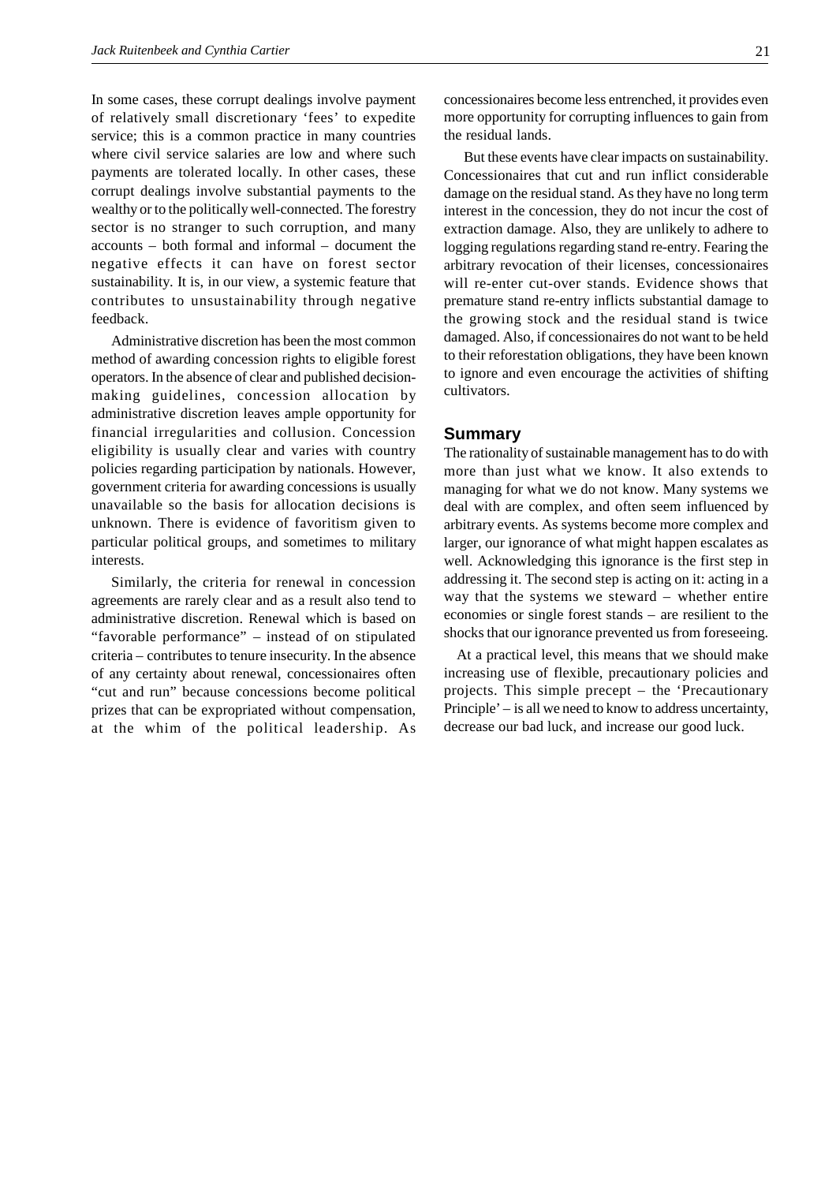In some cases, these corrupt dealings involve payment of relatively small discretionary 'fees' to expedite service; this is a common practice in many countries where civil service salaries are low and where such payments are tolerated locally. In other cases, these corrupt dealings involve substantial payments to the wealthy or to the politically well-connected. The forestry sector is no stranger to such corruption, and many accounts – both formal and informal – document the negative effects it can have on forest sector sustainability. It is, in our view, a systemic feature that contributes to unsustainability through negative feedback.

Administrative discretion has been the most common method of awarding concession rights to eligible forest operators. In the absence of clear and published decision-making guidelines, concession allocation by administrative discretion leaves ample opportunity for financial irregularities and collusion. Concession eligibility is usually clear and varies with country policies regarding participation by nationals. However, government criteria for awarding concessions is usually unavailable so the basis for allocation decisions is unknown. There is evidence of favoritism given to particular political groups, and sometimes to military interests.

Similarly, the criteria for renewal in concession agreements are rarely clear and as a result also tend to administrative discretion. Renewal which is based on "favorable performance" – instead of on stipulated criteria – contributes to tenure insecurity. In the absence of any certainty about renewal, concessionaires often "cut and run" because concessions become political prizes that can be expropriated without compensation, at the whim of the political leadership. As concessionaires become less entrenched, it provides even more opportunity for corrupting influences to gain from the residual lands.

But these events have clear impacts on sustainability. Concessionaires that cut and run inflict considerable damage on the residual stand. As they have no long term interest in the concession, they do not incur the cost of extraction damage. Also, they are unlikely to adhere to logging regulations regarding stand re-entry. Fearing the arbitrary revocation of their licenses, concessionaires will re-enter cut-over stands. Evidence shows that premature stand re-entry inflicts substantial damage to the growing stock and the residual stand is twice damaged. Also, if concessionaires do not want to be held to their reforestation obligations, they have been known to ignore and even encourage the activities of shifting cultivators.

## Summary

The rationality of sustainable management has to do with more than just what we know. It also extends to managing for what we do not know. Many systems we deal with are complex, and often seem influenced by arbitrary events. As systems become more complex and larger, our ignorance of what might happen escalates as well. Acknowledging this ignorance is the first step in addressing it. The second step is acting on it: acting in a way that the systems we steward – whether entire economies or single forest stands – are resilient to the shocks that our ignorance prevented us from foreseeing.

At a practical level, this means that we should make increasing use of flexible, precautionary policies and projects. This simple precept – the 'Precautionary Principle' – is all we need to know to address uncertainty, decrease our bad luck, and increase our good luck.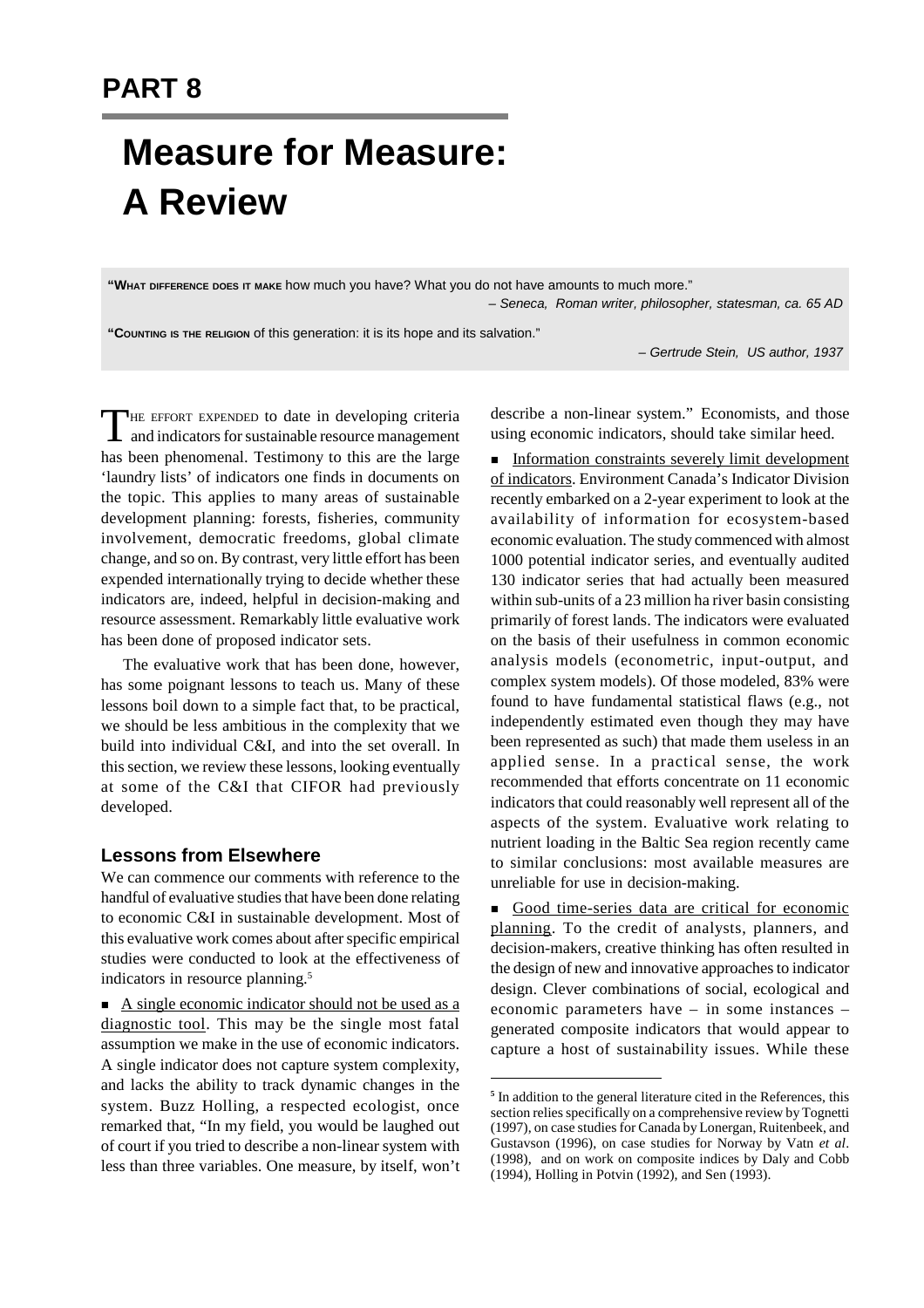# PART 8

# Measure for Measure: A Review

> "**What difference does it make** how much you have? What you do not have amounts to much more."
>
> – *Seneca, Roman writer, philosopher, statesman, ca. 65 AD*

> "**Counting is the religion** of this generation: it is its hope and its salvation."
>
> – *Gertrude Stein, US author, 1937*

THE EFFORT EXPENDED to date in developing criteria and indicators for sustainable resource management has been phenomenal. Testimony to this are the large 'laundry lists' of indicators one finds in documents on the topic. This applies to many areas of sustainable development planning: forests, fisheries, community involvement, democratic freedoms, global climate change, and so on. By contrast, very little effort has been expended internationally trying to decide whether these indicators are, indeed, helpful in decision-making and resource assessment. Remarkably little evaluative work has been done of proposed indicator sets.

The evaluative work that has been done, however, has some poignant lessons to teach us. Many of these lessons boil down to a simple fact that, to be practical, we should be less ambitious in the complexity that we build into individual C&I, and into the set overall. In this section, we review these lessons, looking eventually at some of the C&I that CIFOR had previously developed.

### Lessons from Elsewhere

We can commence our comments with reference to the handful of evaluative studies that have been done relating to economic C&I in sustainable development. Most of this evaluative work comes about after specific empirical studies were conducted to look at the effectiveness of indicators in resource planning.[5]

- A single economic indicator should not be used as a diagnostic tool. This may be the single most fatal assumption we make in the use of economic indicators. A single indicator does not capture system complexity, and lacks the ability to track dynamic changes in the system. Buzz Holling, a respected ecologist, once remarked that, "In my field, you would be laughed out of court if you tried to describe a non-linear system with less than three variables. One measure, by itself, won't describe a non-linear system." Economists, and those using economic indicators, should take similar heed.

- Information constraints severely limit development of indicators. Environment Canada's Indicator Division recently embarked on a 2-year experiment to look at the availability of information for ecosystem-based economic evaluation. The study commenced with almost 1000 potential indicator series, and eventually audited 130 indicator series that had actually been measured within sub-units of a 23 million ha river basin consisting primarily of forest lands. The indicators were evaluated on the basis of their usefulness in common economic analysis models (econometric, input-output, and complex system models). Of those modeled, 83% were found to have fundamental statistical flaws (e.g., not independently estimated even though they may have been represented as such) that made them useless in an applied sense. In a practical sense, the work recommended that efforts concentrate on 11 economic indicators that could reasonably well represent all of the aspects of the system. Evaluative work relating to nutrient loading in the Baltic Sea region recently came to similar conclusions: most available measures are unreliable for use in decision-making.

- Good time-series data are critical for economic planning. To the credit of analysts, planners, and decision-makers, creative thinking has often resulted in the design of new and innovative approaches to indicator design. Clever combinations of social, ecological and economic parameters have – in some instances – generated composite indicators that would appear to capture a host of sustainability issues. While these

---

[5] In addition to the general literature cited in the References, this section relies specifically on a comprehensive review by Tognetti (1997), on case studies for Canada by Lonergan, Ruitenbeek, and Gustavson (1996), on case studies for Norway by Vatn *et al*. (1998), and on work on composite indices by Daly and Cobb (1994), Holling in Potvin (1992), and Sen (1993).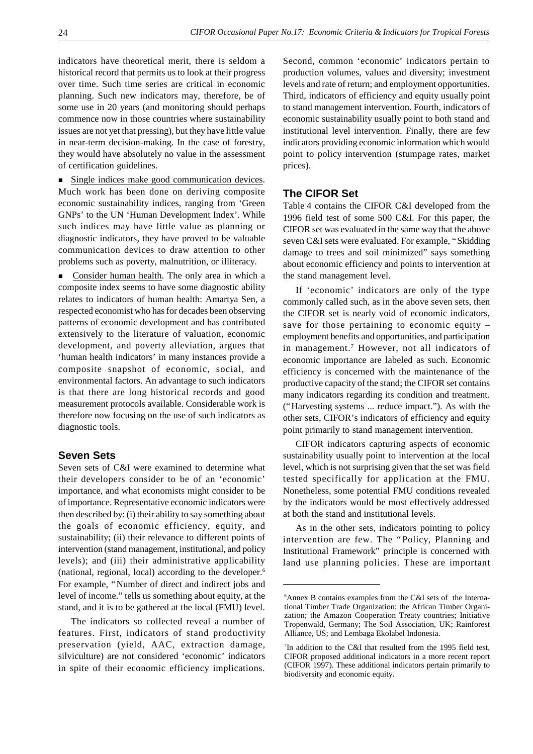indicators have theoretical merit, there is seldom a historical record that permits us to look at their progress over time. Such time series are critical in economic planning. Such new indicators may, therefore, be of some use in 20 years (and monitoring should perhaps commence now in those countries where sustainability issues are not yet that pressing), but they have little value in near-term decision-making. In the case of forestry, they would have absolutely no value in the assessment of certification guidelines.

- Single indices make good communication devices. Much work has been done on deriving composite economic sustainability indices, ranging from 'Green GNPs' to the UN 'Human Development Index'. While such indices may have little value as planning or diagnostic indicators, they have proved to be valuable communication devices to draw attention to other problems such as poverty, malnutrition, or illiteracy.

- Consider human health. The only area in which a composite index seems to have some diagnostic ability relates to indicators of human health: Amartya Sen, a respected economist who has for decades been observing patterns of economic development and has contributed extensively to the literature of valuation, economic development, and poverty alleviation, argues that 'human health indicators' in many instances provide a composite snapshot of economic, social, and environmental factors. An advantage to such indicators is that there are long historical records and good measurement protocols available. Considerable work is therefore now focusing on the use of such indicators as diagnostic tools.

## Seven Sets

Seven sets of C&I were examined to determine what their developers consider to be of an 'economic' importance, and what economists might consider to be of importance. Representative economic indicators were then described by: (i) their ability to say something about the goals of economic efficiency, equity, and sustainability; (ii) their relevance to different points of intervention (stand management, institutional, and policy levels); and (iii) their administrative applicability (national, regional, local) according to the developer.[6] For example, "Number of direct and indirect jobs and level of income." tells us something about equity, at the stand, and it is to be gathered at the local (FMU) level.

The indicators so collected reveal a number of features. First, indicators of stand productivity preservation (yield, AAC, extraction damage, silviculture) are not considered 'economic' indicators in spite of their economic efficiency implications. Second, common 'economic' indicators pertain to production volumes, values and diversity; investment levels and rate of return; and employment opportunities. Third, indicators of efficiency and equity usually point to stand management intervention. Fourth, indicators of economic sustainability usually point to both stand and institutional level intervention. Finally, there are few indicators providing economic information which would point to policy intervention (stumpage rates, market prices).

## The CIFOR Set

Table 4 contains the CIFOR C&I developed from the 1996 field test of some 500 C&I. For this paper, the CIFOR set was evaluated in the same way that the above seven C&I sets were evaluated. For example, "Skidding damage to trees and soil minimized" says something about economic efficiency and points to intervention at the stand management level.

If 'economic' indicators are only of the type commonly called such, as in the above seven sets, then the CIFOR set is nearly void of economic indicators, save for those pertaining to economic equity – employment benefits and opportunities, and participation in management.[7] However, not all indicators of economic importance are labeled as such. Economic efficiency is concerned with the maintenance of the productive capacity of the stand; the CIFOR set contains many indicators regarding its condition and treatment. ("Harvesting systems ... reduce impact."). As with the other sets, CIFOR's indicators of efficiency and equity point primarily to stand management intervention.

CIFOR indicators capturing aspects of economic sustainability usually point to intervention at the local level, which is not surprising given that the set was field tested specifically for application at the FMU. Nonetheless, some potential FMU conditions revealed by the indicators would be most effectively addressed at both the stand and institutional levels.

As in the other sets, indicators pointing to policy intervention are few. The "Policy, Planning and Institutional Framework" principle is concerned with land use planning policies. These are important

[6] Annex B contains examples from the C&I sets of the International Timber Trade Organization; the African Timber Organization; the Amazon Cooperation Treaty countries; Initiative Tropenwald, Germany; The Soil Association, UK; Rainforest Alliance, US; and Lembaga Ekolabel Indonesia.

[7] In addition to the C&I that resulted from the 1995 field test, CIFOR proposed additional indicators in a more recent report (CIFOR 1997). These additional indicators pertain primarily to biodiversity and economic equity.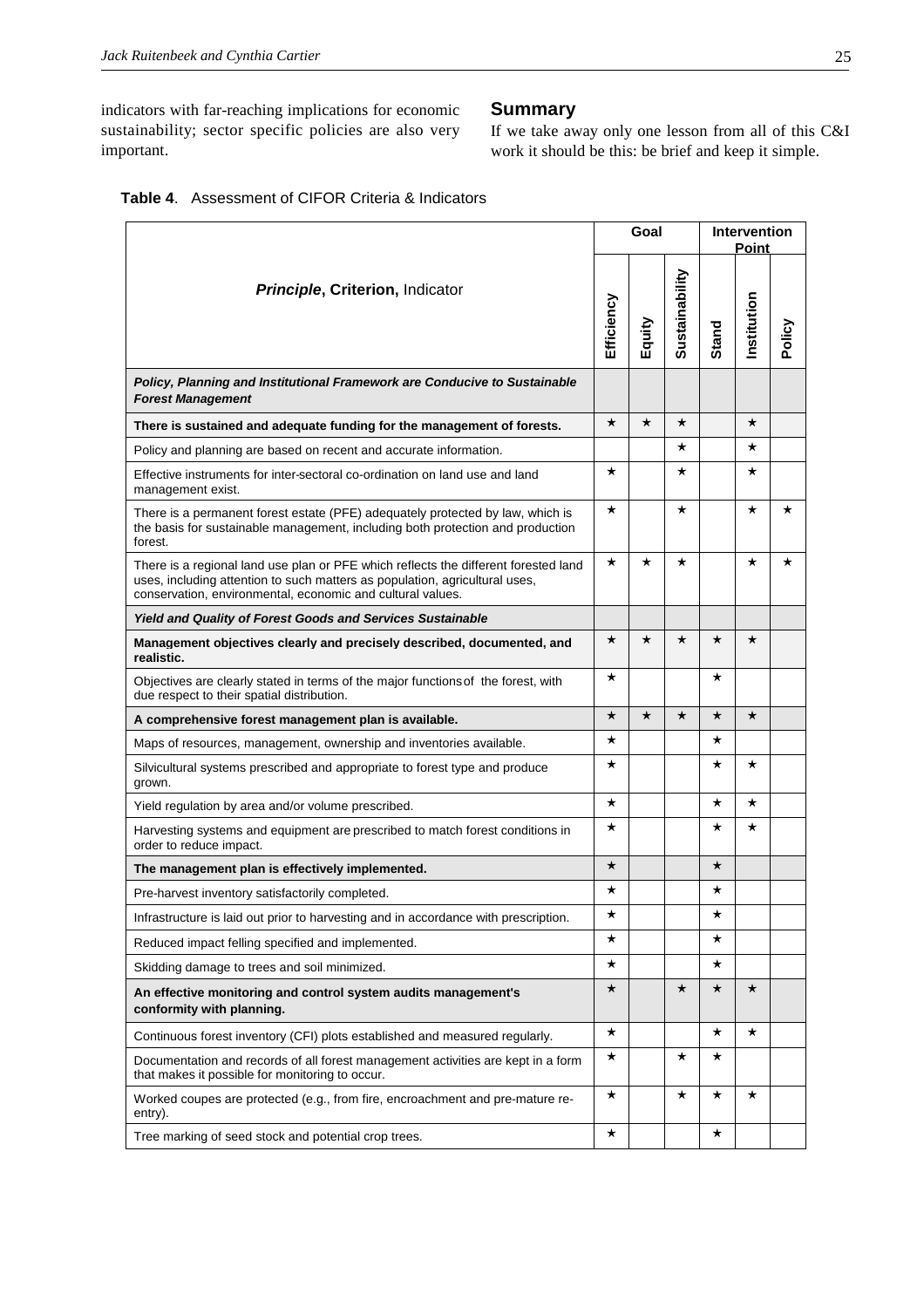indicators with far-reaching implications for economic sustainability; sector specific policies are also very important.

## Summary

If we take away only one lesson from all of this C&I work it should be this: be brief and keep it simple.

**Table 4**. Assessment of CIFOR Criteria & Indicators

| ***Principle*, Criterion, Indicator** | **Goal** | | | **Intervention Point** | | |
|---|---|---|---|---|---|---|
| | **Efficiency** | **Equity** | **Sustainability** | **Stand** | **Institution** | **Policy** |
| ***Policy, Planning and Institutional Framework are Conducive to Sustainable Forest Management*** | | | | | | |
| **There is sustained and adequate funding for the management of forests.** | ★ | ★ | ★ | | ★ | |
| Policy and planning are based on recent and accurate information. | | | ★ | | ★ | |
| Effective instruments for inter-sectoral co-ordination on land use and land management exist. | ★ | | ★ | | ★ | |
| There is a permanent forest estate (PFE) adequately protected by law, which is the basis for sustainable management, including both protection and production forest. | ★ | | ★ | | ★ | ★ |
| There is a regional land use plan or PFE which reflects the different forested land uses, including attention to such matters as population, agricultural uses, conservation, environmental, economic and cultural values. | ★ | ★ | ★ | | ★ | ★ |
| ***Yield and Quality of Forest Goods and Services Sustainable*** | | | | | | |
| **Management objectives clearly and precisely described, documented, and realistic.** | ★ | ★ | ★ | ★ | ★ | |
| Objectives are clearly stated in terms of the major functions of the forest, with due respect to their spatial distribution. | ★ | | | ★ | | |
| **A comprehensive forest management plan is available.** | ★ | ★ | ★ | ★ | ★ | |
| Maps of resources, management, ownership and inventories available. | ★ | | | ★ | | |
| Silvicultural systems prescribed and appropriate to forest type and produce grown. | ★ | | | ★ | ★ | |
| Yield regulation by area and/or volume prescribed. | ★ | | | ★ | ★ | |
| Harvesting systems and equipment are prescribed to match forest conditions in order to reduce impact. | ★ | | | ★ | ★ | |
| **The management plan is effectively implemented.** | ★ | | | ★ | | |
| Pre-harvest inventory satisfactorily completed. | ★ | | | ★ | | |
| Infrastructure is laid out prior to harvesting and in accordance with prescription. | ★ | | | ★ | | |
| Reduced impact felling specified and implemented. | ★ | | | ★ | | |
| Skidding damage to trees and soil minimized. | ★ | | | ★ | | |
| **An effective monitoring and control system audits management's conformity with planning.** | ★ | | ★ | ★ | ★ | |
| Continuous forest inventory (CFI) plots established and measured regularly. | ★ | | | ★ | ★ | |
| Documentation and records of all forest management activities are kept in a form that makes it possible for monitoring to occur. | ★ | | ★ | ★ | | |
| Worked coupes are protected (e.g., from fire, encroachment and pre-mature re-entry). | ★ | | ★ | ★ | ★ | |
| Tree marking of seed stock and potential crop trees. | ★ | | | ★ | | |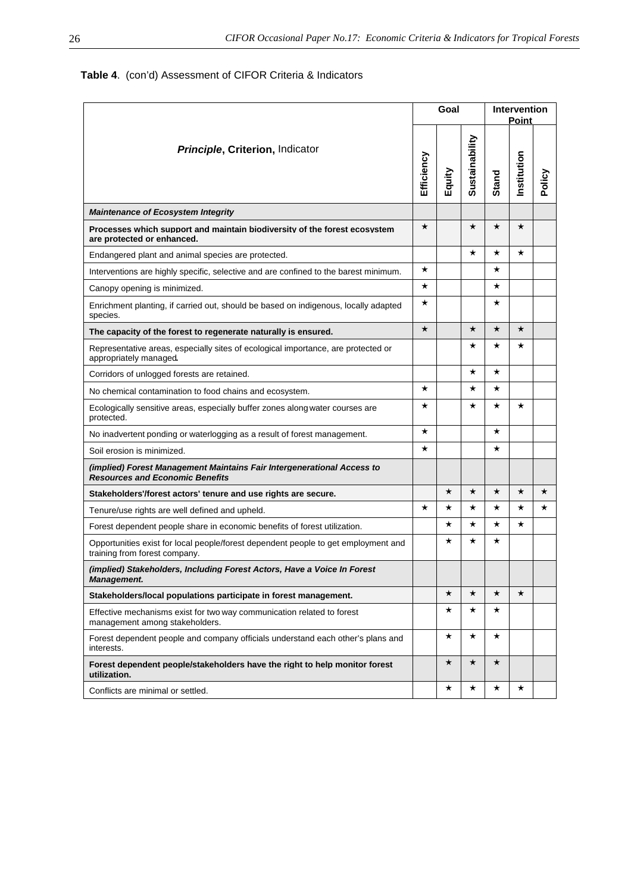**Table 4**. (con'd) Assessment of CIFOR Criteria & Indicators

| *Principle*, Criterion, Indicator | Goal | | | Intervention Point | | |
|---|---|---|---|---|---|---|
| | Efficiency | Equity | Sustainability | Stand | Institution | Policy |
| ***Maintenance of Ecosystem Integrity*** | | | | | | |
| **Processes which support and maintain biodiversity of the forest ecosystem are protected or enhanced.** | ★ | | ★ | ★ | ★ | |
| Endangered plant and animal species are protected. | | | ★ | ★ | ★ | |
| Interventions are highly specific, selective and are confined to the barest minimum. | ★ | | | ★ | | |
| Canopy opening is minimized. | ★ | | | ★ | | |
| Enrichment planting, if carried out, should be based on indigenous, locally adapted species. | ★ | | | ★ | | |
| **The capacity of the forest to regenerate naturally is ensured.** | ★ | | ★ | ★ | ★ | |
| Representative areas, especially sites of ecological importance, are protected or appropriately managed. | | | ★ | ★ | ★ | |
| Corridors of unlogged forests are retained. | | | ★ | ★ | | |
| No chemical contamination to food chains and ecosystem. | ★ | | ★ | ★ | | |
| Ecologically sensitive areas, especially buffer zones along water courses are protected. | ★ | | ★ | ★ | ★ | |
| No inadvertent ponding or waterlogging as a result of forest management. | ★ | | | ★ | | |
| Soil erosion is minimized. | ★ | | | ★ | | |
| ***(implied) Forest Management Maintains Fair Intergenerational Access to Resources and Economic Benefits*** | | | | | | |
| **Stakeholders'/forest actors' tenure and use rights are secure.** | | ★ | ★ | ★ | ★ | ★ |
| Tenure/use rights are well defined and upheld. | ★ | ★ | ★ | ★ | ★ | ★ |
| Forest dependent people share in economic benefits of forest utilization. | | ★ | ★ | ★ | ★ | |
| Opportunities exist for local people/forest dependent people to get employment and training from forest company. | | ★ | ★ | ★ | | |
| ***(implied) Stakeholders, Including Forest Actors, Have a Voice In Forest Management.*** | | | | | | |
| **Stakeholders/local populations participate in forest management.** | | ★ | ★ | ★ | ★ | |
| Effective mechanisms exist for two way communication related to forest management among stakeholders. | | ★ | ★ | ★ | | |
| Forest dependent people and company officials understand each other's plans and interests. | | ★ | ★ | ★ | | |
| **Forest dependent people/stakeholders have the right to help monitor forest utilization.** | | ★ | ★ | ★ | | |
| Conflicts are minimal or settled. | | ★ | ★ | ★ | ★ | |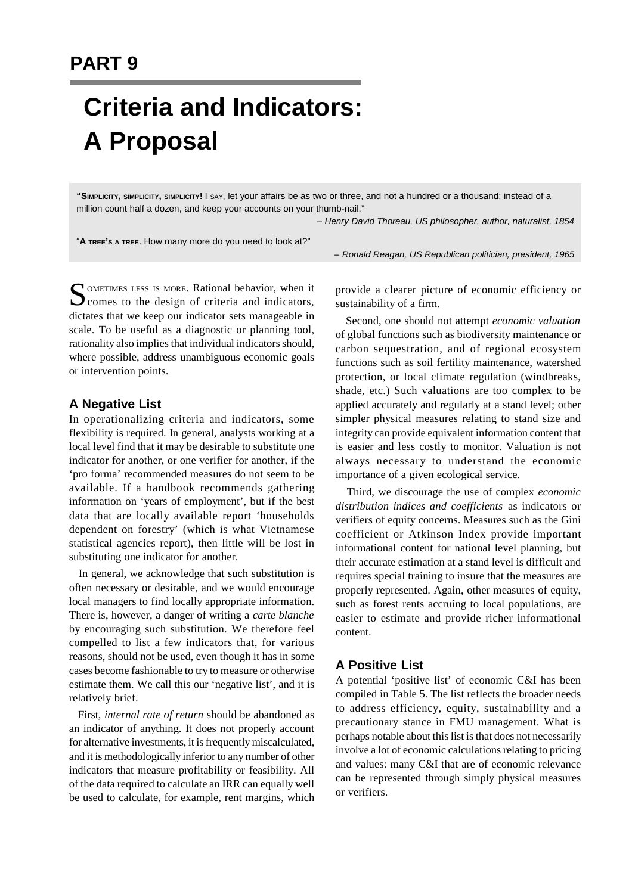# PART 9

# Criteria and Indicators: A Proposal

> "**SIMPLICITY, SIMPLICITY, SIMPLICITY!** I SAY, let your affairs be as two or three, and not a hundred or a thousand; instead of a million count half a dozen, and keep your accounts on your thumb-nail."
>
> *– Henry David Thoreau, US philosopher, author, naturalist, 1854*

> "**A TREE'S A TREE**. How many more do you need to look at?"
>
> *– Ronald Reagan, US Republican politician, president, 1965*

SOMETIMES LESS IS MORE. Rational behavior, when it comes to the design of criteria and indicators, dictates that we keep our indicator sets manageable in scale. To be useful as a diagnostic or planning tool, rationality also implies that individual indicators should, where possible, address unambiguous economic goals or intervention points.

## A Negative List

In operationalizing criteria and indicators, some flexibility is required. In general, analysts working at a local level find that it may be desirable to substitute one indicator for another, or one verifier for another, if the 'pro forma' recommended measures do not seem to be available. If a handbook recommends gathering information on 'years of employment', but if the best data that are locally available report 'households dependent on forestry' (which is what Vietnamese statistical agencies report), then little will be lost in substituting one indicator for another.

In general, we acknowledge that such substitution is often necessary or desirable, and we would encourage local managers to find locally appropriate information. There is, however, a danger of writing a *carte blanche* by encouraging such substitution. We therefore feel compelled to list a few indicators that, for various reasons, should not be used, even though it has in some cases become fashionable to try to measure or otherwise estimate them. We call this our 'negative list', and it is relatively brief.

First, *internal rate of return* should be abandoned as an indicator of anything. It does not properly account for alternative investments, it is frequently miscalculated, and it is methodologically inferior to any number of other indicators that measure profitability or feasibility. All of the data required to calculate an IRR can equally well be used to calculate, for example, rent margins, which provide a clearer picture of economic efficiency or sustainability of a firm.

Second, one should not attempt *economic valuation* of global functions such as biodiversity maintenance or carbon sequestration, and of regional ecosystem functions such as soil fertility maintenance, watershed protection, or local climate regulation (windbreaks, shade, etc.) Such valuations are too complex to be applied accurately and regularly at a stand level; other simpler physical measures relating to stand size and integrity can provide equivalent information content that is easier and less costly to monitor. Valuation is not always necessary to understand the economic importance of a given ecological service.

Third, we discourage the use of complex *economic distribution indices and coefficients* as indicators or verifiers of equity concerns. Measures such as the Gini coefficient or Atkinson Index provide important informational content for national level planning, but their accurate estimation at a stand level is difficult and requires special training to insure that the measures are properly represented. Again, other measures of equity, such as forest rents accruing to local populations, are easier to estimate and provide richer informational content.

## A Positive List

A potential 'positive list' of economic C&I has been compiled in Table 5. The list reflects the broader needs to address efficiency, equity, sustainability and a precautionary stance in FMU management. What is perhaps notable about this list is that does not necessarily involve a lot of economic calculations relating to pricing and values: many C&I that are of economic relevance can be represented through simply physical measures or verifiers.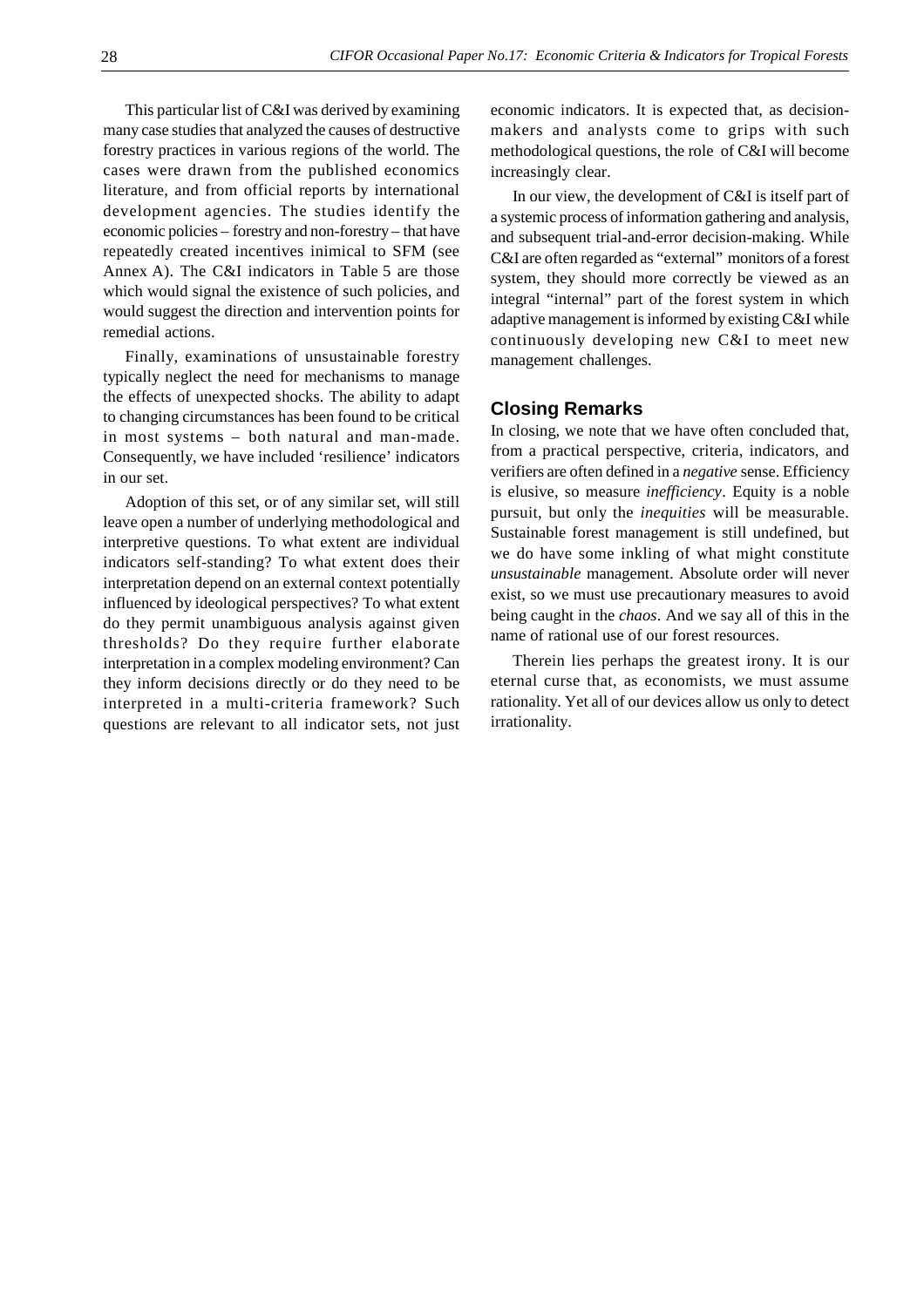This particular list of C&I was derived by examining many case studies that analyzed the causes of destructive forestry practices in various regions of the world. The cases were drawn from the published economics literature, and from official reports by international development agencies. The studies identify the economic policies – forestry and non-forestry – that have repeatedly created incentives inimical to SFM (see Annex A). The C&I indicators in Table 5 are those which would signal the existence of such policies, and would suggest the direction and intervention points for remedial actions.

Finally, examinations of unsustainable forestry typically neglect the need for mechanisms to manage the effects of unexpected shocks. The ability to adapt to changing circumstances has been found to be critical in most systems – both natural and man-made. Consequently, we have included 'resilience' indicators in our set.

Adoption of this set, or of any similar set, will still leave open a number of underlying methodological and interpretive questions. To what extent are individual indicators self-standing? To what extent does their interpretation depend on an external context potentially influenced by ideological perspectives? To what extent do they permit unambiguous analysis against given thresholds? Do they require further elaborate interpretation in a complex modeling environment? Can they inform decisions directly or do they need to be interpreted in a multi-criteria framework? Such questions are relevant to all indicator sets, not just economic indicators. It is expected that, as decision-makers and analysts come to grips with such methodological questions, the role of C&I will become increasingly clear.

In our view, the development of C&I is itself part of a systemic process of information gathering and analysis, and subsequent trial-and-error decision-making. While C&I are often regarded as "external" monitors of a forest system, they should more correctly be viewed as an integral "internal" part of the forest system in which adaptive management is informed by existing C&I while continuously developing new C&I to meet new management challenges.

## Closing Remarks

In closing, we note that we have often concluded that, from a practical perspective, criteria, indicators, and verifiers are often defined in a *negative* sense. Efficiency is elusive, so measure *inefficiency*. Equity is a noble pursuit, but only the *inequities* will be measurable. Sustainable forest management is still undefined, but we do have some inkling of what might constitute *unsustainable* management. Absolute order will never exist, so we must use precautionary measures to avoid being caught in the *chaos*. And we say all of this in the name of rational use of our forest resources.

Therein lies perhaps the greatest irony. It is our eternal curse that, as economists, we must assume rationality. Yet all of our devices allow us only to detect irrationality.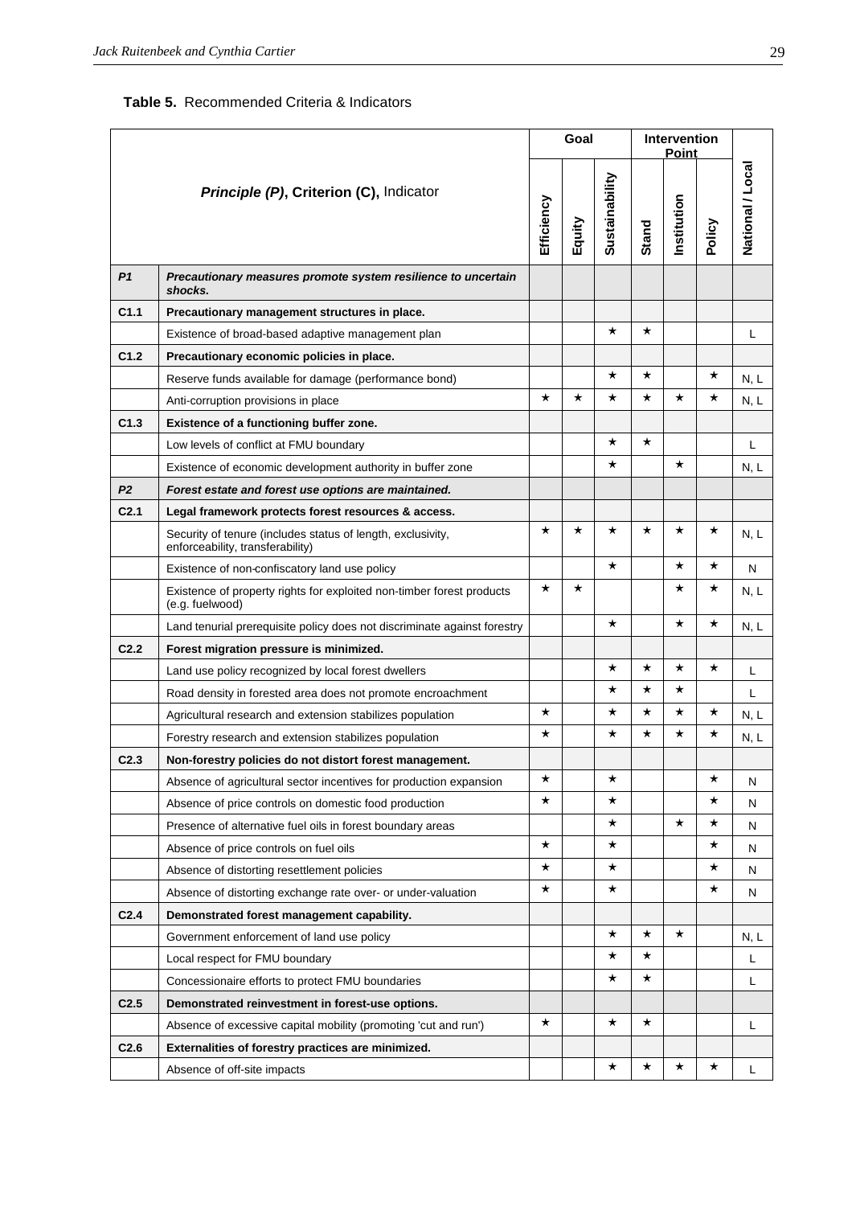**Table 5.** Recommended Criteria & Indicators

| *Principle (P)*, **Criterion (C)**, Indicator | | Goal | | | Intervention Point | | | National / Local |
|---|---|---|---|---|---|---|---|---|
| | | Efficiency | Equity | Sustainability | Stand | Institution | Policy | |
| ***P1*** | ***Precautionary measures promote system resilience to uncertain shocks.*** | | | | | | | |
| **C1.1** | **Precautionary management structures in place.** | | | | | | | |
| | Existence of broad-based adaptive management plan | | | ★ | ★ | | | L |
| **C1.2** | **Precautionary economic policies in place.** | | | | | | | |
| | Reserve funds available for damage (performance bond) | | | ★ | ★ | | ★ | N, L |
| | Anti-corruption provisions in place | ★ | ★ | ★ | ★ | ★ | ★ | N, L |
| **C1.3** | **Existence of a functioning buffer zone.** | | | | | | | |
| | Low levels of conflict at FMU boundary | | | ★ | ★ | | | L |
| | Existence of economic development authority in buffer zone | | | ★ | | ★ | | N, L |
| ***P2*** | ***Forest estate and forest use options are maintained.*** | | | | | | | |
| **C2.1** | **Legal framework protects forest resources & access.** | | | | | | | |
| | Security of tenure (includes status of length, exclusivity, enforceability, transferability) | ★ | ★ | ★ | ★ | ★ | ★ | N, L |
| | Existence of non-confiscatory land use policy | | | ★ | | ★ | ★ | N |
| | Existence of property rights for exploited non-timber forest products (e.g. fuelwood) | ★ | ★ | | | ★ | ★ | N, L |
| | Land tenurial prerequisite policy does not discriminate against forestry | | | ★ | | ★ | ★ | N, L |
| **C2.2** | **Forest migration pressure is minimized.** | | | | | | | |
| | Land use policy recognized by local forest dwellers | | | ★ | ★ | ★ | ★ | L |
| | Road density in forested area does not promote encroachment | | | ★ | ★ | ★ | | L |
| | Agricultural research and extension stabilizes population | ★ | | ★ | ★ | ★ | ★ | N, L |
| | Forestry research and extension stabilizes population | ★ | | ★ | ★ | ★ | ★ | N, L |
| **C2.3** | **Non-forestry policies do not distort forest management.** | | | | | | | |
| | Absence of agricultural sector incentives for production expansion | ★ | | ★ | | | ★ | N |
| | Absence of price controls on domestic food production | ★ | | ★ | | | ★ | N |
| | Presence of alternative fuel oils in forest boundary areas | | | ★ | | ★ | ★ | N |
| | Absence of price controls on fuel oils | ★ | | ★ | | | ★ | N |
| | Absence of distorting resettlement policies | ★ | | ★ | | | ★ | N |
| | Absence of distorting exchange rate over- or under-valuation | ★ | | ★ | | | ★ | N |
| **C2.4** | **Demonstrated forest management capability.** | | | | | | | |
| | Government enforcement of land use policy | | | ★ | ★ | ★ | | N, L |
| | Local respect for FMU boundary | | | ★ | ★ | | | L |
| | Concessionaire efforts to protect FMU boundaries | | | ★ | ★ | | | L |
| **C2.5** | **Demonstrated reinvestment in forest-use options.** | | | | | | | |
| | Absence of excessive capital mobility (promoting 'cut and run') | ★ | | ★ | ★ | | | L |
| **C2.6** | **Externalities of forestry practices are minimized.** | | | | | | | |
| | Absence of off-site impacts | | | ★ | ★ | ★ | ★ | L |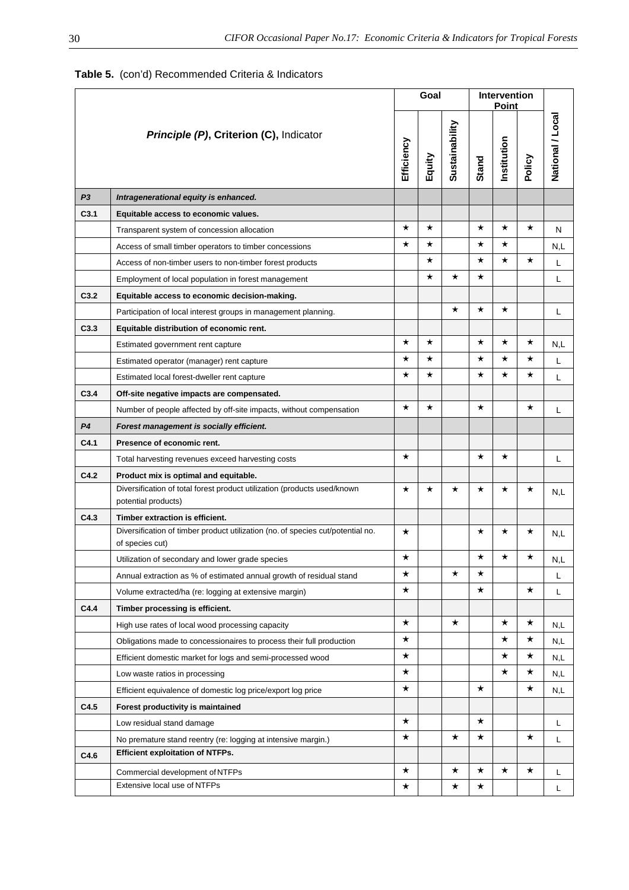**Table 5.** (con'd) Recommended Criteria & Indicators

| | *Principle (P)*, Criterion (C), Indicator | Goal | | | Intervention Point | | | National / Local |
|---|---|---|---|---|---|---|---|---|
| | | Efficiency | Equity | Sustainability | Stand | Institution | Policy | |
| ***P3*** | ***Intragenerational equity is enhanced.*** | | | | | | | |
| **C3.1** | **Equitable access to economic values.** | | | | | | | |
| | Transparent system of concession allocation | ★ | ★ | | ★ | ★ | ★ | N |
| | Access of small timber operators to timber concessions | ★ | ★ | | ★ | ★ | | N,L |
| | Access of non-timber users to non-timber forest products | | ★ | | ★ | ★ | ★ | L |
| | Employment of local population in forest management | | ★ | ★ | ★ | | | L |
| **C3.2** | **Equitable access to economic decision-making.** | | | | | | | |
| | Participation of local interest groups in management planning. | | | ★ | ★ | ★ | | L |
| **C3.3** | **Equitable distribution of economic rent.** | | | | | | | |
| | Estimated government rent capture | ★ | ★ | | ★ | ★ | ★ | N,L |
| | Estimated operator (manager) rent capture | ★ | ★ | | ★ | ★ | ★ | L |
| | Estimated local forest-dweller rent capture | ★ | ★ | | ★ | ★ | ★ | L |
| **C3.4** | **Off-site negative impacts are compensated.** | | | | | | | |
| | Number of people affected by off-site impacts, without compensation | ★ | ★ | | ★ | | ★ | L |
| ***P4*** | ***Forest management is socially efficient.*** | | | | | | | |
| **C4.1** | **Presence of economic rent.** | | | | | | | |
| | Total harvesting revenues exceed harvesting costs | ★ | | | ★ | ★ | | L |
| **C4.2** | **Product mix is optimal and equitable.** | | | | | | | |
| | Diversification of total forest product utilization (products used/known potential products) | ★ | ★ | ★ | ★ | ★ | ★ | N,L |
| **C4.3** | **Timber extraction is efficient.** | | | | | | | |
| | Diversification of timber product utilization (no. of species cut/potential no. of species cut) | ★ | | | ★ | ★ | ★ | N,L |
| | Utilization of secondary and lower grade species | ★ | | | ★ | ★ | ★ | N,L |
| | Annual extraction as % of estimated annual growth of residual stand | ★ | | ★ | ★ | | | L |
| | Volume extracted/ha (re: logging at extensive margin) | ★ | | | ★ | | ★ | L |
| **C4.4** | **Timber processing is efficient.** | | | | | | | |
| | High use rates of local wood processing capacity | ★ | | ★ | | ★ | ★ | N,L |
| | Obligations made to concessionaires to process their full production | ★ | | | | ★ | ★ | N,L |
| | Efficient domestic market for logs and semi-processed wood | ★ | | | | ★ | ★ | N,L |
| | Low waste ratios in processing | ★ | | | | ★ | ★ | N,L |
| | Efficient equivalence of domestic log price/export log price | ★ | | | ★ | | ★ | N,L |
| **C4.5** | **Forest productivity is maintained** | | | | | | | |
| | Low residual stand damage | ★ | | | ★ | | | L |
| | No premature stand reentry (re: logging at intensive margin.) | ★ | | ★ | ★ | | ★ | L |
| **C4.6** | **Efficient exploitation of NTFPs.** | | | | | | | |
| | Commercial development of NTFPs | ★ | | ★ | ★ | ★ | ★ | L |
| | Extensive local use of NTFPs | ★ | | ★ | ★ | | | L |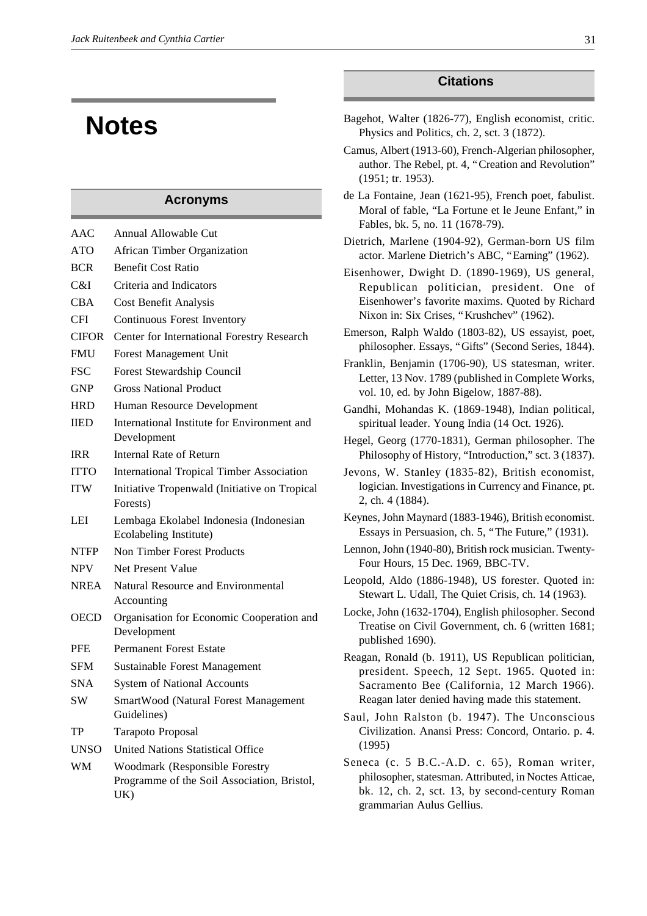# Notes

## Acronyms

| | |
|---|---|
| AAC | Annual Allowable Cut |
| ATO | African Timber Organization |
| BCR | Benefit Cost Ratio |
| C&I | Criteria and Indicators |
| CBA | Cost Benefit Analysis |
| CFI | Continuous Forest Inventory |
| CIFOR | Center for International Forestry Research |
| FMU | Forest Management Unit |
| FSC | Forest Stewardship Council |
| GNP | Gross National Product |
| HRD | Human Resource Development |
| IIED | International Institute for Environment and Development |
| IRR | Internal Rate of Return |
| ITTO | International Tropical Timber Association |
| ITW | Initiative Tropenwald (Initiative on Tropical Forests) |
| LEI | Lembaga Ekolabel Indonesia (Indonesian Ecolabeling Institute) |
| NTFP | Non Timber Forest Products |
| NPV | Net Present Value |
| NREA | Natural Resource and Environmental Accounting |
| OECD | Organisation for Economic Cooperation and Development |
| PFE | Permanent Forest Estate |
| SFM | Sustainable Forest Management |
| SNA | System of National Accounts |
| SW | SmartWood (Natural Forest Management Guidelines) |
| TP | Tarapoto Proposal |
| UNSO | United Nations Statistical Office |
| WM | Woodmark (Responsible Forestry Programme of the Soil Association, Bristol, UK) |

## Citations

Bagehot, Walter (1826-77), English economist, critic. Physics and Politics, ch. 2, sct. 3 (1872).

Camus, Albert (1913-60), French-Algerian philosopher, author. The Rebel, pt. 4, "Creation and Revolution" (1951; tr. 1953).

de La Fontaine, Jean (1621-95), French poet, fabulist. Moral of fable, "La Fortune et le Jeune Enfant," in Fables, bk. 5, no. 11 (1678-79).

Dietrich, Marlene (1904-92), German-born US film actor. Marlene Dietrich's ABC, "Earning" (1962).

Eisenhower, Dwight D. (1890-1969), US general, Republican politician, president. One of Eisenhower's favorite maxims. Quoted by Richard Nixon in: Six Crises, "Krushchev" (1962).

Emerson, Ralph Waldo (1803-82), US essayist, poet, philosopher. Essays, "Gifts" (Second Series, 1844).

Franklin, Benjamin (1706-90), US statesman, writer. Letter, 13 Nov. 1789 (published in Complete Works, vol. 10, ed. by John Bigelow, 1887-88).

Gandhi, Mohandas K. (1869-1948), Indian political, spiritual leader. Young India (14 Oct. 1926).

Hegel, Georg (1770-1831), German philosopher. The Philosophy of History, "Introduction," sct. 3 (1837).

Jevons, W. Stanley (1835-82), British economist, logician. Investigations in Currency and Finance, pt. 2, ch. 4 (1884).

Keynes, John Maynard (1883-1946), British economist. Essays in Persuasion, ch. 5, "The Future," (1931).

Lennon, John (1940-80), British rock musician. Twenty-Four Hours, 15 Dec. 1969, BBC-TV.

Leopold, Aldo (1886-1948), US forester. Quoted in: Stewart L. Udall, The Quiet Crisis, ch. 14 (1963).

Locke, John (1632-1704), English philosopher. Second Treatise on Civil Government, ch. 6 (written 1681; published 1690).

Reagan, Ronald (b. 1911), US Republican politician, president. Speech, 12 Sept. 1965. Quoted in: Sacramento Bee (California, 12 March 1966). Reagan later denied having made this statement.

Saul, John Ralston (b. 1947). The Unconscious Civilization. Anansi Press: Concord, Ontario. p. 4. (1995)

Seneca (c. 5 B.C.-A.D. c. 65), Roman writer, philosopher, statesman. Attributed, in Noctes Atticae, bk. 12, ch. 2, sct. 13, by second-century Roman grammarian Aulus Gellius.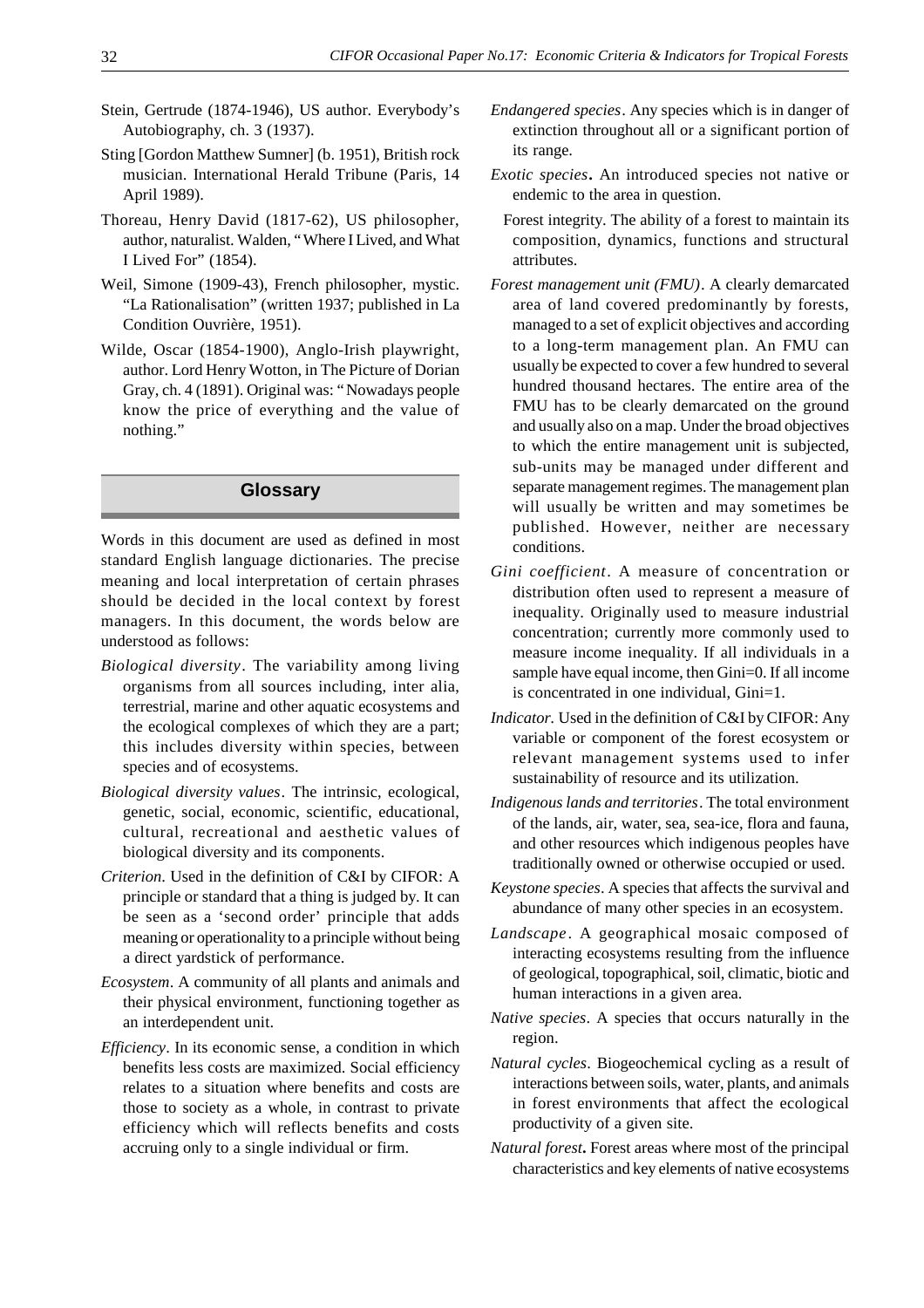Stein, Gertrude (1874-1946), US author. Everybody's Autobiography, ch. 3 (1937).

Sting [Gordon Matthew Sumner] (b. 1951), British rock musician. International Herald Tribune (Paris, 14 April 1989).

Thoreau, Henry David (1817-62), US philosopher, author, naturalist. Walden, "Where I Lived, and What I Lived For" (1854).

Weil, Simone (1909-43), French philosopher, mystic. "La Rationalisation" (written 1937; published in La Condition Ouvrière, 1951).

Wilde, Oscar (1854-1900), Anglo-Irish playwright, author. Lord Henry Wotton, in The Picture of Dorian Gray, ch. 4 (1891). Original was: "Nowadays people know the price of everything and the value of nothing."

## Glossary

Words in this document are used as defined in most standard English language dictionaries. The precise meaning and local interpretation of certain phrases should be decided in the local context by forest managers. In this document, the words below are understood as follows:

*Biological diversity*. The variability among living organisms from all sources including, inter alia, terrestrial, marine and other aquatic ecosystems and the ecological complexes of which they are a part; this includes diversity within species, between species and of ecosystems.

*Biological diversity values*. The intrinsic, ecological, genetic, social, economic, scientific, educational, cultural, recreational and aesthetic values of biological diversity and its components.

*Criterion*. Used in the definition of C&I by CIFOR: A principle or standard that a thing is judged by. It can be seen as a 'second order' principle that adds meaning or operationality to a principle without being a direct yardstick of performance.

*Ecosystem*. A community of all plants and animals and their physical environment, functioning together as an interdependent unit.

*Efficiency*. In its economic sense, a condition in which benefits less costs are maximized. Social efficiency relates to a situation where benefits and costs are those to society as a whole, in contrast to private efficiency which will reflects benefits and costs accruing only to a single individual or firm.

*Endangered species*. Any species which is in danger of extinction throughout all or a significant portion of its range.

*Exotic species***.** An introduced species not native or endemic to the area in question.

Forest integrity. The ability of a forest to maintain its composition, dynamics, functions and structural attributes.

*Forest management unit (FMU)*. A clearly demarcated area of land covered predominantly by forests, managed to a set of explicit objectives and according to a long-term management plan. An FMU can usually be expected to cover a few hundred to several hundred thousand hectares. The entire area of the FMU has to be clearly demarcated on the ground and usually also on a map. Under the broad objectives to which the entire management unit is subjected, sub-units may be managed under different and separate management regimes. The management plan will usually be written and may sometimes be published. However, neither are necessary conditions.

*Gini coefficient*. A measure of concentration or distribution often used to represent a measure of inequality. Originally used to measure industrial concentration; currently more commonly used to measure income inequality. If all individuals in a sample have equal income, then Gini=0. If all income is concentrated in one individual, Gini=1.

*Indicator.* Used in the definition of C&I by CIFOR: Any variable or component of the forest ecosystem or relevant management systems used to infer sustainability of resource and its utilization.

*Indigenous lands and territories*. The total environment of the lands, air, water, sea, sea-ice, flora and fauna, and other resources which indigenous peoples have traditionally owned or otherwise occupied or used.

*Keystone species*. A species that affects the survival and abundance of many other species in an ecosystem.

*Landscape*. A geographical mosaic composed of interacting ecosystems resulting from the influence of geological, topographical, soil, climatic, biotic and human interactions in a given area.

*Native species*. A species that occurs naturally in the region.

*Natural cycles*. Biogeochemical cycling as a result of interactions between soils, water, plants, and animals in forest environments that affect the ecological productivity of a given site.

*Natural forest***.** Forest areas where most of the principal characteristics and key elements of native ecosystems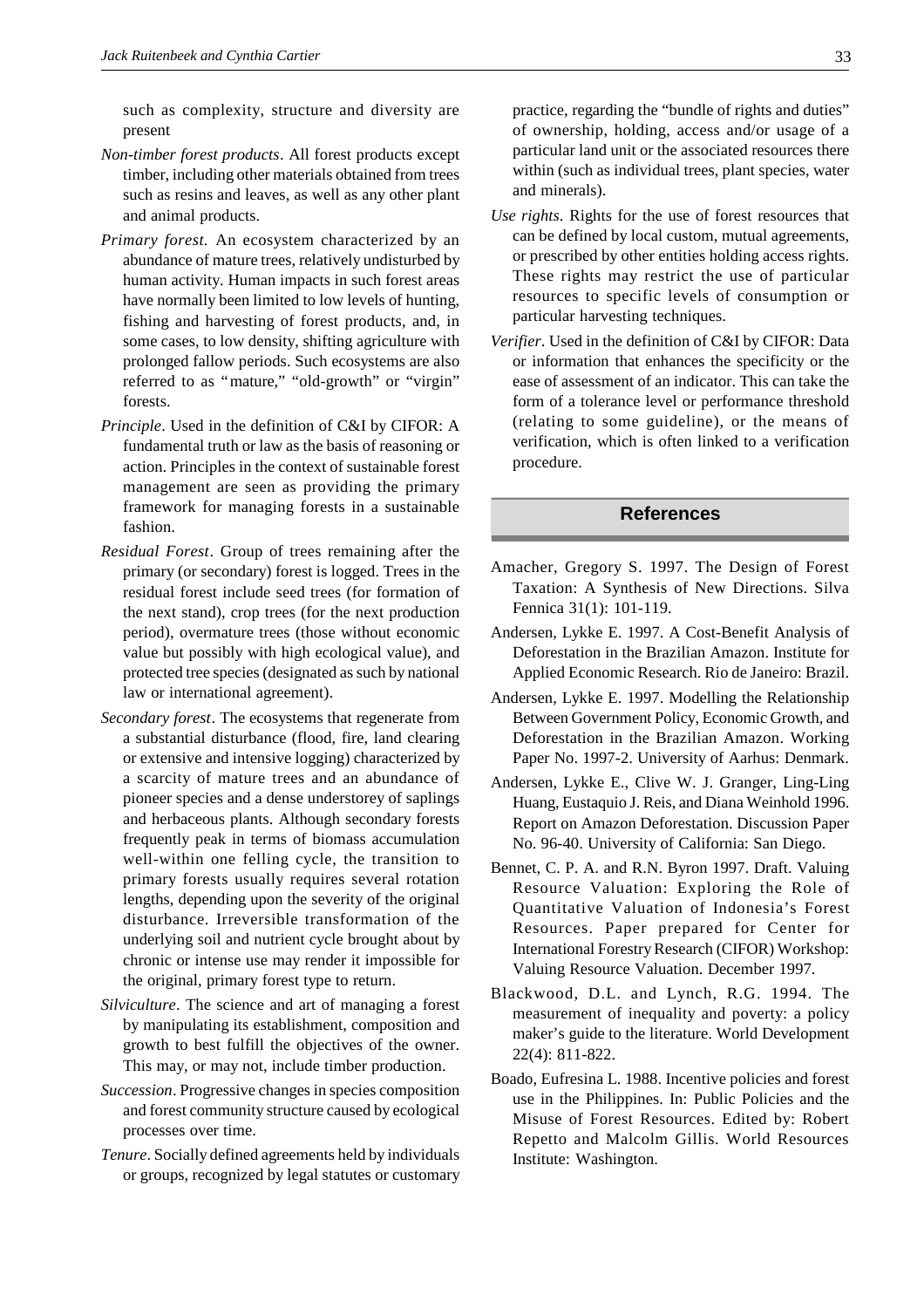such as complexity, structure and diversity are present

*Non-timber forest products*. All forest products except timber, including other materials obtained from trees such as resins and leaves, as well as any other plant and animal products.

*Primary forest.* An ecosystem characterized by an abundance of mature trees, relatively undisturbed by human activity. Human impacts in such forest areas have normally been limited to low levels of hunting, fishing and harvesting of forest products, and, in some cases, to low density, shifting agriculture with prolonged fallow periods. Such ecosystems are also referred to as "mature," "old-growth" or "virgin" forests.

*Principle*. Used in the definition of C&I by CIFOR: A fundamental truth or law as the basis of reasoning or action. Principles in the context of sustainable forest management are seen as providing the primary framework for managing forests in a sustainable fashion.

*Residual Forest*. Group of trees remaining after the primary (or secondary) forest is logged. Trees in the residual forest include seed trees (for formation of the next stand), crop trees (for the next production period), overmature trees (those without economic value but possibly with high ecological value), and protected tree species (designated as such by national law or international agreement).

*Secondary forest*. The ecosystems that regenerate from a substantial disturbance (flood, fire, land clearing or extensive and intensive logging) characterized by a scarcity of mature trees and an abundance of pioneer species and a dense understorey of saplings and herbaceous plants. Although secondary forests frequently peak in terms of biomass accumulation well-within one felling cycle, the transition to primary forests usually requires several rotation lengths, depending upon the severity of the original disturbance. Irreversible transformation of the underlying soil and nutrient cycle brought about by chronic or intense use may render it impossible for the original, primary forest type to return.

*Silviculture*. The science and art of managing a forest by manipulating its establishment, composition and growth to best fulfill the objectives of the owner. This may, or may not, include timber production.

*Succession*. Progressive changes in species composition and forest community structure caused by ecological processes over time.

*Tenure*. Socially defined agreements held by individuals or groups, recognized by legal statutes or customary practice, regarding the "bundle of rights and duties" of ownership, holding, access and/or usage of a particular land unit or the associated resources there within (such as individual trees, plant species, water and minerals).

*Use rights*. Rights for the use of forest resources that can be defined by local custom, mutual agreements, or prescribed by other entities holding access rights. These rights may restrict the use of particular resources to specific levels of consumption or particular harvesting techniques.

*Verifier*. Used in the definition of C&I by CIFOR: Data or information that enhances the specificity or the ease of assessment of an indicator. This can take the form of a tolerance level or performance threshold (relating to some guideline), or the means of verification, which is often linked to a verification procedure.

## References

Amacher, Gregory S. 1997. The Design of Forest Taxation: A Synthesis of New Directions. Silva Fennica 31(1): 101-119.

Andersen, Lykke E. 1997. A Cost-Benefit Analysis of Deforestation in the Brazilian Amazon. Institute for Applied Economic Research. Rio de Janeiro: Brazil.

Andersen, Lykke E. 1997. Modelling the Relationship Between Government Policy, Economic Growth, and Deforestation in the Brazilian Amazon. Working Paper No. 1997-2. University of Aarhus: Denmark.

Andersen, Lykke E., Clive W. J. Granger, Ling-Ling Huang, Eustaquio J. Reis, and Diana Weinhold 1996. Report on Amazon Deforestation. Discussion Paper No. 96-40. University of California: San Diego.

Bennet, C. P. A. and R.N. Byron 1997. Draft. Valuing Resource Valuation: Exploring the Role of Quantitative Valuation of Indonesia's Forest Resources. Paper prepared for Center for International Forestry Research (CIFOR) Workshop: Valuing Resource Valuation. December 1997.

Blackwood, D.L. and Lynch, R.G. 1994. The measurement of inequality and poverty: a policy maker's guide to the literature. World Development 22(4): 811-822.

Boado, Eufresina L. 1988. Incentive policies and forest use in the Philippines. In: Public Policies and the Misuse of Forest Resources. Edited by: Robert Repetto and Malcolm Gillis. World Resources Institute: Washington.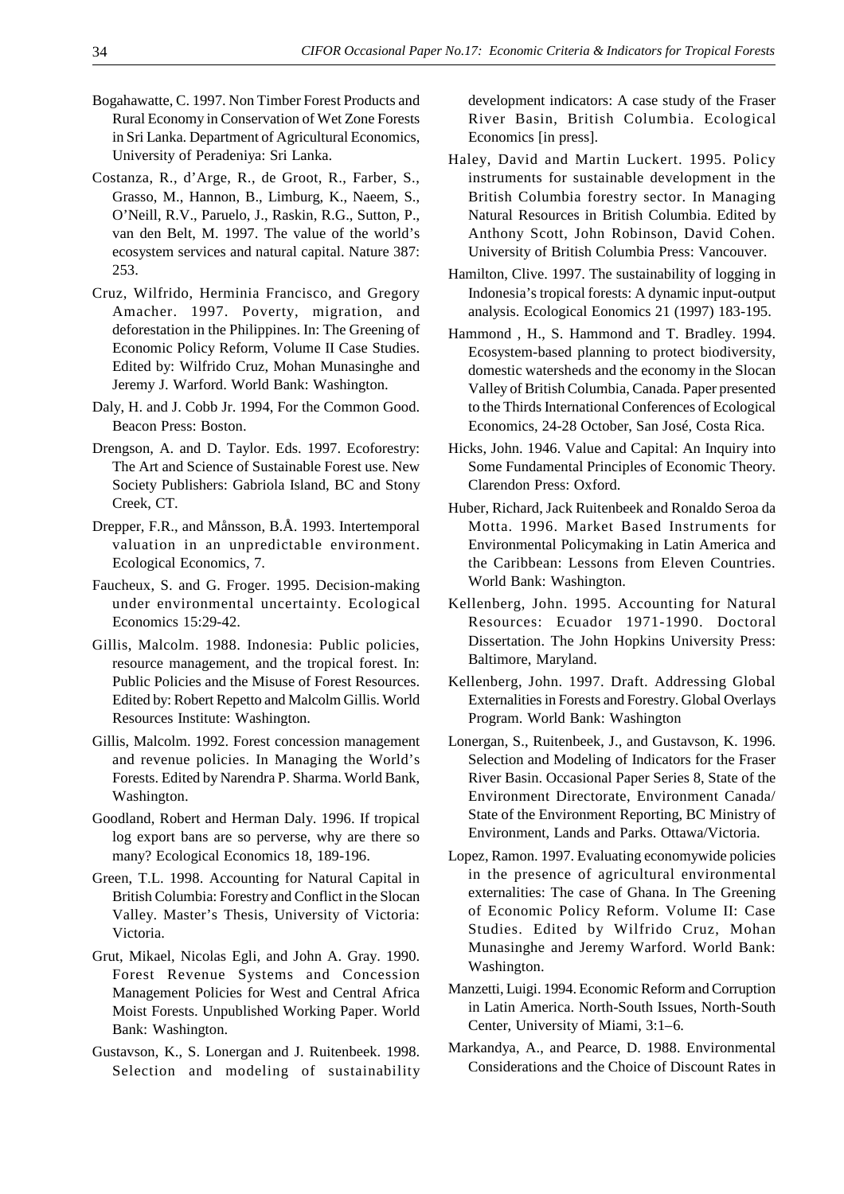Bogahawatte, C. 1997. Non Timber Forest Products and Rural Economy in Conservation of Wet Zone Forests in Sri Lanka. Department of Agricultural Economics, University of Peradeniya: Sri Lanka.

Costanza, R., d'Arge, R., de Groot, R., Farber, S., Grasso, M., Hannon, B., Limburg, K., Naeem, S., O'Neill, R.V., Paruelo, J., Raskin, R.G., Sutton, P., van den Belt, M. 1997. The value of the world's ecosystem services and natural capital. Nature 387: 253.

Cruz, Wilfrido, Herminia Francisco, and Gregory Amacher. 1997. Poverty, migration, and deforestation in the Philippines. In: The Greening of Economic Policy Reform, Volume II Case Studies. Edited by: Wilfrido Cruz, Mohan Munasinghe and Jeremy J. Warford. World Bank: Washington.

Daly, H. and J. Cobb Jr. 1994, For the Common Good. Beacon Press: Boston.

Drengson, A. and D. Taylor. Eds. 1997. Ecoforestry: The Art and Science of Sustainable Forest use. New Society Publishers: Gabriola Island, BC and Stony Creek, CT.

Drepper, F.R., and Månsson, B.Å. 1993. Intertemporal valuation in an unpredictable environment. Ecological Economics, 7.

Faucheux, S. and G. Froger. 1995. Decision-making under environmental uncertainty. Ecological Economics 15:29-42.

Gillis, Malcolm. 1988. Indonesia: Public policies, resource management, and the tropical forest. In: Public Policies and the Misuse of Forest Resources. Edited by: Robert Repetto and Malcolm Gillis. World Resources Institute: Washington.

Gillis, Malcolm. 1992. Forest concession management and revenue policies. In Managing the World's Forests. Edited by Narendra P. Sharma. World Bank, Washington.

Goodland, Robert and Herman Daly. 1996. If tropical log export bans are so perverse, why are there so many? Ecological Economics 18, 189-196.

Green, T.L. 1998. Accounting for Natural Capital in British Columbia: Forestry and Conflict in the Slocan Valley. Master's Thesis, University of Victoria: Victoria.

Grut, Mikael, Nicolas Egli, and John A. Gray. 1990. Forest Revenue Systems and Concession Management Policies for West and Central Africa Moist Forests. Unpublished Working Paper. World Bank: Washington.

Gustavson, K., S. Lonergan and J. Ruitenbeek. 1998. Selection and modeling of sustainability development indicators: A case study of the Fraser River Basin, British Columbia. Ecological Economics [in press].

Haley, David and Martin Luckert. 1995. Policy instruments for sustainable development in the British Columbia forestry sector. In Managing Natural Resources in British Columbia. Edited by Anthony Scott, John Robinson, David Cohen. University of British Columbia Press: Vancouver.

Hamilton, Clive. 1997. The sustainability of logging in Indonesia's tropical forests: A dynamic input-output analysis. Ecological Eonomics 21 (1997) 183-195.

Hammond , H., S. Hammond and T. Bradley. 1994. Ecosystem-based planning to protect biodiversity, domestic watersheds and the economy in the Slocan Valley of British Columbia, Canada. Paper presented to the Thirds International Conferences of Ecological Economics, 24-28 October, San José, Costa Rica.

Hicks, John. 1946. Value and Capital: An Inquiry into Some Fundamental Principles of Economic Theory. Clarendon Press: Oxford.

Huber, Richard, Jack Ruitenbeek and Ronaldo Seroa da Motta. 1996. Market Based Instruments for Environmental Policymaking in Latin America and the Caribbean: Lessons from Eleven Countries. World Bank: Washington.

Kellenberg, John. 1995. Accounting for Natural Resources: Ecuador 1971-1990. Doctoral Dissertation. The John Hopkins University Press: Baltimore, Maryland.

Kellenberg, John. 1997. Draft. Addressing Global Externalities in Forests and Forestry. Global Overlays Program. World Bank: Washington

Lonergan, S., Ruitenbeek, J., and Gustavson, K. 1996. Selection and Modeling of Indicators for the Fraser River Basin. Occasional Paper Series 8, State of the Environment Directorate, Environment Canada/ State of the Environment Reporting, BC Ministry of Environment, Lands and Parks. Ottawa/Victoria.

Lopez, Ramon. 1997. Evaluating economywide policies in the presence of agricultural environmental externalities: The case of Ghana. In The Greening of Economic Policy Reform. Volume II: Case Studies. Edited by Wilfrido Cruz, Mohan Munasinghe and Jeremy Warford. World Bank: Washington.

Manzetti, Luigi. 1994. Economic Reform and Corruption in Latin America. North-South Issues, North-South Center, University of Miami, 3:1–6.

Markandya, A., and Pearce, D. 1988. Environmental Considerations and the Choice of Discount Rates in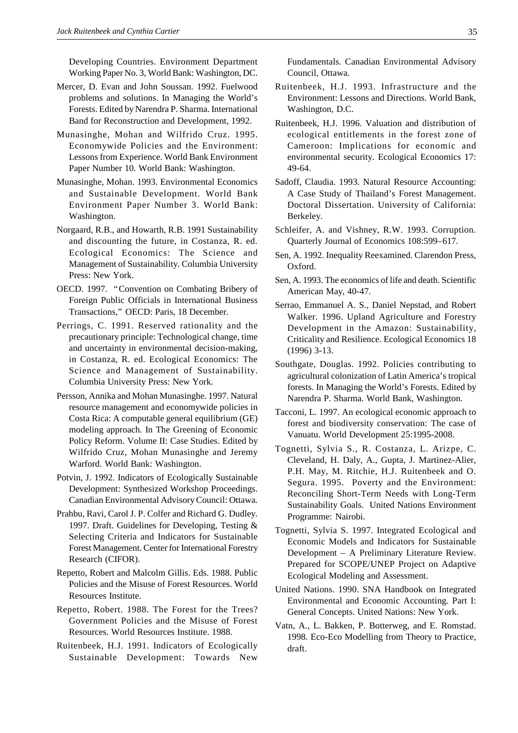Developing Countries. Environment Department Working Paper No. 3, World Bank: Washington, DC.

Mercer, D. Evan and John Soussan. 1992. Fuelwood problems and solutions. In Managing the World's Forests. Edited by Narendra P. Sharma. International Band for Reconstruction and Development, 1992.

Munasinghe, Mohan and Wilfrido Cruz. 1995. Economywide Policies and the Environment: Lessons from Experience. World Bank Environment Paper Number 10. World Bank: Washington.

Munasinghe, Mohan. 1993. Environmental Economics and Sustainable Development. World Bank Environment Paper Number 3. World Bank: Washington.

Norgaard, R.B., and Howarth, R.B. 1991 Sustainability and discounting the future, in Costanza, R. ed. Ecological Economics: The Science and Management of Sustainability. Columbia University Press: New York.

OECD. 1997. "Convention on Combating Bribery of Foreign Public Officials in International Business Transactions," OECD: Paris, 18 December.

Perrings, C. 1991. Reserved rationality and the precautionary principle: Technological change, time and uncertainty in environmental decision-making, in Costanza, R. ed. Ecological Economics: The Science and Management of Sustainability. Columbia University Press: New York.

Persson, Annika and Mohan Munasinghe. 1997. Natural resource management and economywide policies in Costa Rica: A computable general equilibrium (GE) modeling approach. In The Greening of Economic Policy Reform. Volume II: Case Studies. Edited by Wilfrido Cruz, Mohan Munasinghe and Jeremy Warford. World Bank: Washington.

Potvin, J. 1992. Indicators of Ecologically Sustainable Development: Synthesized Workshop Proceedings. Canadian Environmental Advisory Council: Ottawa.

Prahbu, Ravi, Carol J. P. Colfer and Richard G. Dudley. 1997. Draft. Guidelines for Developing, Testing & Selecting Criteria and Indicators for Sustainable Forest Management. Center for International Forestry Research (CIFOR).

Repetto, Robert and Malcolm Gillis. Eds. 1988. Public Policies and the Misuse of Forest Resources. World Resources Institute.

Repetto, Robert. 1988. The Forest for the Trees? Government Policies and the Misuse of Forest Resources. World Resources Institute. 1988.

Ruitenbeek, H.J. 1991. Indicators of Ecologically Sustainable Development: Towards New Fundamentals. Canadian Environmental Advisory Council, Ottawa.

Ruitenbeek, H.J. 1993. Infrastructure and the Environment: Lessons and Directions. World Bank, Washington, D.C.

Ruitenbeek, H.J. 1996. Valuation and distribution of ecological entitlements in the forest zone of Cameroon: Implications for economic and environmental security. Ecological Economics 17: 49-64.

Sadoff, Claudia. 1993. Natural Resource Accounting: A Case Study of Thailand's Forest Management. Doctoral Dissertation. University of California: Berkeley.

Schleifer, A. and Vishney, R.W. 1993. Corruption. Quarterly Journal of Economics 108:599–617.

Sen, A. 1992. Inequality Reexamined. Clarendon Press, Oxford.

Sen, A. 1993. The economics of life and death. Scientific American May, 40-47.

Serrao, Emmanuel A. S., Daniel Nepstad, and Robert Walker. 1996. Upland Agriculture and Forestry Development in the Amazon: Sustainability, Criticality and Resilience. Ecological Economics 18 (1996) 3-13.

Southgate, Douglas. 1992. Policies contributing to agricultural colonization of Latin America's tropical forests. In Managing the World's Forests. Edited by Narendra P. Sharma. World Bank, Washington.

Tacconi, L. 1997. An ecological economic approach to forest and biodiversity conservation: The case of Vanuatu. World Development 25:1995-2008.

Tognetti, Sylvia S., R. Costanza, L. Arizpe, C. Cleveland, H. Daly, A., Gupta, J. Martinez-Alier, P.H. May, M. Ritchie, H.J. Ruitenbeek and O. Segura. 1995. Poverty and the Environment: Reconciling Short-Term Needs with Long-Term Sustainability Goals. United Nations Environment Programme: Nairobi.

Tognetti, Sylvia S. 1997. Integrated Ecological and Economic Models and Indicators for Sustainable Development – A Preliminary Literature Review. Prepared for SCOPE/UNEP Project on Adaptive Ecological Modeling and Assessment.

United Nations. 1990. SNA Handbook on Integrated Environmental and Economic Accounting. Part I: General Concepts. United Nations: New York.

Vatn, A., L. Bakken, P. Botterweg, and E. Romstad. 1998. Eco-Eco Modelling from Theory to Practice, draft.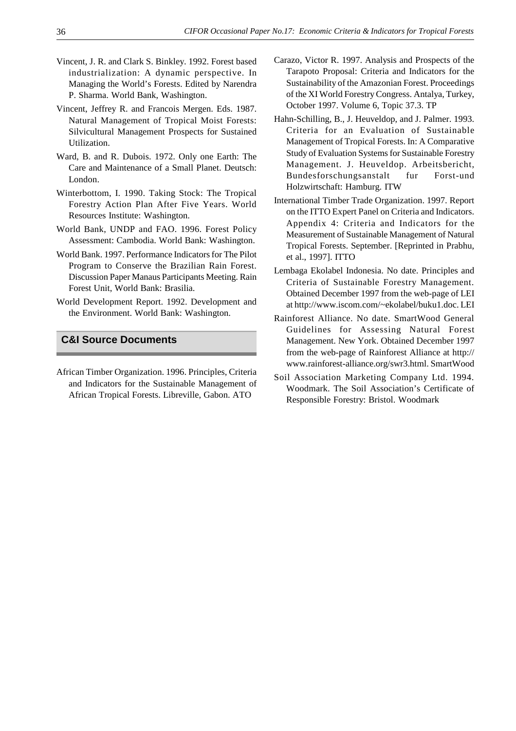Vincent, J. R. and Clark S. Binkley. 1992. Forest based industrialization: A dynamic perspective. In Managing the World's Forests. Edited by Narendra P. Sharma. World Bank, Washington.

Vincent, Jeffrey R. and Francois Mergen. Eds. 1987. Natural Management of Tropical Moist Forests: Silvicultural Management Prospects for Sustained Utilization.

Ward, B. and R. Dubois. 1972. Only one Earth: The Care and Maintenance of a Small Planet. Deutsch: London.

Winterbottom, I. 1990. Taking Stock: The Tropical Forestry Action Plan After Five Years. World Resources Institute: Washington.

World Bank, UNDP and FAO. 1996. Forest Policy Assessment: Cambodia. World Bank: Washington.

World Bank. 1997. Performance Indicators for The Pilot Program to Conserve the Brazilian Rain Forest. Discussion Paper Manaus Participants Meeting. Rain Forest Unit, World Bank: Brasilia.

World Development Report. 1992. Development and the Environment. World Bank: Washington.

## C&I Source Documents

African Timber Organization. 1996. Principles, Criteria and Indicators for the Sustainable Management of African Tropical Forests. Libreville, Gabon. ATO

Carazo, Victor R. 1997. Analysis and Prospects of the Tarapoto Proposal: Criteria and Indicators for the Sustainability of the Amazonian Forest. Proceedings of the XI World Forestry Congress. Antalya, Turkey, October 1997. Volume 6, Topic 37.3. TP

Hahn-Schilling, B., J. Heuveldop, and J. Palmer. 1993. Criteria for an Evaluation of Sustainable Management of Tropical Forests. In: A Comparative Study of Evaluation Systems for Sustainable Forestry Management. J. Heuveldop. Arbeitsbericht, Bundesforschungsanstalt fur Forst-und Holzwirtschaft: Hamburg. ITW

International Timber Trade Organization. 1997. Report on the ITTO Expert Panel on Criteria and Indicators. Appendix 4: Criteria and Indicators for the Measurement of Sustainable Management of Natural Tropical Forests. September. [Reprinted in Prabhu, et al., 1997]. ITTO

Lembaga Ekolabel Indonesia. No date. Principles and Criteria of Sustainable Forestry Management. Obtained December 1997 from the web-page of LEI at http://www.iscom.com/~ekolabel/buku1.doc. LEI

Rainforest Alliance. No date. SmartWood General Guidelines for Assessing Natural Forest Management. New York. Obtained December 1997 from the web-page of Rainforest Alliance at http://www.rainforest-alliance.org/swr3.html. SmartWood

Soil Association Marketing Company Ltd. 1994. Woodmark. The Soil Association's Certificate of Responsible Forestry: Bristol. Woodmark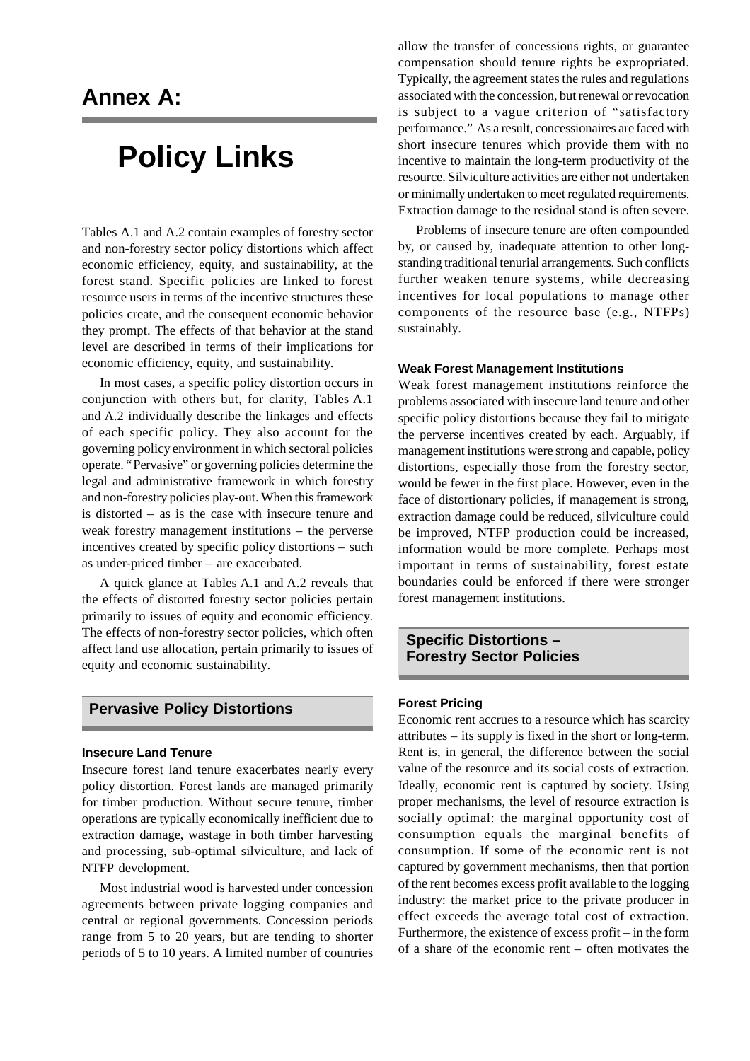# Annex A:

# Policy Links

Tables A.1 and A.2 contain examples of forestry sector and non-forestry sector policy distortions which affect economic efficiency, equity, and sustainability, at the forest stand. Specific policies are linked to forest resource users in terms of the incentive structures these policies create, and the consequent economic behavior they prompt. The effects of that behavior at the stand level are described in terms of their implications for economic efficiency, equity, and sustainability.

In most cases, a specific policy distortion occurs in conjunction with others but, for clarity, Tables A.1 and A.2 individually describe the linkages and effects of each specific policy. They also account for the governing policy environment in which sectoral policies operate. "Pervasive" or governing policies determine the legal and administrative framework in which forestry and non-forestry policies play-out. When this framework is distorted – as is the case with insecure tenure and weak forestry management institutions – the perverse incentives created by specific policy distortions – such as under-priced timber – are exacerbated.

A quick glance at Tables A.1 and A.2 reveals that the effects of distorted forestry sector policies pertain primarily to issues of equity and economic efficiency. The effects of non-forestry sector policies, which often affect land use allocation, pertain primarily to issues of equity and economic sustainability.

## Pervasive Policy Distortions

### Insecure Land Tenure

Insecure forest land tenure exacerbates nearly every policy distortion. Forest lands are managed primarily for timber production. Without secure tenure, timber operations are typically economically inefficient due to extraction damage, wastage in both timber harvesting and processing, sub-optimal silviculture, and lack of NTFP development.

Most industrial wood is harvested under concession agreements between private logging companies and central or regional governments. Concession periods range from 5 to 20 years, but are tending to shorter periods of 5 to 10 years. A limited number of countries allow the transfer of concessions rights, or guarantee compensation should tenure rights be expropriated. Typically, the agreement states the rules and regulations associated with the concession, but renewal or revocation is subject to a vague criterion of "satisfactory performance." As a result, concessionaires are faced with short insecure tenures which provide them with no incentive to maintain the long-term productivity of the resource. Silviculture activities are either not undertaken or minimally undertaken to meet regulated requirements. Extraction damage to the residual stand is often severe.

Problems of insecure tenure are often compounded by, or caused by, inadequate attention to other long-standing traditional tenurial arrangements. Such conflicts further weaken tenure systems, while decreasing incentives for local populations to manage other components of the resource base (e.g., NTFPs) sustainably.

### Weak Forest Management Institutions

Weak forest management institutions reinforce the problems associated with insecure land tenure and other specific policy distortions because they fail to mitigate the perverse incentives created by each. Arguably, if management institutions were strong and capable, policy distortions, especially those from the forestry sector, would be fewer in the first place. However, even in the face of distortionary policies, if management is strong, extraction damage could be reduced, silviculture could be improved, NTFP production could be increased, information would be more complete. Perhaps most important in terms of sustainability, forest estate boundaries could be enforced if there were stronger forest management institutions.

## Specific Distortions – Forestry Sector Policies

### Forest Pricing

Economic rent accrues to a resource which has scarcity attributes – its supply is fixed in the short or long-term. Rent is, in general, the difference between the social value of the resource and its social costs of extraction. Ideally, economic rent is captured by society. Using proper mechanisms, the level of resource extraction is socially optimal: the marginal opportunity cost of consumption equals the marginal benefits of consumption. If some of the economic rent is not captured by government mechanisms, then that portion of the rent becomes excess profit available to the logging industry: the market price to the private producer in effect exceeds the average total cost of extraction. Furthermore, the existence of excess profit – in the form of a share of the economic rent – often motivates the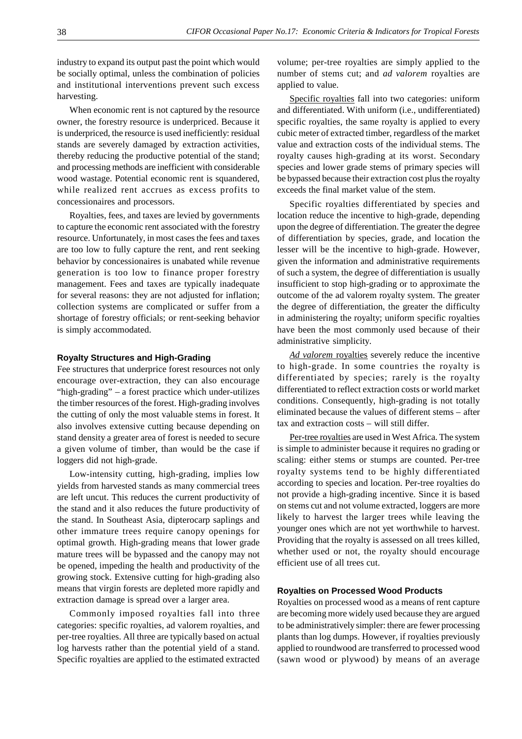industry to expand its output past the point which would be socially optimal, unless the combination of policies and institutional interventions prevent such excess harvesting.

When economic rent is not captured by the resource owner, the forestry resource is underpriced. Because it is underpriced, the resource is used inefficiently: residual stands are severely damaged by extraction activities, thereby reducing the productive potential of the stand; and processing methods are inefficient with considerable wood wastage. Potential economic rent is squandered, while realized rent accrues as excess profits to concessionaires and processors.

Royalties, fees, and taxes are levied by governments to capture the economic rent associated with the forestry resource. Unfortunately, in most cases the fees and taxes are too low to fully capture the rent, and rent seeking behavior by concessionaires is unabated while revenue generation is too low to finance proper forestry management. Fees and taxes are typically inadequate for several reasons: they are not adjusted for inflation; collection systems are complicated or suffer from a shortage of forestry officials; or rent-seeking behavior is simply accommodated.

### Royalty Structures and High-Grading

Fee structures that underprice forest resources not only encourage over-extraction, they can also encourage "high-grading" – a forest practice which under-utilizes the timber resources of the forest. High-grading involves the cutting of only the most valuable stems in forest. It also involves extensive cutting because depending on stand density a greater area of forest is needed to secure a given volume of timber, than would be the case if loggers did not high-grade.

Low-intensity cutting, high-grading, implies low yields from harvested stands as many commercial trees are left uncut. This reduces the current productivity of the stand and it also reduces the future productivity of the stand. In Southeast Asia, dipterocarp saplings and other immature trees require canopy openings for optimal growth. High-grading means that lower grade mature trees will be bypassed and the canopy may not be opened, impeding the health and productivity of the growing stock. Extensive cutting for high-grading also means that virgin forests are depleted more rapidly and extraction damage is spread over a larger area.

Commonly imposed royalties fall into three categories: specific royalties, ad valorem royalties, and per-tree royalties. All three are typically based on actual log harvests rather than the potential yield of a stand. Specific royalties are applied to the estimated extracted volume; per-tree royalties are simply applied to the number of stems cut; and *ad valorem* royalties are applied to value.

Specific royalties fall into two categories: uniform and differentiated. With uniform (i.e., undifferentiated) specific royalties, the same royalty is applied to every cubic meter of extracted timber, regardless of the market value and extraction costs of the individual stems. The royalty causes high-grading at its worst. Secondary species and lower grade stems of primary species will be bypassed because their extraction cost plus the royalty exceeds the final market value of the stem.

Specific royalties differentiated by species and location reduce the incentive to high-grade, depending upon the degree of differentiation. The greater the degree of differentiation by species, grade, and location the lesser will be the incentive to high-grade. However, given the information and administrative requirements of such a system, the degree of differentiation is usually insufficient to stop high-grading or to approximate the outcome of the ad valorem royalty system. The greater the degree of differentiation, the greater the difficulty in administering the royalty; uniform specific royalties have been the most commonly used because of their administrative simplicity.

*Ad valorem* royalties severely reduce the incentive to high-grade. In some countries the royalty is differentiated by species; rarely is the royalty differentiated to reflect extraction costs or world market conditions. Consequently, high-grading is not totally eliminated because the values of different stems – after tax and extraction costs – will still differ.

Per-tree royalties are used in West Africa. The system is simple to administer because it requires no grading or scaling: either stems or stumps are counted. Per-tree royalty systems tend to be highly differentiated according to species and location. Per-tree royalties do not provide a high-grading incentive. Since it is based on stems cut and not volume extracted, loggers are more likely to harvest the larger trees while leaving the younger ones which are not yet worthwhile to harvest. Providing that the royalty is assessed on all trees killed, whether used or not, the royalty should encourage efficient use of all trees cut.

### Royalties on Processed Wood Products

Royalties on processed wood as a means of rent capture are becoming more widely used because they are argued to be administratively simpler: there are fewer processing plants than log dumps. However, if royalties previously applied to roundwood are transferred to processed wood (sawn wood or plywood) by means of an average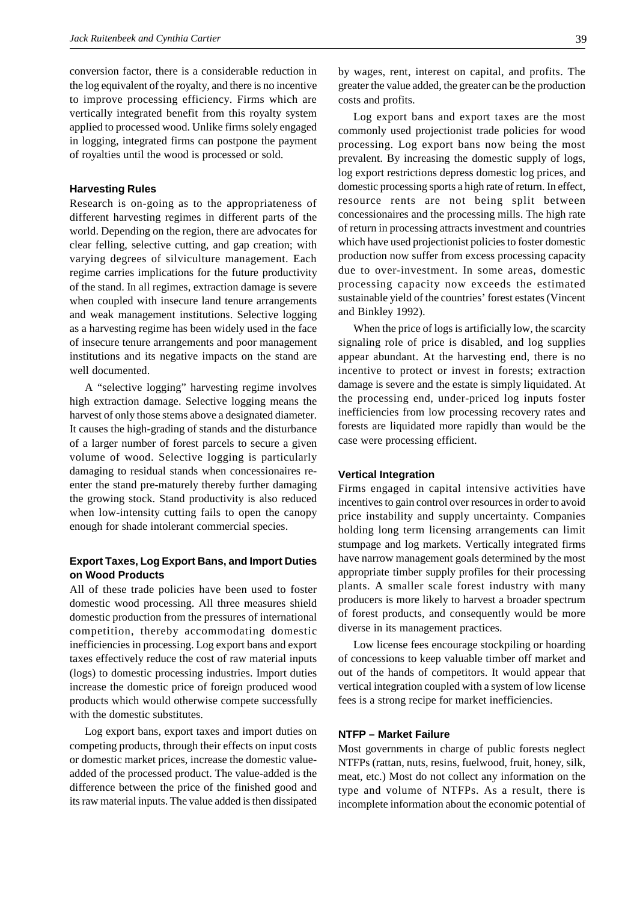conversion factor, there is a considerable reduction in the log equivalent of the royalty, and there is no incentive to improve processing efficiency. Firms which are vertically integrated benefit from this royalty system applied to processed wood. Unlike firms solely engaged in logging, integrated firms can postpone the payment of royalties until the wood is processed or sold.

### Harvesting Rules

Research is on-going as to the appropriateness of different harvesting regimes in different parts of the world. Depending on the region, there are advocates for clear felling, selective cutting, and gap creation; with varying degrees of silviculture management. Each regime carries implications for the future productivity of the stand. In all regimes, extraction damage is severe when coupled with insecure land tenure arrangements and weak management institutions. Selective logging as a harvesting regime has been widely used in the face of insecure tenure arrangements and poor management institutions and its negative impacts on the stand are well documented.

A "selective logging" harvesting regime involves high extraction damage. Selective logging means the harvest of only those stems above a designated diameter. It causes the high-grading of stands and the disturbance of a larger number of forest parcels to secure a given volume of wood. Selective logging is particularly damaging to residual stands when concessionaires re-enter the stand pre-maturely thereby further damaging the growing stock. Stand productivity is also reduced when low-intensity cutting fails to open the canopy enough for shade intolerant commercial species.

### Export Taxes, Log Export Bans, and Import Duties on Wood Products

All of these trade policies have been used to foster domestic wood processing. All three measures shield domestic production from the pressures of international competition, thereby accommodating domestic inefficiencies in processing. Log export bans and export taxes effectively reduce the cost of raw material inputs (logs) to domestic processing industries. Import duties increase the domestic price of foreign produced wood products which would otherwise compete successfully with the domestic substitutes.

Log export bans, export taxes and import duties on competing products, through their effects on input costs or domestic market prices, increase the domestic value-added of the processed product. The value-added is the difference between the price of the finished good and its raw material inputs. The value added is then dissipated by wages, rent, interest on capital, and profits. The greater the value added, the greater can be the production costs and profits.

Log export bans and export taxes are the most commonly used projectionist trade policies for wood processing. Log export bans now being the most prevalent. By increasing the domestic supply of logs, log export restrictions depress domestic log prices, and domestic processing sports a high rate of return. In effect, resource rents are not being split between concessionaires and the processing mills. The high rate of return in processing attracts investment and countries which have used projectionist policies to foster domestic production now suffer from excess processing capacity due to over-investment. In some areas, domestic processing capacity now exceeds the estimated sustainable yield of the countries' forest estates (Vincent and Binkley 1992).

When the price of logs is artificially low, the scarcity signaling role of price is disabled, and log supplies appear abundant. At the harvesting end, there is no incentive to protect or invest in forests; extraction damage is severe and the estate is simply liquidated. At the processing end, under-priced log inputs foster inefficiencies from low processing recovery rates and forests are liquidated more rapidly than would be the case were processing efficient.

### Vertical Integration

Firms engaged in capital intensive activities have incentives to gain control over resources in order to avoid price instability and supply uncertainty. Companies holding long term licensing arrangements can limit stumpage and log markets. Vertically integrated firms have narrow management goals determined by the most appropriate timber supply profiles for their processing plants. A smaller scale forest industry with many producers is more likely to harvest a broader spectrum of forest products, and consequently would be more diverse in its management practices.

Low license fees encourage stockpiling or hoarding of concessions to keep valuable timber off market and out of the hands of competitors. It would appear that vertical integration coupled with a system of low license fees is a strong recipe for market inefficiencies.

### NTFP – Market Failure

Most governments in charge of public forests neglect NTFPs (rattan, nuts, resins, fuelwood, fruit, honey, silk, meat, etc.) Most do not collect any information on the type and volume of NTFPs. As a result, there is incomplete information about the economic potential of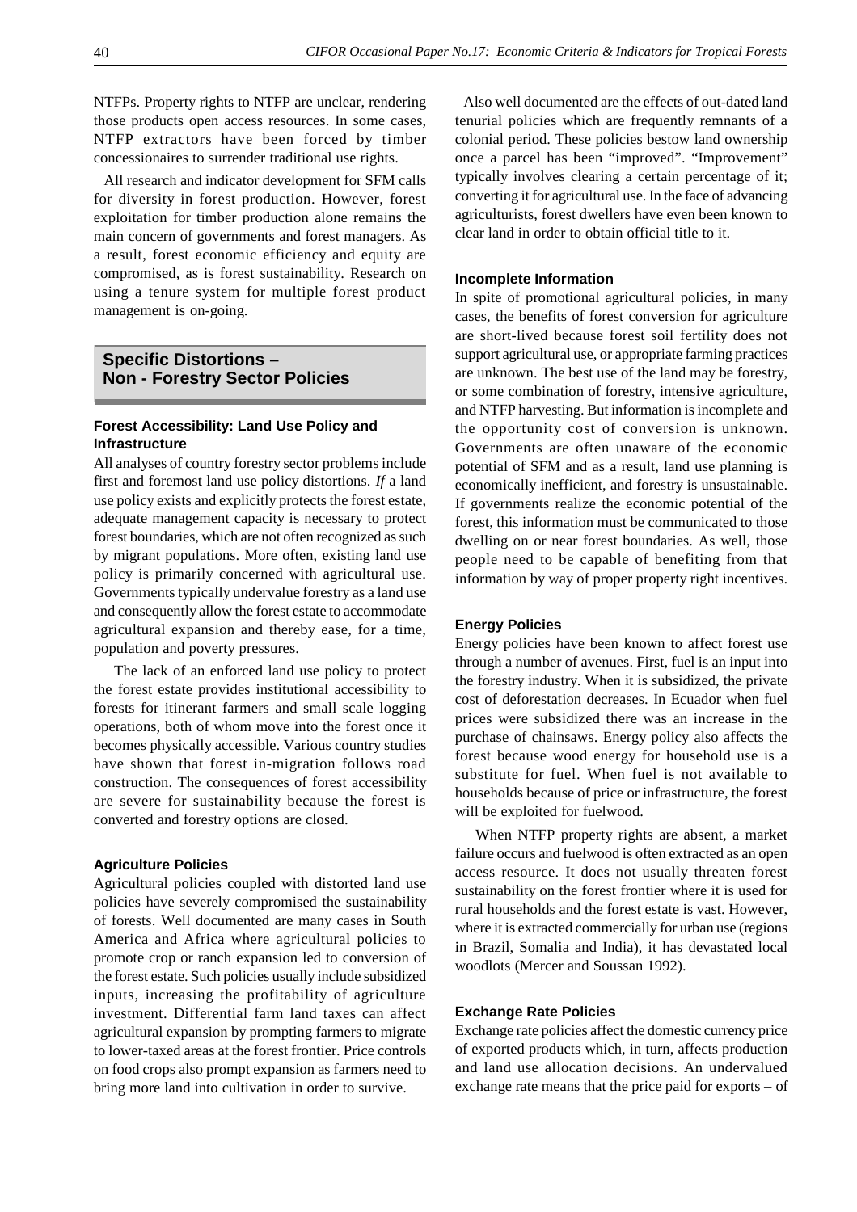NTFPs. Property rights to NTFP are unclear, rendering those products open access resources. In some cases, NTFP extractors have been forced by timber concessionaires to surrender traditional use rights.

All research and indicator development for SFM calls for diversity in forest production. However, forest exploitation for timber production alone remains the main concern of governments and forest managers. As a result, forest economic efficiency and equity are compromised, as is forest sustainability. Research on using a tenure system for multiple forest product management is on-going.

## Specific Distortions – Non - Forestry Sector Policies

### Forest Accessibility: Land Use Policy and Infrastructure

All analyses of country forestry sector problems include first and foremost land use policy distortions. *If* a land use policy exists and explicitly protects the forest estate, adequate management capacity is necessary to protect forest boundaries, which are not often recognized as such by migrant populations. More often, existing land use policy is primarily concerned with agricultural use. Governments typically undervalue forestry as a land use and consequently allow the forest estate to accommodate agricultural expansion and thereby ease, for a time, population and poverty pressures.

The lack of an enforced land use policy to protect the forest estate provides institutional accessibility to forests for itinerant farmers and small scale logging operations, both of whom move into the forest once it becomes physically accessible. Various country studies have shown that forest in-migration follows road construction. The consequences of forest accessibility are severe for sustainability because the forest is converted and forestry options are closed.

### Agriculture Policies

Agricultural policies coupled with distorted land use policies have severely compromised the sustainability of forests. Well documented are many cases in South America and Africa where agricultural policies to promote crop or ranch expansion led to conversion of the forest estate. Such policies usually include subsidized inputs, increasing the profitability of agriculture investment. Differential farm land taxes can affect agricultural expansion by prompting farmers to migrate to lower-taxed areas at the forest frontier. Price controls on food crops also prompt expansion as farmers need to bring more land into cultivation in order to survive.

Also well documented are the effects of out-dated land tenurial policies which are frequently remnants of a colonial period. These policies bestow land ownership once a parcel has been "improved". "Improvement" typically involves clearing a certain percentage of it; converting it for agricultural use. In the face of advancing agriculturists, forest dwellers have even been known to clear land in order to obtain official title to it.

### Incomplete Information

In spite of promotional agricultural policies, in many cases, the benefits of forest conversion for agriculture are short-lived because forest soil fertility does not support agricultural use, or appropriate farming practices are unknown. The best use of the land may be forestry, or some combination of forestry, intensive agriculture, and NTFP harvesting. But information is incomplete and the opportunity cost of conversion is unknown. Governments are often unaware of the economic potential of SFM and as a result, land use planning is economically inefficient, and forestry is unsustainable. If governments realize the economic potential of the forest, this information must be communicated to those dwelling on or near forest boundaries. As well, those people need to be capable of benefiting from that information by way of proper property right incentives.

### Energy Policies

Energy policies have been known to affect forest use through a number of avenues. First, fuel is an input into the forestry industry. When it is subsidized, the private cost of deforestation decreases. In Ecuador when fuel prices were subsidized there was an increase in the purchase of chainsaws. Energy policy also affects the forest because wood energy for household use is a substitute for fuel. When fuel is not available to households because of price or infrastructure, the forest will be exploited for fuelwood.

When NTFP property rights are absent, a market failure occurs and fuelwood is often extracted as an open access resource. It does not usually threaten forest sustainability on the forest frontier where it is used for rural households and the forest estate is vast. However, where it is extracted commercially for urban use (regions in Brazil, Somalia and India), it has devastated local woodlots (Mercer and Soussan 1992).

### Exchange Rate Policies

Exchange rate policies affect the domestic currency price of exported products which, in turn, affects production and land use allocation decisions. An undervalued exchange rate means that the price paid for exports – of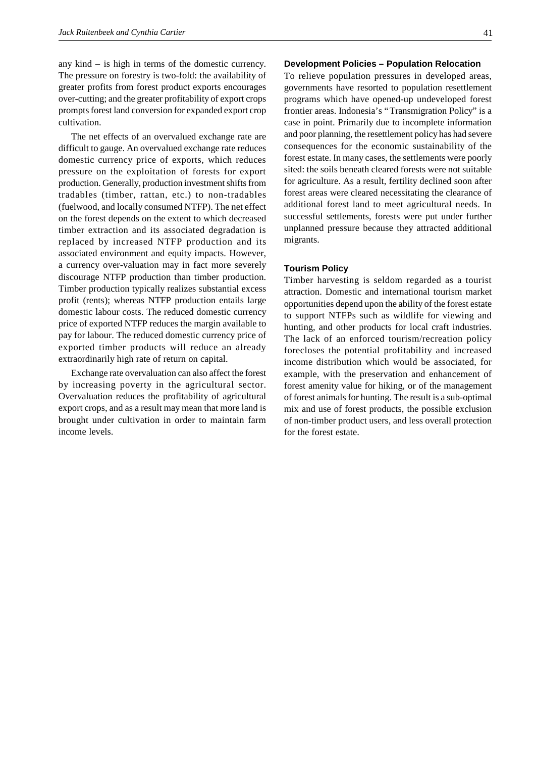any kind – is high in terms of the domestic currency. The pressure on forestry is two-fold: the availability of greater profits from forest product exports encourages over-cutting; and the greater profitability of export crops prompts forest land conversion for expanded export crop cultivation.

The net effects of an overvalued exchange rate are difficult to gauge. An overvalued exchange rate reduces domestic currency price of exports, which reduces pressure on the exploitation of forests for export production. Generally, production investment shifts from tradables (timber, rattan, etc.) to non-tradables (fuelwood, and locally consumed NTFP). The net effect on the forest depends on the extent to which decreased timber extraction and its associated degradation is replaced by increased NTFP production and its associated environment and equity impacts. However, a currency over-valuation may in fact more severely discourage NTFP production than timber production. Timber production typically realizes substantial excess profit (rents); whereas NTFP production entails large domestic labour costs. The reduced domestic currency price of exported NTFP reduces the margin available to pay for labour. The reduced domestic currency price of exported timber products will reduce an already extraordinarily high rate of return on capital.

Exchange rate overvaluation can also affect the forest by increasing poverty in the agricultural sector. Overvaluation reduces the profitability of agricultural export crops, and as a result may mean that more land is brought under cultivation in order to maintain farm income levels.

### Development Policies – Population Relocation

To relieve population pressures in developed areas, governments have resorted to population resettlement programs which have opened-up undeveloped forest frontier areas. Indonesia's "Transmigration Policy" is a case in point. Primarily due to incomplete information and poor planning, the resettlement policy has had severe consequences for the economic sustainability of the forest estate. In many cases, the settlements were poorly sited: the soils beneath cleared forests were not suitable for agriculture. As a result, fertility declined soon after forest areas were cleared necessitating the clearance of additional forest land to meet agricultural needs. In successful settlements, forests were put under further unplanned pressure because they attracted additional migrants.

### Tourism Policy

Timber harvesting is seldom regarded as a tourist attraction. Domestic and international tourism market opportunities depend upon the ability of the forest estate to support NTFPs such as wildlife for viewing and hunting, and other products for local craft industries. The lack of an enforced tourism/recreation policy forecloses the potential profitability and increased income distribution which would be associated, for example, with the preservation and enhancement of forest amenity value for hiking, or of the management of forest animals for hunting. The result is a sub-optimal mix and use of forest products, the possible exclusion of non-timber product users, and less overall protection for the forest estate.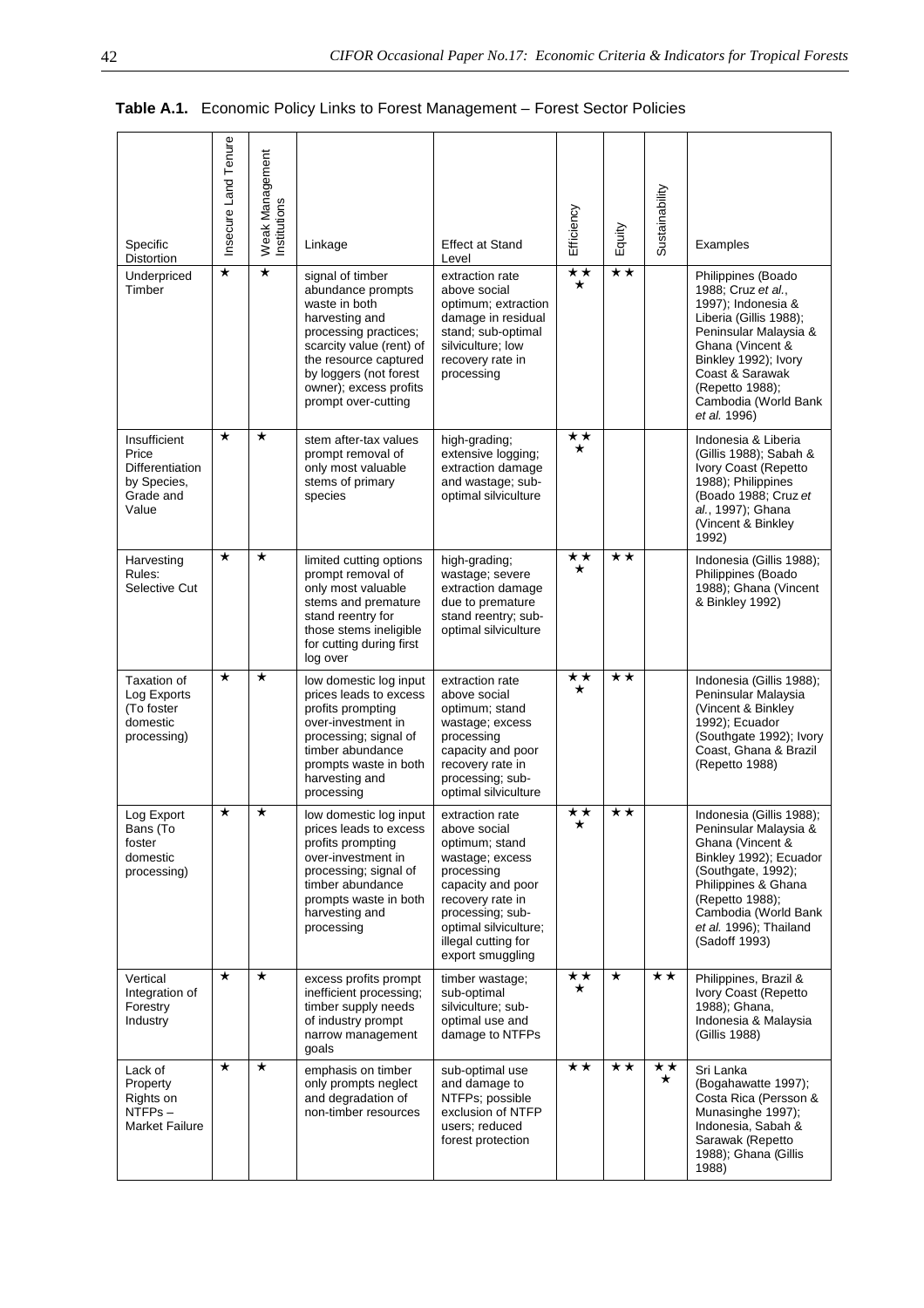**Table A.1.** Economic Policy Links to Forest Management – Forest Sector Policies

| Specific Distortion | Insecure Land Tenure | Weak Management Institutions | Linkage | Effect at Stand Level | Efficiency | Equity | Sustainability | Examples |
|---|---|---|---|---|---|---|---|---|
| Underpriced Timber | ★ | ★ | signal of timber abundance prompts waste in both harvesting and processing practices; scarcity value (rent) of the resource captured by loggers (not forest owner); excess profits prompt over-cutting | extraction rate above social optimum; extraction damage in residual stand; sub-optimal silviculture; low recovery rate in processing | ★★★ | ★★ | | Philippines (Boado 1988; Cruz *et al.*, 1997); Indonesia & Liberia (Gillis 1988); Peninsular Malaysia & Ghana (Vincent & Binkley 1992); Ivory Coast & Sarawak (Repetto 1988); Cambodia (World Bank *et al.* 1996) |
| Insufficient Price Differentiation by Species, Grade and Value | ★ | ★ | stem after-tax values prompt removal of only most valuable stems of primary species | high-grading; extensive logging; extraction damage and wastage; sub-optimal silviculture | ★★★ | | | Indonesia & Liberia (Gillis 1988); Sabah & Ivory Coast (Repetto 1988); Philippines (Boado 1988; Cruz *et al.*, 1997); Ghana (Vincent & Binkley 1992) |
| Harvesting Rules: Selective Cut | ★ | ★ | limited cutting options prompt removal of only most valuable stems and premature stand reentry for those stems ineligible for cutting during first log over | high-grading; wastage; severe extraction damage due to premature stand reentry; sub-optimal silviculture | ★★★ | ★★ | | Indonesia (Gillis 1988); Philippines (Boado 1988); Ghana (Vincent & Binkley 1992) |
| Taxation of Log Exports (To foster domestic processing) | ★ | ★ | low domestic log input prices leads to excess profits prompting over-investment in processing; signal of timber abundance prompts waste in both harvesting and processing | extraction rate above social optimum; stand wastage; excess processing capacity and poor recovery rate in processing; sub-optimal silviculture | ★★★ | ★★ | | Indonesia (Gillis 1988); Peninsular Malaysia (Vincent & Binkley 1992); Ecuador (Southgate 1992); Ivory Coast, Ghana & Brazil (Repetto 1988) |
| Log Export Bans (To foster domestic processing) | ★ | ★ | low domestic log input prices leads to excess profits prompting over-investment in processing; signal of timber abundance prompts waste in both harvesting and processing | extraction rate above social optimum; stand wastage; excess processing capacity and poor recovery rate in processing; sub-optimal silviculture; illegal cutting for export smuggling | ★★★ | ★★ | | Indonesia (Gillis 1988); Peninsular Malaysia & Ghana (Vincent & Binkley 1992); Ecuador (Southgate, 1992); Philippines & Ghana (Repetto 1988); Cambodia (World Bank *et al.* 1996); Thailand (Sadoff 1993) |
| Vertical Integration of Forestry Industry | ★ | ★ | excess profits prompt inefficient processing; timber supply needs of industry prompt narrow management goals | timber wastage; sub-optimal silviculture; sub-optimal use and damage to NTFPs | ★★★ | ★ | ★★ | Philippines, Brazil & Ivory Coast (Repetto 1988); Ghana, Indonesia & Malaysia (Gillis 1988) |
| Lack of Property Rights on NTFPs – Market Failure | ★ | ★ | emphasis on timber only prompts neglect and degradation of non-timber resources | sub-optimal use and damage to NTFPs; possible exclusion of NTFP users; reduced forest protection | ★★ | ★★ | ★★★ | Sri Lanka (Bogahawatte 1997); Costa Rica (Persson & Munasinghe 1997); Indonesia, Sabah & Sarawak (Repetto 1988); Ghana (Gillis 1988) |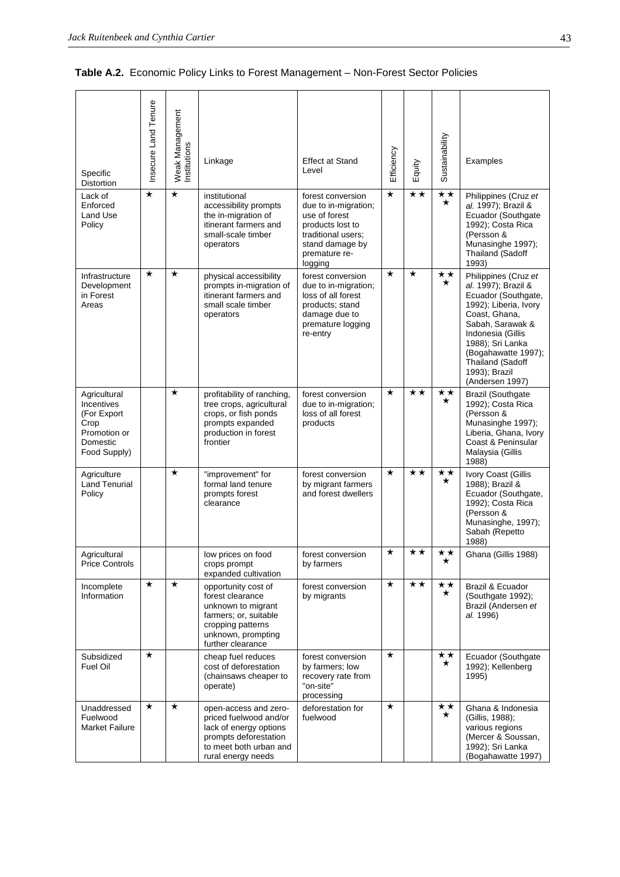**Table A.2.** Economic Policy Links to Forest Management – Non-Forest Sector Policies

| Specific Distortion | Insecure Land Tenure | Weak Management Institutions | Linkage | Effect at Stand Level | Efficiency | Equity | Sustainability | Examples |
|---|---|---|---|---|---|---|---|---|
| Lack of Enforced Land Use Policy | ★ | ★ | institutional accessibility prompts the in-migration of itinerant farmers and small-scale timber operators | forest conversion due to in-migration; use of forest products lost to traditional users; stand damage by premature re-logging | ★ | ★★ | ★★★ | Philippines (Cruz *et al.* 1997); Brazil & Ecuador (Southgate 1992); Costa Rica (Persson & Munasinghe 1997); Thailand (Sadoff 1993) |
| Infrastructure Development in Forest Areas | ★ | ★ | physical accessibility prompts in-migration of itinerant farmers and small scale timber operators | forest conversion due to in-migration; loss of all forest products; stand damage due to premature logging re-entry | ★ | ★ | ★★★ | Philippines (Cruz *et al.* 1997); Brazil & Ecuador (Southgate, 1992); Liberia, Ivory Coast, Ghana, Sabah, Sarawak & Indonesia (Gillis 1988); Sri Lanka (Bogahawatte 1997); Thailand (Sadoff 1993); Brazil (Andersen 1997) |
| Agricultural Incentives (For Export Crop Promotion or Domestic Food Supply) | | ★ | profitability of ranching, tree crops, agricultural crops, or fish ponds prompts expanded production in forest frontier | forest conversion due to in-migration; loss of all forest products | ★ | ★★ | ★★★ | Brazil (Southgate 1992); Costa Rica (Persson & Munasinghe 1997); Liberia, Ghana, Ivory Coast & Peninsular Malaysia (Gillis 1988) |
| Agriculture Land Tenurial Policy | | ★ | "improvement" for formal land tenure prompts forest clearance | forest conversion by migrant farmers and forest dwellers | ★ | ★★ | ★★★ | Ivory Coast (Gillis 1988); Brazil & Ecuador (Southgate, 1992); Costa Rica (Persson & Munasinghe, 1997); Sabah (Repetto 1988) |
| Agricultural Price Controls | | | low prices on food crops prompt expanded cultivation | forest conversion by farmers | ★ | ★★ | ★★★ | Ghana (Gillis 1988) |
| Incomplete Information | ★ | ★ | opportunity cost of forest clearance unknown to migrant farmers; or, suitable cropping patterns unknown, prompting further clearance | forest conversion by migrants | ★ | ★★ | ★★★ | Brazil & Ecuador (Southgate 1992); Brazil (Andersen *et al.* 1996) |
| Subsidized Fuel Oil | ★ | | cheap fuel reduces cost of deforestation (chainsaws cheaper to operate) | forest conversion by farmers; low recovery rate from "on-site" processing | ★ | | ★★★ | Ecuador (Southgate 1992); Kellenberg 1995) |
| Unaddressed Fuelwood Market Failure | ★ | ★ | open-access and zero-priced fuelwood and/or lack of energy options prompts deforestation to meet both urban and rural energy needs | deforestation for fuelwood | ★ | | ★★★ | Ghana & Indonesia (Gillis, 1988); various regions (Mercer & Soussan, 1992); Sri Lanka (Bogahawatte 1997) |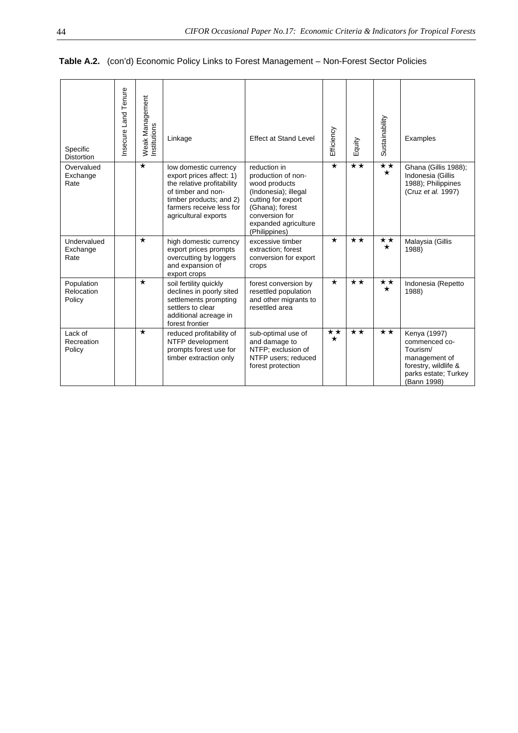**Table A.2.** (con'd) Economic Policy Links to Forest Management – Non-Forest Sector Policies

| Specific Distortion | Insecure Land Tenure | Weak Management Institutions | Linkage | Effect at Stand Level | Efficiency | Equity | Sustainability | Examples |
|---|---|---|---|---|---|---|---|---|
| Overvalued Exchange Rate | | ★ | low domestic currency export prices affect: 1) the relative profitability of timber and non-timber products; and 2) farmers receive less for agricultural exports | reduction in production of non-wood products (Indonesia); illegal cutting for export (Ghana); forest conversion for expanded agriculture (Philippines) | ★ | ★★ | ★★★ | Ghana (Gillis 1988); Indonesia (Gillis 1988); Philippines (Cruz *et al.* 1997) |
| Undervalued Exchange Rate | | ★ | high domestic currency export prices prompts overcutting by loggers and expansion of export crops | excessive timber extraction; forest conversion for export crops | ★ | ★★ | ★★★ | Malaysia (Gillis 1988) |
| Population Relocation Policy | | ★ | soil fertility quickly declines in poorly sited settlements prompting settlers to clear additional acreage in forest frontier | forest conversion by resettled population and other migrants to resettled area | ★ | ★★ | ★★★ | Indonesia (Repetto 1988) |
| Lack of Recreation Policy | | ★ | reduced profitability of NTFP development prompts forest use for timber extraction only | sub-optimal use of and damage to NTFP; exclusion of NTFP users; reduced forest protection | ★★★ | ★★ | ★★ | Kenya (1997) commenced co-Tourism/ management of forestry, wildlife & parks estate; Turkey (Bann 1998) |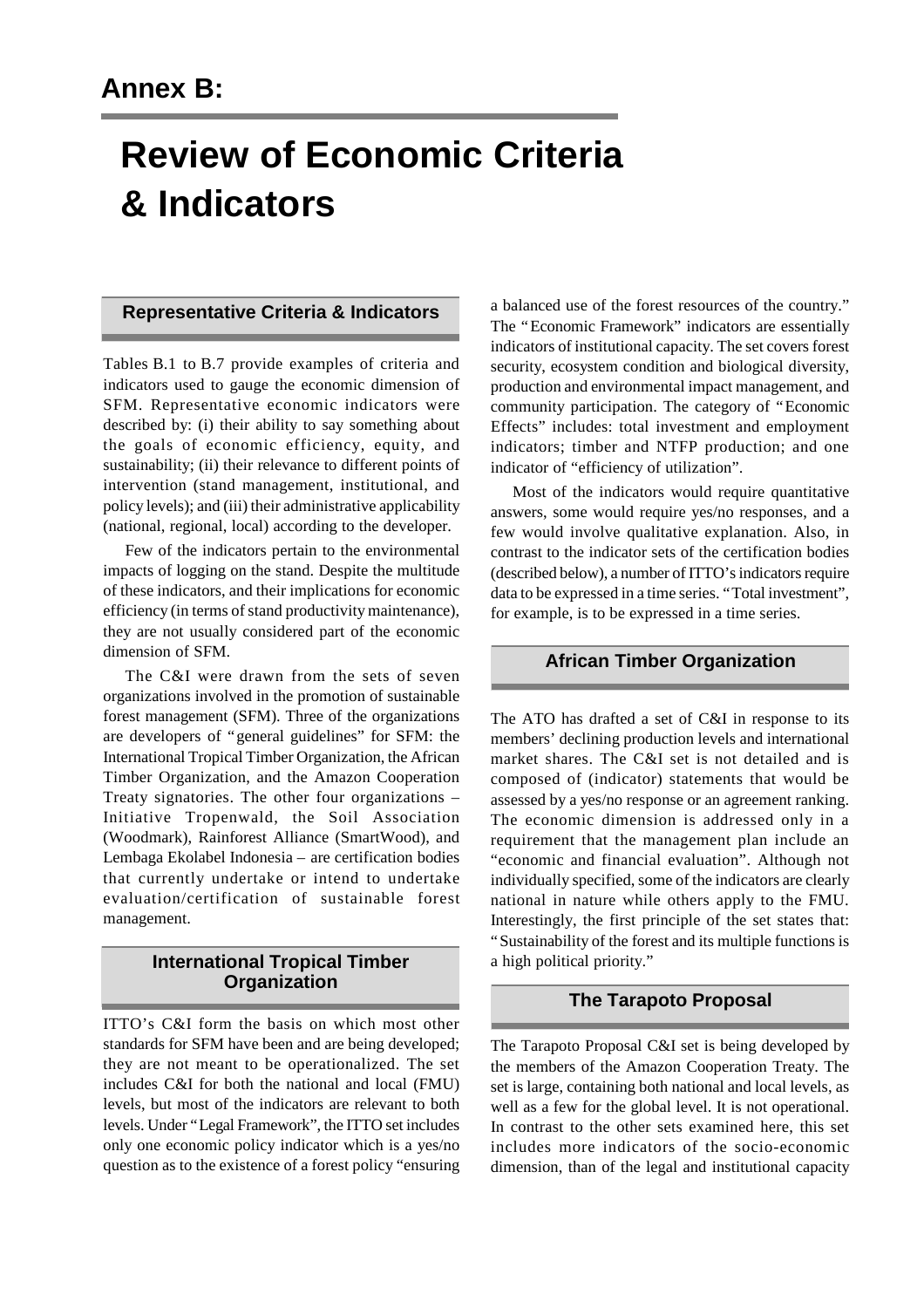# Annex B:

# Review of Economic Criteria & Indicators

## Representative Criteria & Indicators

Tables B.1 to B.7 provide examples of criteria and indicators used to gauge the economic dimension of SFM. Representative economic indicators were described by: (i) their ability to say something about the goals of economic efficiency, equity, and sustainability; (ii) their relevance to different points of intervention (stand management, institutional, and policy levels); and (iii) their administrative applicability (national, regional, local) according to the developer.

Few of the indicators pertain to the environmental impacts of logging on the stand. Despite the multitude of these indicators, and their implications for economic efficiency (in terms of stand productivity maintenance), they are not usually considered part of the economic dimension of SFM.

The C&I were drawn from the sets of seven organizations involved in the promotion of sustainable forest management (SFM). Three of the organizations are developers of "general guidelines" for SFM: the International Tropical Timber Organization, the African Timber Organization, and the Amazon Cooperation Treaty signatories. The other four organizations – Initiative Tropenwald, the Soil Association (Woodmark), Rainforest Alliance (SmartWood), and Lembaga Ekolabel Indonesia – are certification bodies that currently undertake or intend to undertake evaluation/certification of sustainable forest management.

## International Tropical Timber Organization

ITTO's C&I form the basis on which most other standards for SFM have been and are being developed; they are not meant to be operationalized. The set includes C&I for both the national and local (FMU) levels, but most of the indicators are relevant to both levels. Under "Legal Framework", the ITTO set includes only one economic policy indicator which is a yes/no question as to the existence of a forest policy "ensuring a balanced use of the forest resources of the country." The "Economic Framework" indicators are essentially indicators of institutional capacity. The set covers forest security, ecosystem condition and biological diversity, production and environmental impact management, and community participation. The category of "Economic Effects" includes: total investment and employment indicators; timber and NTFP production; and one indicator of "efficiency of utilization".

Most of the indicators would require quantitative answers, some would require yes/no responses, and a few would involve qualitative explanation. Also, in contrast to the indicator sets of the certification bodies (described below), a number of ITTO's indicators require data to be expressed in a time series. "Total investment", for example, is to be expressed in a time series.

## African Timber Organization

The ATO has drafted a set of C&I in response to its members' declining production levels and international market shares. The C&I set is not detailed and is composed of (indicator) statements that would be assessed by a yes/no response or an agreement ranking. The economic dimension is addressed only in a requirement that the management plan include an "economic and financial evaluation". Although not individually specified, some of the indicators are clearly national in nature while others apply to the FMU. Interestingly, the first principle of the set states that: "Sustainability of the forest and its multiple functions is a high political priority."

## The Tarapoto Proposal

The Tarapoto Proposal C&I set is being developed by the members of the Amazon Cooperation Treaty. The set is large, containing both national and local levels, as well as a few for the global level. It is not operational. In contrast to the other sets examined here, this set includes more indicators of the socio-economic dimension, than of the legal and institutional capacity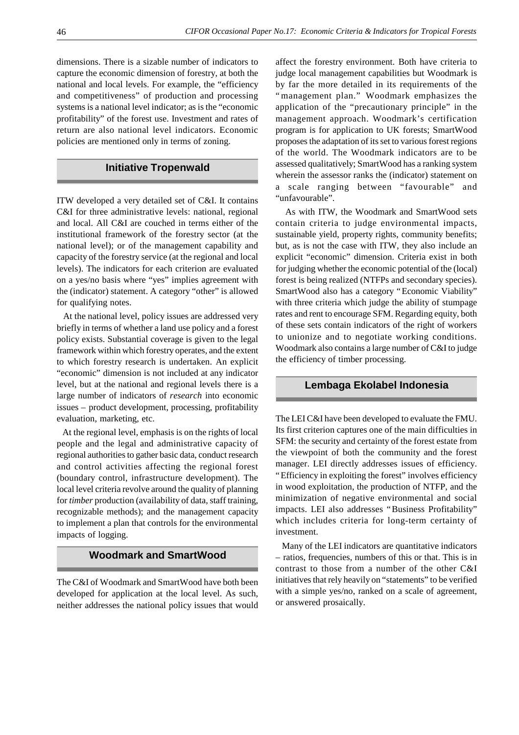dimensions. There is a sizable number of indicators to capture the economic dimension of forestry, at both the national and local levels. For example, the "efficiency and competitiveness" of production and processing systems is a national level indicator; as is the "economic profitability" of the forest use. Investment and rates of return are also national level indicators. Economic policies are mentioned only in terms of zoning.

## Initiative Tropenwald

ITW developed a very detailed set of C&I. It contains C&I for three administrative levels: national, regional and local. All C&I are couched in terms either of the institutional framework of the forestry sector (at the national level); or of the management capability and capacity of the forestry service (at the regional and local levels). The indicators for each criterion are evaluated on a yes/no basis where "yes" implies agreement with the (indicator) statement. A category "other" is allowed for qualifying notes.

At the national level, policy issues are addressed very briefly in terms of whether a land use policy and a forest policy exists. Substantial coverage is given to the legal framework within which forestry operates, and the extent to which forestry research is undertaken. An explicit "economic" dimension is not included at any indicator level, but at the national and regional levels there is a large number of indicators of *research* into economic issues – product development, processing, profitability evaluation, marketing, etc.

At the regional level, emphasis is on the rights of local people and the legal and administrative capacity of regional authorities to gather basic data, conduct research and control activities affecting the regional forest (boundary control, infrastructure development). The local level criteria revolve around the quality of planning for *timber* production (availability of data, staff training, recognizable methods); and the management capacity to implement a plan that controls for the environmental impacts of logging.

## Woodmark and SmartWood

The C&I of Woodmark and SmartWood have both been developed for application at the local level. As such, neither addresses the national policy issues that would affect the forestry environment. Both have criteria to judge local management capabilities but Woodmark is by far the more detailed in its requirements of the "management plan." Woodmark emphasizes the application of the "precautionary principle" in the management approach. Woodmark's certification program is for application to UK forests; SmartWood proposes the adaptation of its set to various forest regions of the world. The Woodmark indicators are to be assessed qualitatively; SmartWood has a ranking system wherein the assessor ranks the (indicator) statement on a scale ranging between "favourable" and "unfavourable".

As with ITW, the Woodmark and SmartWood sets contain criteria to judge environmental impacts, sustainable yield, property rights, community benefits; but, as is not the case with ITW, they also include an explicit "economic" dimension. Criteria exist in both for judging whether the economic potential of the (local) forest is being realized (NTFPs and secondary species). SmartWood also has a category "Economic Viability" with three criteria which judge the ability of stumpage rates and rent to encourage SFM. Regarding equity, both of these sets contain indicators of the right of workers to unionize and to negotiate working conditions. Woodmark also contains a large number of C&I to judge the efficiency of timber processing.

## Lembaga Ekolabel Indonesia

The LEI C&I have been developed to evaluate the FMU. Its first criterion captures one of the main difficulties in SFM: the security and certainty of the forest estate from the viewpoint of both the community and the forest manager. LEI directly addresses issues of efficiency. "Efficiency in exploiting the forest" involves efficiency in wood exploitation, the production of NTFP, and the minimization of negative environmental and social impacts. LEI also addresses "Business Profitability" which includes criteria for long-term certainty of investment.

Many of the LEI indicators are quantitative indicators – ratios, frequencies, numbers of this or that. This is in contrast to those from a number of the other C&I initiatives that rely heavily on "statements" to be verified with a simple yes/no, ranked on a scale of agreement, or answered prosaically.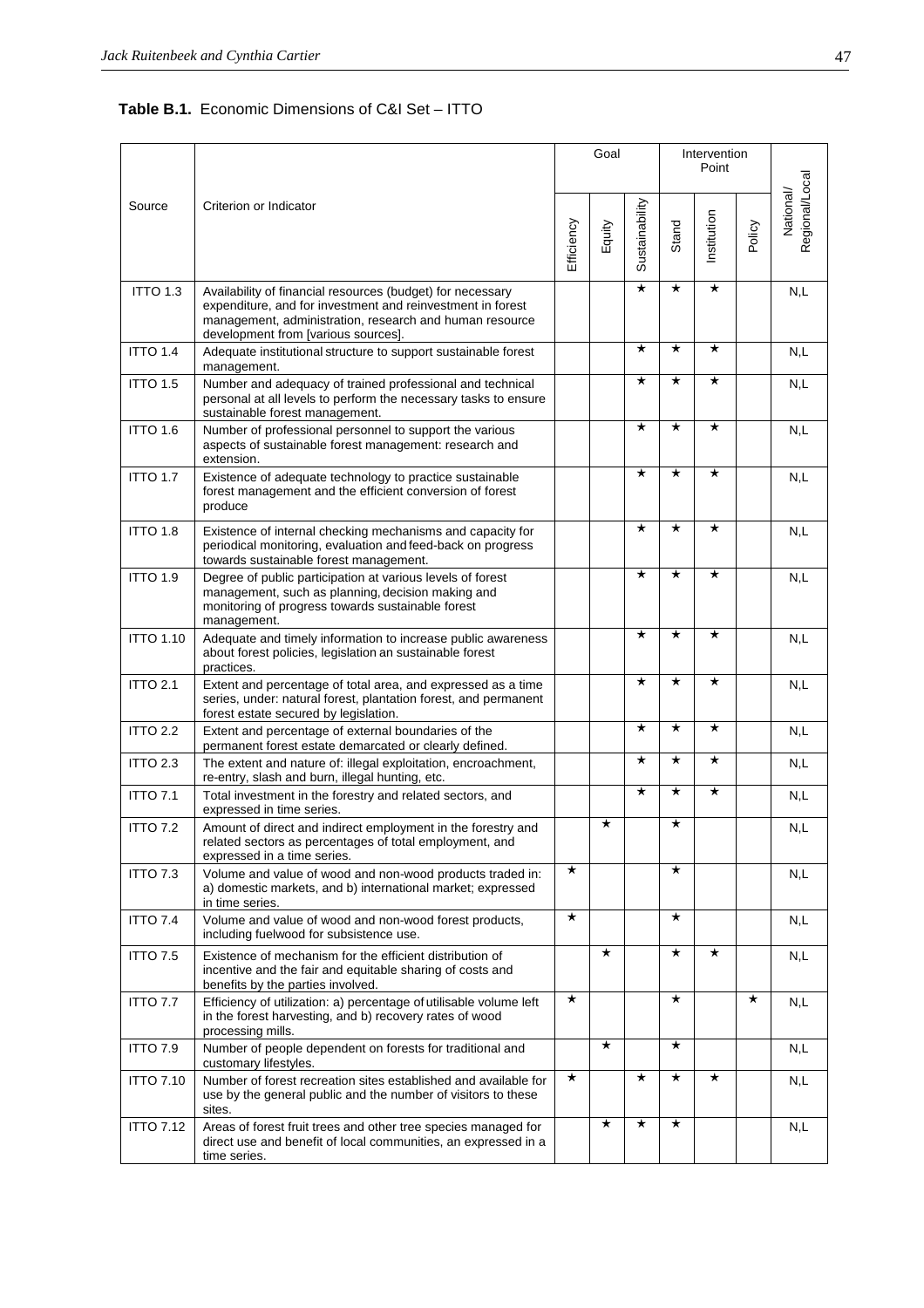**Table B.1.** Economic Dimensions of C&I Set – ITTO

| Source | Criterion or Indicator | Goal | | | Intervention Point | | | National/ Regional/Local |
|---|---|---|---|---|---|---|---|---|
| | | Efficiency | Equity | Sustainability | Stand | Institution | Policy | |
| ITTO 1.3 | Availability of financial resources (budget) for necessary expenditure, and for investment and reinvestment in forest management, administration, research and human resource development from [various sources]. | | | ★ | ★ | ★ | | N,L |
| ITTO 1.4 | Adequate institutional structure to support sustainable forest management. | | | ★ | ★ | ★ | | N,L |
| ITTO 1.5 | Number and adequacy of trained professional and technical personal at all levels to perform the necessary tasks to ensure sustainable forest management. | | | ★ | ★ | ★ | | N,L |
| ITTO 1.6 | Number of professional personnel to support the various aspects of sustainable forest management: research and extension. | | | ★ | ★ | ★ | | N,L |
| ITTO 1.7 | Existence of adequate technology to practice sustainable forest management and the efficient conversion of forest produce | | | ★ | ★ | ★ | | N,L |
| ITTO 1.8 | Existence of internal checking mechanisms and capacity for periodical monitoring, evaluation and feed-back on progress towards sustainable forest management. | | | ★ | ★ | ★ | | N,L |
| ITTO 1.9 | Degree of public participation at various levels of forest management, such as planning, decision making and monitoring of progress towards sustainable forest management. | | | ★ | ★ | ★ | | N,L |
| ITTO 1.10 | Adequate and timely information to increase public awareness about forest policies, legislation an sustainable forest practices. | | | ★ | ★ | ★ | | N,L |
| ITTO 2.1 | Extent and percentage of total area, and expressed as a time series, under: natural forest, plantation forest, and permanent forest estate secured by legislation. | | | ★ | ★ | ★ | | N,L |
| ITTO 2.2 | Extent and percentage of external boundaries of the permanent forest estate demarcated or clearly defined. | | | ★ | ★ | ★ | | N,L |
| ITTO 2.3 | The extent and nature of: illegal exploitation, encroachment, re-entry, slash and burn, illegal hunting, etc. | | | ★ | ★ | ★ | | N,L |
| ITTO 7.1 | Total investment in the forestry and related sectors, and expressed in time series. | | | ★ | ★ | ★ | | N,L |
| ITTO 7.2 | Amount of direct and indirect employment in the forestry and related sectors as percentages of total employment, and expressed in a time series. | | ★ | | ★ | | | N,L |
| ITTO 7.3 | Volume and value of wood and non-wood products traded in: a) domestic markets, and b) international market; expressed in time series. | ★ | | | ★ | | | N,L |
| ITTO 7.4 | Volume and value of wood and non-wood forest products, including fuelwood for subsistence use. | ★ | | | ★ | | | N,L |
| ITTO 7.5 | Existence of mechanism for the efficient distribution of incentive and the fair and equitable sharing of costs and benefits by the parties involved. | | ★ | | ★ | ★ | | N,L |
| ITTO 7.7 | Efficiency of utilization: a) percentage of utilisable volume left in the forest harvesting, and b) recovery rates of wood processing mills. | ★ | | | ★ | | ★ | N,L |
| ITTO 7.9 | Number of people dependent on forests for traditional and customary lifestyles. | | ★ | | ★ | | | N,L |
| ITTO 7.10 | Number of forest recreation sites established and available for use by the general public and the number of visitors to these sites. | ★ | | ★ | ★ | ★ | | N,L |
| ITTO 7.12 | Areas of forest fruit trees and other tree species managed for direct use and benefit of local communities, an expressed in a time series. | | ★ | ★ | ★ | | | N,L |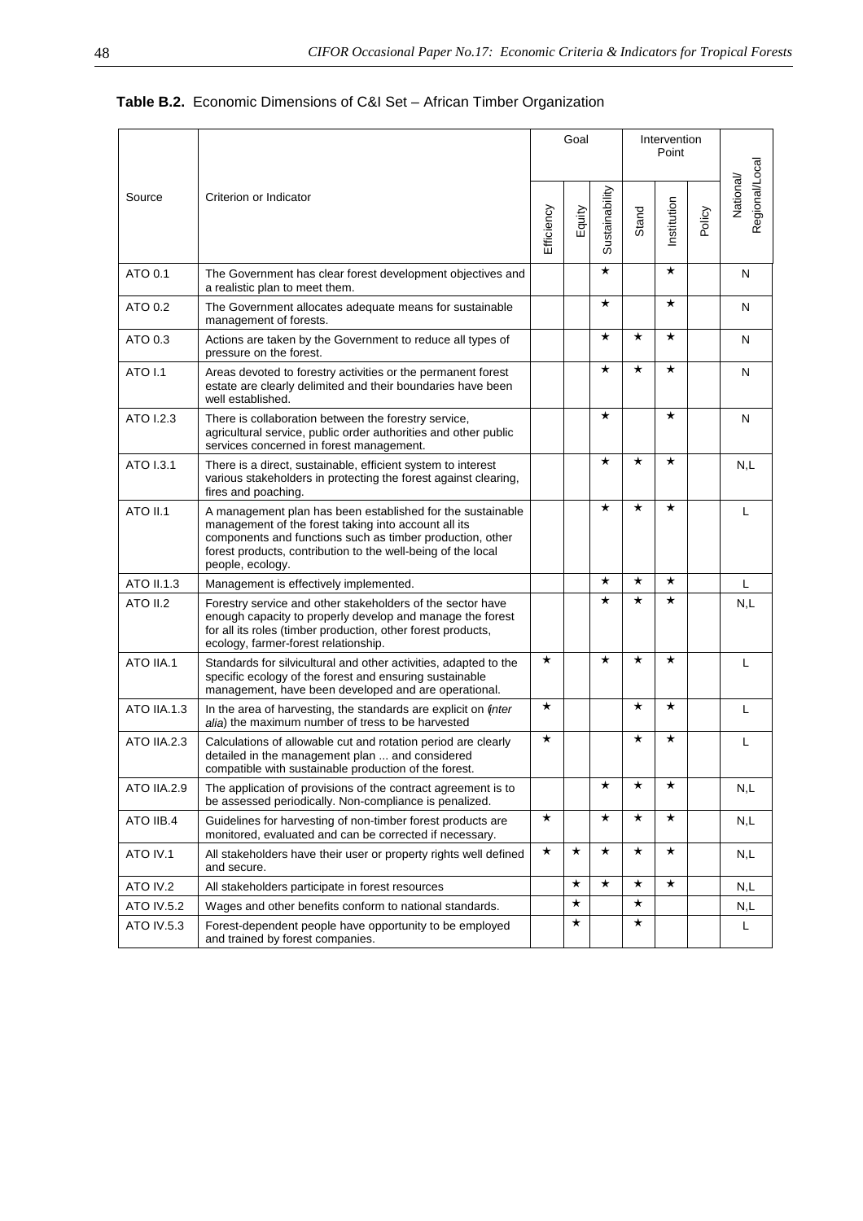**Table B.2.** Economic Dimensions of C&I Set – African Timber Organization

| Source | Criterion or Indicator | Goal | | | Intervention Point | | | National/ Regional/Local |
|---|---|---|---|---|---|---|---|---|
| | | Efficiency | Equity | Sustainability | Stand | Institution | Policy | |
| ATO 0.1 | The Government has clear forest development objectives and a realistic plan to meet them. | | | ★ | | ★ | | N |
| ATO 0.2 | The Government allocates adequate means for sustainable management of forests. | | | ★ | | ★ | | N |
| ATO 0.3 | Actions are taken by the Government to reduce all types of pressure on the forest. | | | ★ | ★ | ★ | | N |
| ATO I.1 | Areas devoted to forestry activities or the permanent forest estate are clearly delimited and their boundaries have been well established. | | | ★ | ★ | ★ | | N |
| ATO I.2.3 | There is collaboration between the forestry service, agricultural service, public order authorities and other public services concerned in forest management. | | | ★ | | ★ | | N |
| ATO I.3.1 | There is a direct, sustainable, efficient system to interest various stakeholders in protecting the forest against clearing, fires and poaching. | | | ★ | ★ | ★ | | N,L |
| ATO II.1 | A management plan has been established for the sustainable management of the forest taking into account all its components and functions such as timber production, other forest products, contribution to the well-being of the local people, ecology. | | | ★ | ★ | ★ | | L |
| ATO II.1.3 | Management is effectively implemented. | | | ★ | ★ | ★ | | L |
| ATO II.2 | Forestry service and other stakeholders of the sector have enough capacity to properly develop and manage the forest for all its roles (timber production, other forest products, ecology, farmer-forest relationship. | | | ★ | ★ | ★ | | N,L |
| ATO IIA.1 | Standards for silvicultural and other activities, adapted to the specific ecology of the forest and ensuring sustainable management, have been developed and are operational. | ★ | | ★ | ★ | ★ | | L |
| ATO IIA.1.3 | In the area of harvesting, the standards are explicit on (*inter alia*) the maximum number of tress to be harvested | ★ | | | ★ | ★ | | L |
| ATO IIA.2.3 | Calculations of allowable cut and rotation period are clearly detailed in the management plan ... and considered compatible with sustainable production of the forest. | ★ | | | ★ | ★ | | L |
| ATO IIA.2.9 | The application of provisions of the contract agreement is to be assessed periodically. Non-compliance is penalized. | | | ★ | ★ | ★ | | N,L |
| ATO IIB.4 | Guidelines for harvesting of non-timber forest products are monitored, evaluated and can be corrected if necessary. | ★ | | ★ | ★ | ★ | | N,L |
| ATO IV.1 | All stakeholders have their user or property rights well defined and secure. | ★ | ★ | ★ | ★ | ★ | | N,L |
| ATO IV.2 | All stakeholders participate in forest resources | | ★ | ★ | ★ | ★ | | N,L |
| ATO IV.5.2 | Wages and other benefits conform to national standards. | | ★ | | ★ | | | N,L |
| ATO IV.5.3 | Forest-dependent people have opportunity to be employed and trained by forest companies. | | ★ | | ★ | | | L |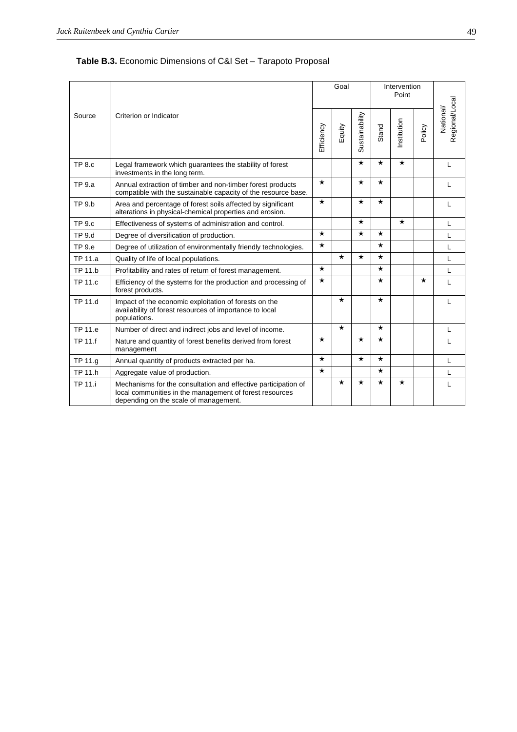**Table B.3.** Economic Dimensions of C&I Set – Tarapoto Proposal

| Source | Criterion or Indicator | Goal | | | Intervention Point | | | National/ Regional/Local |
|---|---|---|---|---|---|---|---|---|
| | | Efficiency | Equity | Sustainability | Stand | Institution | Policy | |
| TP 8.c | Legal framework which guarantees the stability of forest investments in the long term. | | | ★ | ★ | ★ | | L |
| TP 9.a | Annual extraction of timber and non-timber forest products compatible with the sustainable capacity of the resource base. | ★ | | ★ | ★ | | | L |
| TP 9.b | Area and percentage of forest soils affected by significant alterations in physical-chemical properties and erosion. | ★ | | ★ | ★ | | | L |
| TP 9.c | Effectiveness of systems of administration and control. | | | ★ | | ★ | | L |
| TP 9.d | Degree of diversification of production. | ★ | | ★ | ★ | | | L |
| TP 9.e | Degree of utilization of environmentally friendly technologies. | ★ | | | ★ | | | L |
| TP 11.a | Quality of life of local populations. | | ★ | ★ | ★ | | | L |
| TP 11.b | Profitability and rates of return of forest management. | ★ | | | ★ | | | L |
| TP 11.c | Efficiency of the systems for the production and processing of forest products. | ★ | | | ★ | | ★ | L |
| TP 11.d | Impact of the economic exploitation of forests on the availability of forest resources of importance to local populations. | | ★ | | ★ | | | L |
| TP 11.e | Number of direct and indirect jobs and level of income. | | ★ | | ★ | | | L |
| TP 11.f | Nature and quantity of forest benefits derived from forest management | ★ | | ★ | ★ | | | L |
| TP 11.g | Annual quantity of products extracted per ha. | ★ | | ★ | ★ | | | L |
| TP 11.h | Aggregate value of production. | ★ | | | ★ | | | L |
| TP 11.i | Mechanisms for the consultation and effective participation of local communities in the management of forest resources depending on the scale of management. | | ★ | ★ | ★ | ★ | | L |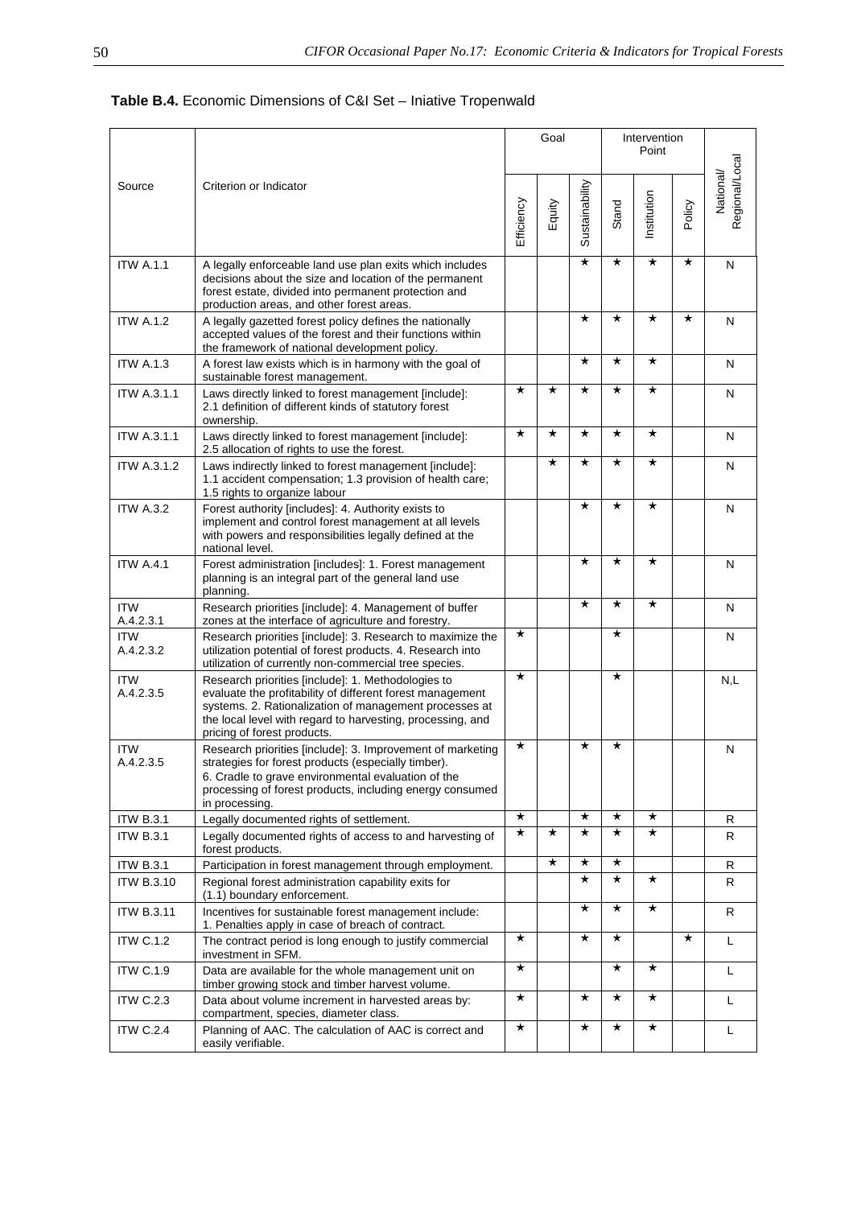**Table B.4.** Economic Dimensions of C&I Set – Iniative Tropenwald

| Source | Criterion or Indicator | Goal | | | Intervention Point | | | National/ Regional/Local |
|---|---|---|---|---|---|---|---|---|
| | | Efficiency | Equity | Sustainability | Stand | Institution | Policy | |
| ITW A.1.1 | A legally enforceable land use plan exits which includes decisions about the size and location of the permanent forest estate, divided into permanent protection and production areas, and other forest areas. | | | ★ | ★ | ★ | ★ | N |
| ITW A.1.2 | A legally gazetted forest policy defines the nationally accepted values of the forest and their functions within the framework of national development policy. | | | ★ | ★ | ★ | ★ | N |
| ITW A.1.3 | A forest law exists which is in harmony with the goal of sustainable forest management. | | | ★ | ★ | ★ | | N |
| ITW A.3.1.1 | Laws directly linked to forest management [include]: 2.1 definition of different kinds of statutory forest ownership. | ★ | ★ | ★ | ★ | ★ | | N |
| ITW A.3.1.1 | Laws directly linked to forest management [include]: 2.5 allocation of rights to use the forest. | ★ | ★ | ★ | ★ | ★ | | N |
| ITW A.3.1.2 | Laws indirectly linked to forest management [include]: 1.1 accident compensation; 1.3 provision of health care; 1.5 rights to organize labour | | ★ | ★ | ★ | ★ | | N |
| ITW A.3.2 | Forest authority [includes]: 4. Authority exists to implement and control forest management at all levels with powers and responsibilities legally defined at the national level. | | | ★ | ★ | ★ | | N |
| ITW A.4.1 | Forest administration [includes]: 1. Forest management planning is an integral part of the general land use planning. | | | ★ | ★ | ★ | | N |
| ITW A.4.2.3.1 | Research priorities [include]: 4. Management of buffer zones at the interface of agriculture and forestry. | | | ★ | ★ | ★ | | N |
| ITW A.4.2.3.2 | Research priorities [include]: 3. Research to maximize the utilization potential of forest products. 4. Research into utilization of currently non-commercial tree species. | ★ | | | ★ | | | N |
| ITW A.4.2.3.5 | Research priorities [include]: 1. Methodologies to evaluate the profitability of different forest management systems. 2. Rationalization of management processes at the local level with regard to harvesting, processing, and pricing of forest products. | ★ | | | ★ | | | N,L |
| ITW A.4.2.3.5 | Research priorities [include]: 3. Improvement of marketing strategies for forest products (especially timber). 6. Cradle to grave environmental evaluation of the processing of forest products, including energy consumed in processing. | ★ | | ★ | ★ | | | N |
| ITW B.3.1 | Legally documented rights of settlement. | ★ | | ★ | ★ | ★ | | R |
| ITW B.3.1 | Legally documented rights of access to and harvesting of forest products. | ★ | ★ | ★ | ★ | ★ | | R |
| ITW B.3.1 | Participation in forest management through employment. | | ★ | ★ | ★ | | | R |
| ITW B.3.10 | Regional forest administration capability exits for (1.1) boundary enforcement. | | | ★ | ★ | ★ | | R |
| ITW B.3.11 | Incentives for sustainable forest management include: 1. Penalties apply in case of breach of contract. | | | ★ | ★ | ★ | | R |
| ITW C.1.2 | The contract period is long enough to justify commercial investment in SFM. | ★ | | ★ | ★ | | ★ | L |
| ITW C.1.9 | Data are available for the whole management unit on timber growing stock and timber harvest volume. | ★ | | | ★ | ★ | | L |
| ITW C.2.3 | Data about volume increment in harvested areas by: compartment, species, diameter class. | ★ | | ★ | ★ | ★ | | L |
| ITW C.2.4 | Planning of AAC. The calculation of AAC is correct and easily verifiable. | ★ | | ★ | ★ | ★ | | L |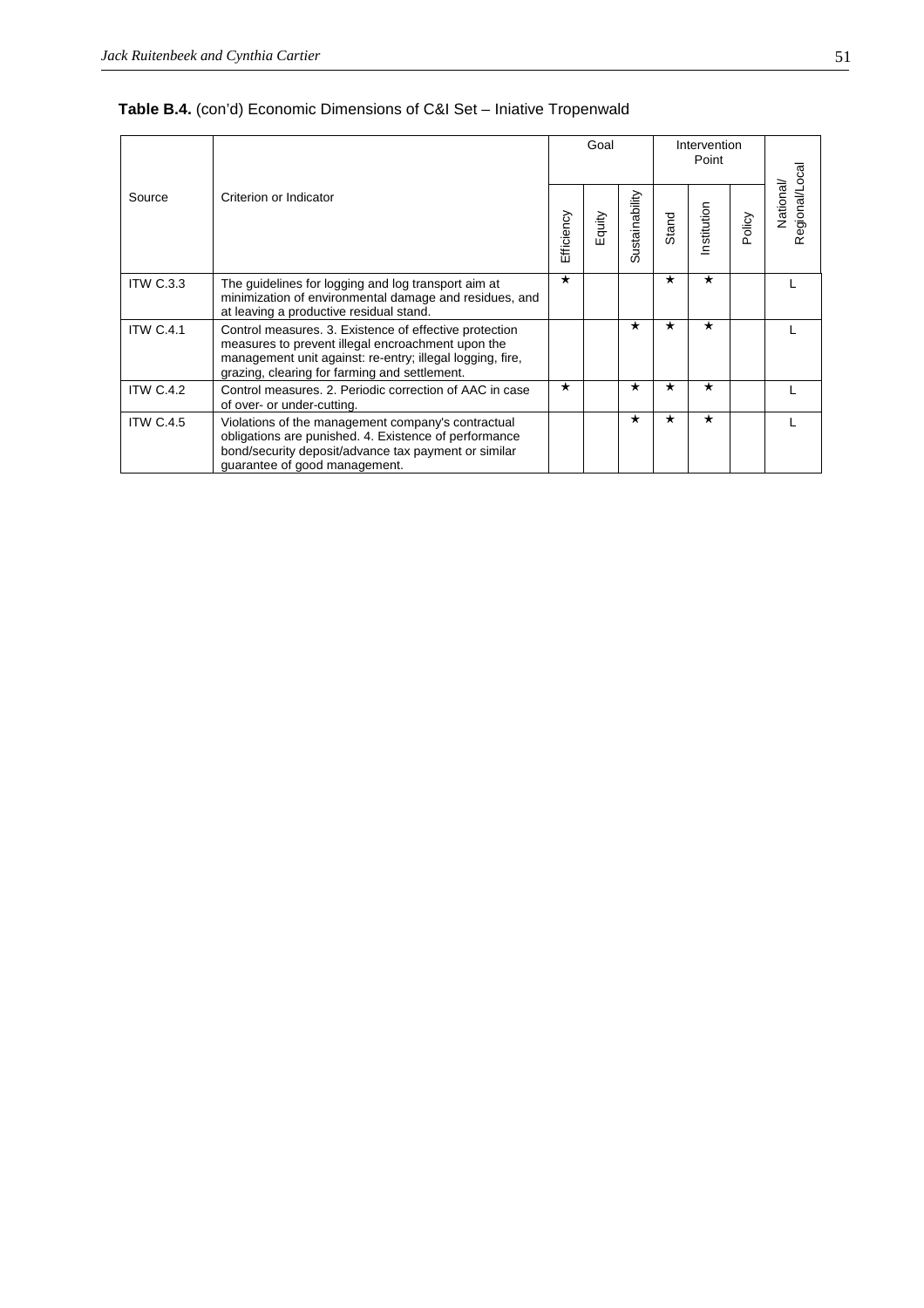**Table B.4.** (con'd) Economic Dimensions of C&I Set – Iniative Tropenwald

| Source | Criterion or Indicator | Goal | | | Intervention Point | | | National/ Regional/Local |
|---|---|---|---|---|---|---|---|---|
| | | Efficiency | Equity | Sustainability | Stand | Institution | Policy | |
| ITW C.3.3 | The guidelines for logging and log transport aim at minimization of environmental damage and residues, and at leaving a productive residual stand. | ★ | | | ★ | ★ | | L |
| ITW C.4.1 | Control measures. 3. Existence of effective protection measures to prevent illegal encroachment upon the management unit against: re-entry; illegal logging, fire, grazing, clearing for farming and settlement. | | | ★ | ★ | ★ | | L |
| ITW C.4.2 | Control measures. 2. Periodic correction of AAC in case of over- or under-cutting. | ★ | | ★ | ★ | ★ | | L |
| ITW C.4.5 | Violations of the management company's contractual obligations are punished. 4. Existence of performance bond/security deposit/advance tax payment or similar guarantee of good management. | | | ★ | ★ | ★ | | L |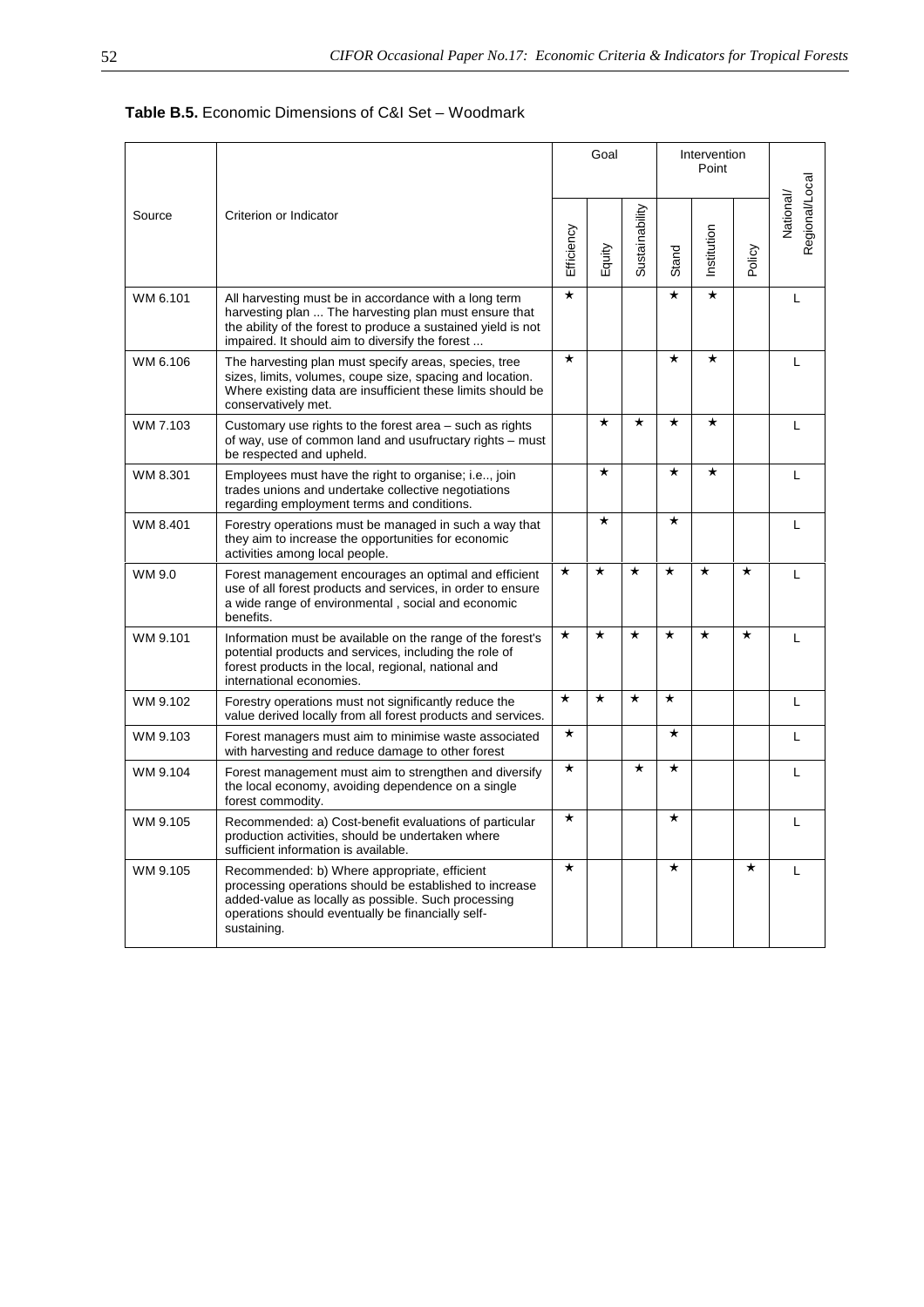**Table B.5.** Economic Dimensions of C&I Set – Woodmark

| Source | Criterion or Indicator | Goal | | | Intervention Point | | | National/ Regional/Local |
|---|---|---|---|---|---|---|---|---|
| | | Efficiency | Equity | Sustainability | Stand | Institution | Policy | |
| WM 6.101 | All harvesting must be in accordance with a long term harvesting plan ... The harvesting plan must ensure that the ability of the forest to produce a sustained yield is not impaired. It should aim to diversify the forest ... | ★ | | | ★ | ★ | | L |
| WM 6.106 | The harvesting plan must specify areas, species, tree sizes, limits, volumes, coupe size, spacing and location. Where existing data are insufficient these limits should be conservatively met. | ★ | | | ★ | ★ | | L |
| WM 7.103 | Customary use rights to the forest area – such as rights of way, use of common land and usufructary rights – must be respected and upheld. | | ★ | ★ | ★ | ★ | | L |
| WM 8.301 | Employees must have the right to organise; i.e.., join trades unions and undertake collective negotiations regarding employment terms and conditions. | | ★ | | ★ | ★ | | L |
| WM 8.401 | Forestry operations must be managed in such a way that they aim to increase the opportunities for economic activities among local people. | | ★ | | ★ | | | L |
| WM 9.0 | Forest management encourages an optimal and efficient use of all forest products and services, in order to ensure a wide range of environmental , social and economic benefits. | ★ | ★ | ★ | ★ | ★ | ★ | L |
| WM 9.101 | Information must be available on the range of the forest's potential products and services, including the role of forest products in the local, regional, national and international economies. | ★ | ★ | ★ | ★ | ★ | ★ | L |
| WM 9.102 | Forestry operations must not significantly reduce the value derived locally from all forest products and services. | ★ | ★ | ★ | ★ | | | L |
| WM 9.103 | Forest managers must aim to minimise waste associated with harvesting and reduce damage to other forest | ★ | | | ★ | | | L |
| WM 9.104 | Forest management must aim to strengthen and diversify the local economy, avoiding dependence on a single forest commodity. | ★ | | ★ | ★ | | | L |
| WM 9.105 | Recommended: a) Cost-benefit evaluations of particular production activities, should be undertaken where sufficient information is available. | ★ | | | ★ | | | L |
| WM 9.105 | Recommended: b) Where appropriate, efficient processing operations should be established to increase added-value as locally as possible. Such processing operations should eventually be financially self-sustaining. | ★ | | | ★ | | ★ | L |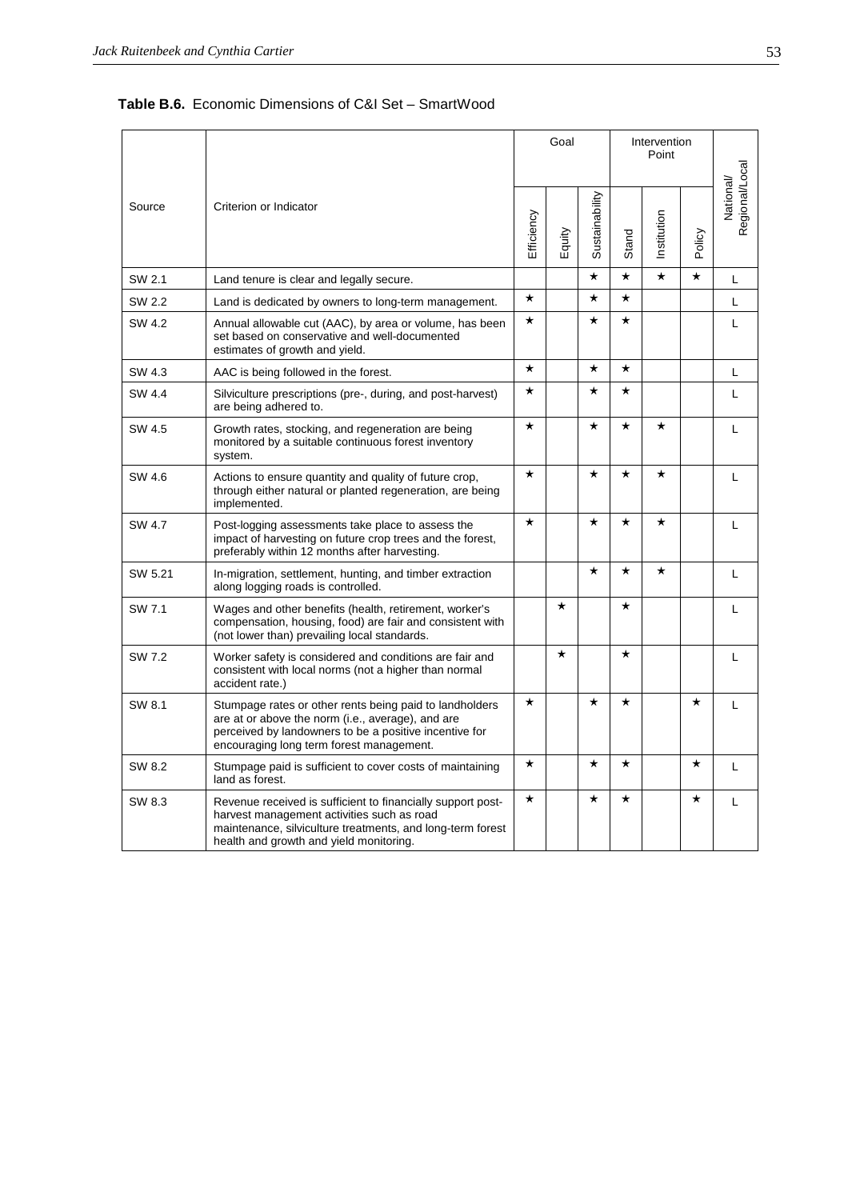**Table B.6.** Economic Dimensions of C&I Set – SmartWood

| Source | Criterion or Indicator | Goal | | | Intervention Point | | | National/ Regional/Local |
|---|---|---|---|---|---|---|---|---|
| | | Efficiency | Equity | Sustainability | Stand | Institution | Policy | |
| SW 2.1 | Land tenure is clear and legally secure. | | | ★ | ★ | ★ | ★ | L |
| SW 2.2 | Land is dedicated by owners to long-term management. | ★ | | ★ | ★ | | | L |
| SW 4.2 | Annual allowable cut (AAC), by area or volume, has been set based on conservative and well-documented estimates of growth and yield. | ★ | | ★ | ★ | | | L |
| SW 4.3 | AAC is being followed in the forest. | ★ | | ★ | ★ | | | L |
| SW 4.4 | Silviculture prescriptions (pre-, during, and post-harvest) are being adhered to. | ★ | | ★ | ★ | | | L |
| SW 4.5 | Growth rates, stocking, and regeneration are being monitored by a suitable continuous forest inventory system. | ★ | | ★ | ★ | ★ | | L |
| SW 4.6 | Actions to ensure quantity and quality of future crop, through either natural or planted regeneration, are being implemented. | ★ | | ★ | ★ | ★ | | L |
| SW 4.7 | Post-logging assessments take place to assess the impact of harvesting on future crop trees and the forest, preferably within 12 months after harvesting. | ★ | | ★ | ★ | ★ | | L |
| SW 5.21 | In-migration, settlement, hunting, and timber extraction along logging roads is controlled. | | | ★ | ★ | ★ | | L |
| SW 7.1 | Wages and other benefits (health, retirement, worker's compensation, housing, food) are fair and consistent with (not lower than) prevailing local standards. | | ★ | | ★ | | | L |
| SW 7.2 | Worker safety is considered and conditions are fair and consistent with local norms (not a higher than normal accident rate.) | | ★ | | ★ | | | L |
| SW 8.1 | Stumpage rates or other rents being paid to landholders are at or above the norm (i.e., average), and are perceived by landowners to be a positive incentive for encouraging long term forest management. | ★ | | ★ | ★ | | ★ | L |
| SW 8.2 | Stumpage paid is sufficient to cover costs of maintaining land as forest. | ★ | | ★ | ★ | | ★ | L |
| SW 8.3 | Revenue received is sufficient to financially support post-harvest management activities such as road maintenance, silviculture treatments, and long-term forest health and growth and yield monitoring. | ★ | | ★ | ★ | | ★ | L |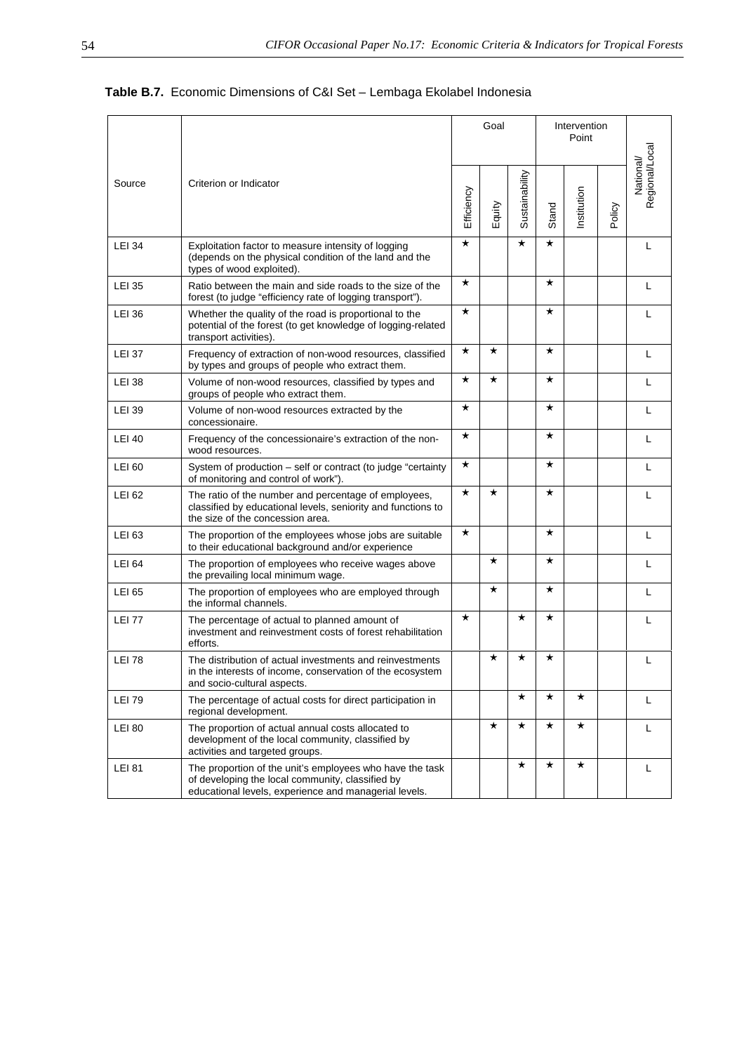**Table B.7.** Economic Dimensions of C&I Set – Lembaga Ekolabel Indonesia

| Source | Criterion or Indicator | Goal | | | Intervention Point | | | National/ Regional/Local |
|---|---|---|---|---|---|---|---|---|
| | | Efficiency | Equity | Sustainability | Stand | Institution | Policy | |
| LEI 34 | Exploitation factor to measure intensity of logging (depends on the physical condition of the land and the types of wood exploited). | ★ | | ★ | ★ | | | L |
| LEI 35 | Ratio between the main and side roads to the size of the forest (to judge "efficiency rate of logging transport"). | ★ | | | ★ | | | L |
| LEI 36 | Whether the quality of the road is proportional to the potential of the forest (to get knowledge of logging-related transport activities). | ★ | | | ★ | | | L |
| LEI 37 | Frequency of extraction of non-wood resources, classified by types and groups of people who extract them. | ★ | ★ | | ★ | | | L |
| LEI 38 | Volume of non-wood resources, classified by types and groups of people who extract them. | ★ | ★ | | ★ | | | L |
| LEI 39 | Volume of non-wood resources extracted by the concessionaire. | ★ | | | ★ | | | L |
| LEI 40 | Frequency of the concessionaire's extraction of the non-wood resources. | ★ | | | ★ | | | L |
| LEI 60 | System of production – self or contract (to judge "certainty of monitoring and control of work"). | ★ | | | ★ | | | L |
| LEI 62 | The ratio of the number and percentage of employees, classified by educational levels, seniority and functions to the size of the concession area. | ★ | ★ | | ★ | | | L |
| LEI 63 | The proportion of the employees whose jobs are suitable to their educational background and/or experience | ★ | | | ★ | | | L |
| LEI 64 | The proportion of employees who receive wages above the prevailing local minimum wage. | | ★ | | ★ | | | L |
| LEI 65 | The proportion of employees who are employed through the informal channels. | | ★ | | ★ | | | L |
| LEI 77 | The percentage of actual to planned amount of investment and reinvestment costs of forest rehabilitation efforts. | ★ | | ★ | ★ | | | L |
| LEI 78 | The distribution of actual investments and reinvestments in the interests of income, conservation of the ecosystem and socio-cultural aspects. | | ★ | ★ | ★ | | | L |
| LEI 79 | The percentage of actual costs for direct participation in regional development. | | | ★ | ★ | ★ | | L |
| LEI 80 | The proportion of actual annual costs allocated to development of the local community, classified by activities and targeted groups. | | ★ | ★ | ★ | ★ | | L |
| LEI 81 | The proportion of the unit's employees who have the task of developing the local community, classified by educational levels, experience and managerial levels. | | | ★ | ★ | ★ | | L |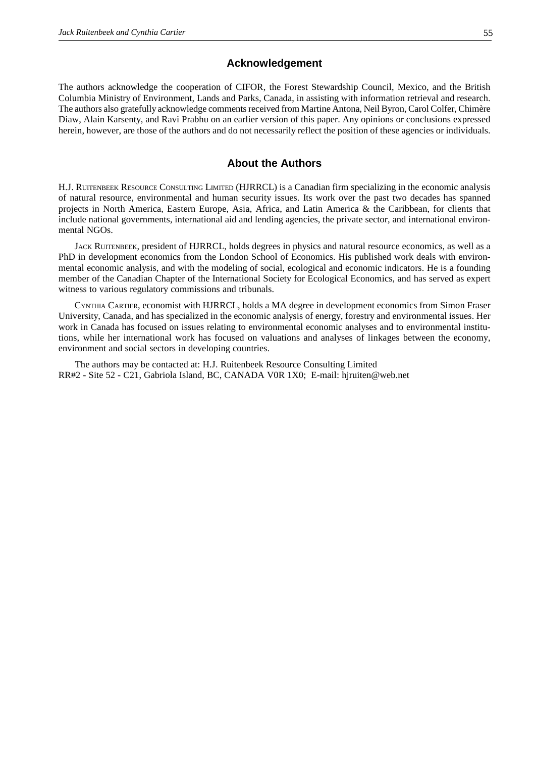## Acknowledgement

The authors acknowledge the cooperation of CIFOR, the Forest Stewardship Council, Mexico, and the British Columbia Ministry of Environment, Lands and Parks, Canada, in assisting with information retrieval and research. The authors also gratefully acknowledge comments received from Martine Antona, Neil Byron, Carol Colfer, Chimère Diaw, Alain Karsenty, and Ravi Prabhu on an earlier version of this paper. Any opinions or conclusions expressed herein, however, are those of the authors and do not necessarily reflect the position of these agencies or individuals.

## About the Authors

H.J. RUITENBEEK RESOURCE CONSULTING LIMITED (HJRRCL) is a Canadian firm specializing in the economic analysis of natural resource, environmental and human security issues. Its work over the past two decades has spanned projects in North America, Eastern Europe, Asia, Africa, and Latin America & the Caribbean, for clients that include national governments, international aid and lending agencies, the private sector, and international environmental NGOs.

JACK RUITENBEEK, president of HJRRCL, holds degrees in physics and natural resource economics, as well as a PhD in development economics from the London School of Economics. His published work deals with environmental economic analysis, and with the modeling of social, ecological and economic indicators. He is a founding member of the Canadian Chapter of the International Society for Ecological Economics, and has served as expert witness to various regulatory commissions and tribunals.

CYNTHIA CARTIER, economist with HJRRCL, holds a MA degree in development economics from Simon Fraser University, Canada, and has specialized in the economic analysis of energy, forestry and environmental issues. Her work in Canada has focused on issues relating to environmental economic analyses and to environmental institutions, while her international work has focused on valuations and analyses of linkages between the economy, environment and social sectors in developing countries.

The authors may be contacted at: H.J. Ruitenbeek Resource Consulting Limited
RR#2 - Site 52 - C21, Gabriola Island, BC, CANADA V0R 1X0; E-mail: hjruiten@web.net